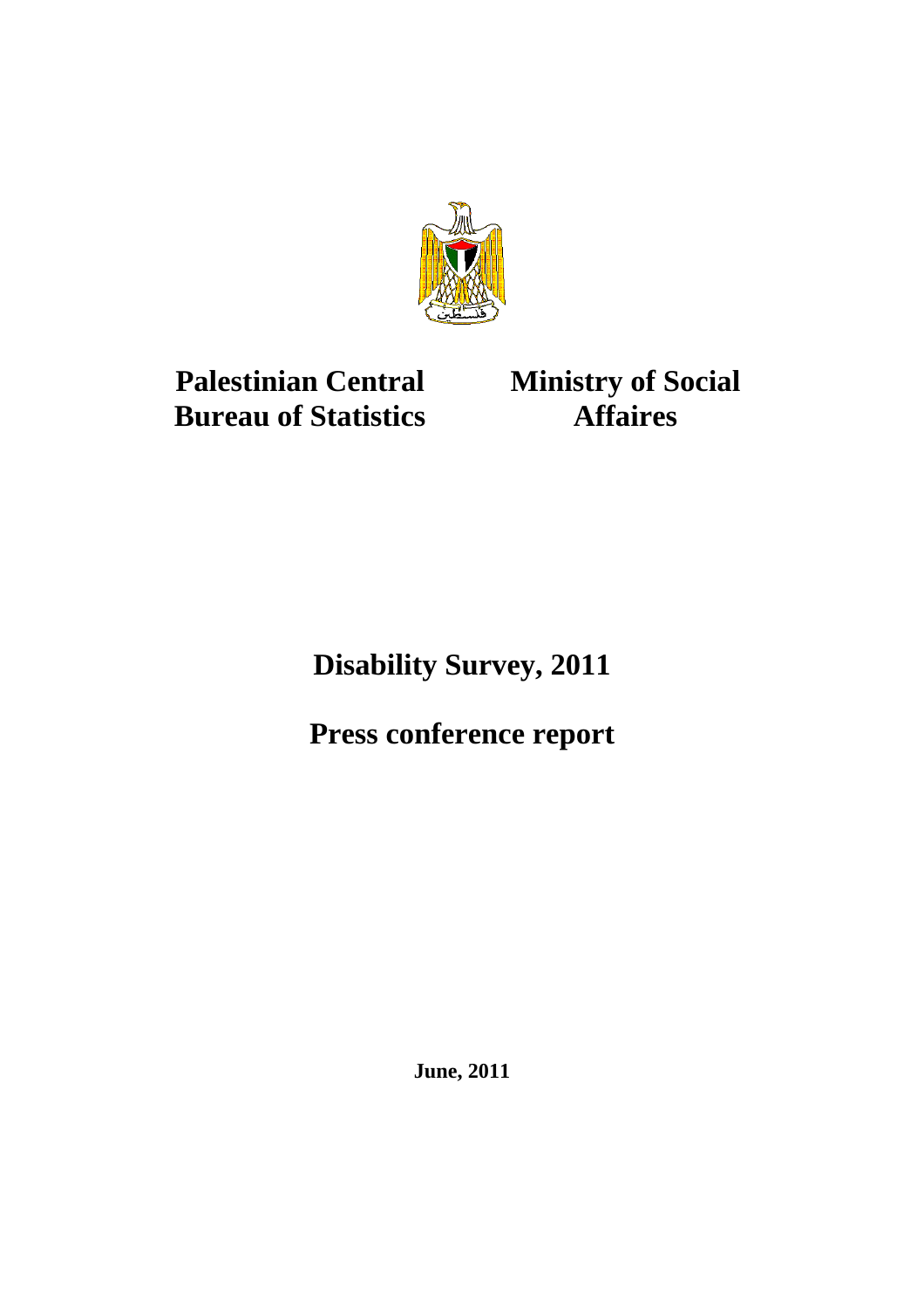**Palestinian Central Bureau of Statistics**

**Ministry of Social Affaires**

# Disability Survey, 2011

# Press conference report

**June, 2011**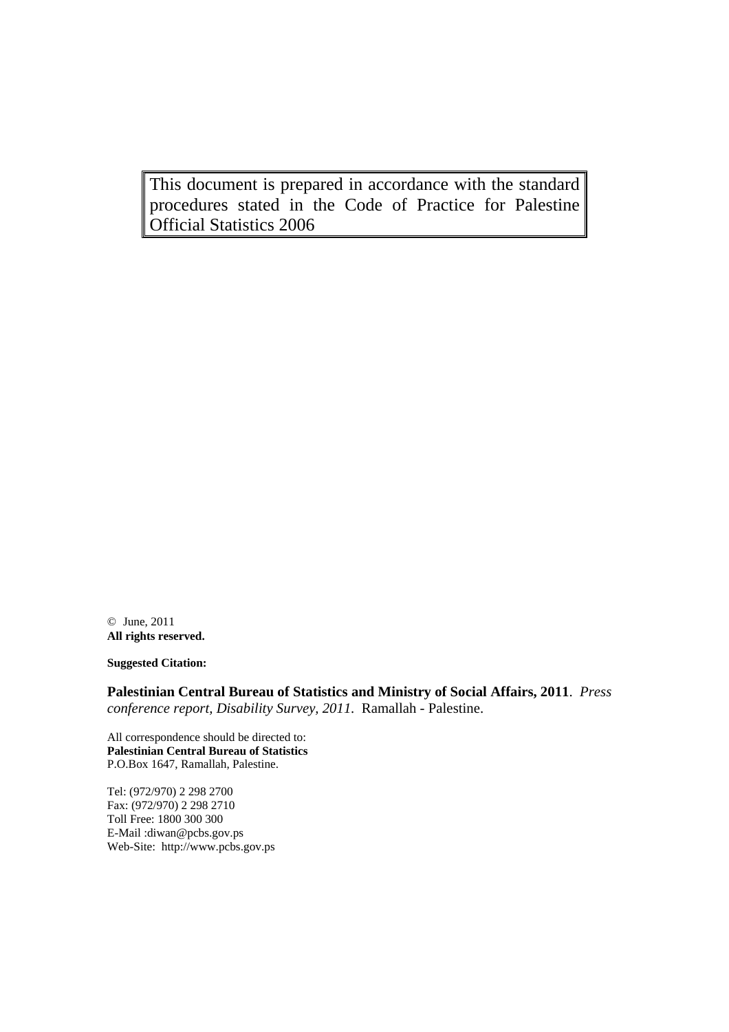This document is prepared in accordance with the standard procedures stated in the Code of Practice for Palestine Official Statistics 2006

© June, 2011
**All rights reserved.**

**Suggested Citation:**

**Palestinian Central Bureau of Statistics and Ministry of Social Affairs, 2011**. *Press conference report, Disability Survey, 2011.* Ramallah - Palestine.

All correspondence should be directed to:
**Palestinian Central Bureau of Statistics**
P.O.Box 1647, Ramallah, Palestine.

Tel: (972/970) 2 298 2700
Fax: (972/970) 2 298 2710
Toll Free: 1800 300 300
E-Mail :diwan@pcbs.gov.ps
Web-Site: http://www.pcbs.gov.ps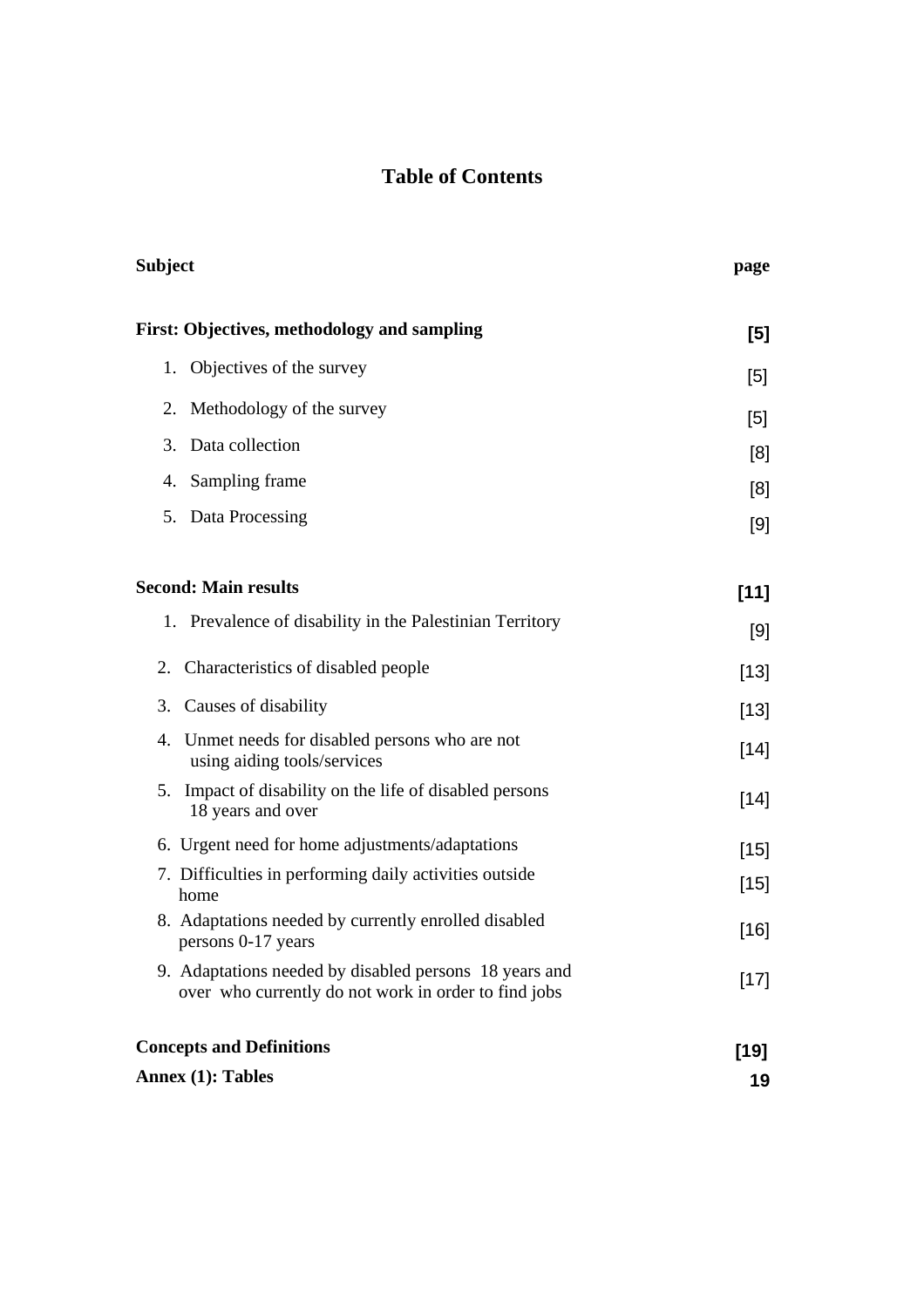# Table of Contents

| Subject | page |
|---|---|
| **First: Objectives, methodology and sampling** | **[5]** |
| 1. Objectives of the survey | [5] |
| 2. Methodology of the survey | [5] |
| 3. Data collection | [8] |
| 4. Sampling frame | [8] |
| 5. Data Processing | [9] |
| **Second: Main results** | **[11]** |
| 1. Prevalence of disability in the Palestinian Territory | [9] |
| 2. Characteristics of disabled people | [13] |
| 3. Causes of disability | [13] |
| 4. Unmet needs for disabled persons who are not using aiding tools/services | [14] |
| 5. Impact of disability on the life of disabled persons 18 years and over | [14] |
| 6. Urgent need for home adjustments/adaptations | [15] |
| 7. Difficulties in performing daily activities outside home | [15] |
| 8. Adaptations needed by currently enrolled disabled persons 0-17 years | [16] |
| 9. Adaptations needed by disabled persons 18 years and over who currently do not work in order to find jobs | [17] |
| **Concepts and Definitions** | **[19]** |
| **Annex (1): Tables** | **19** |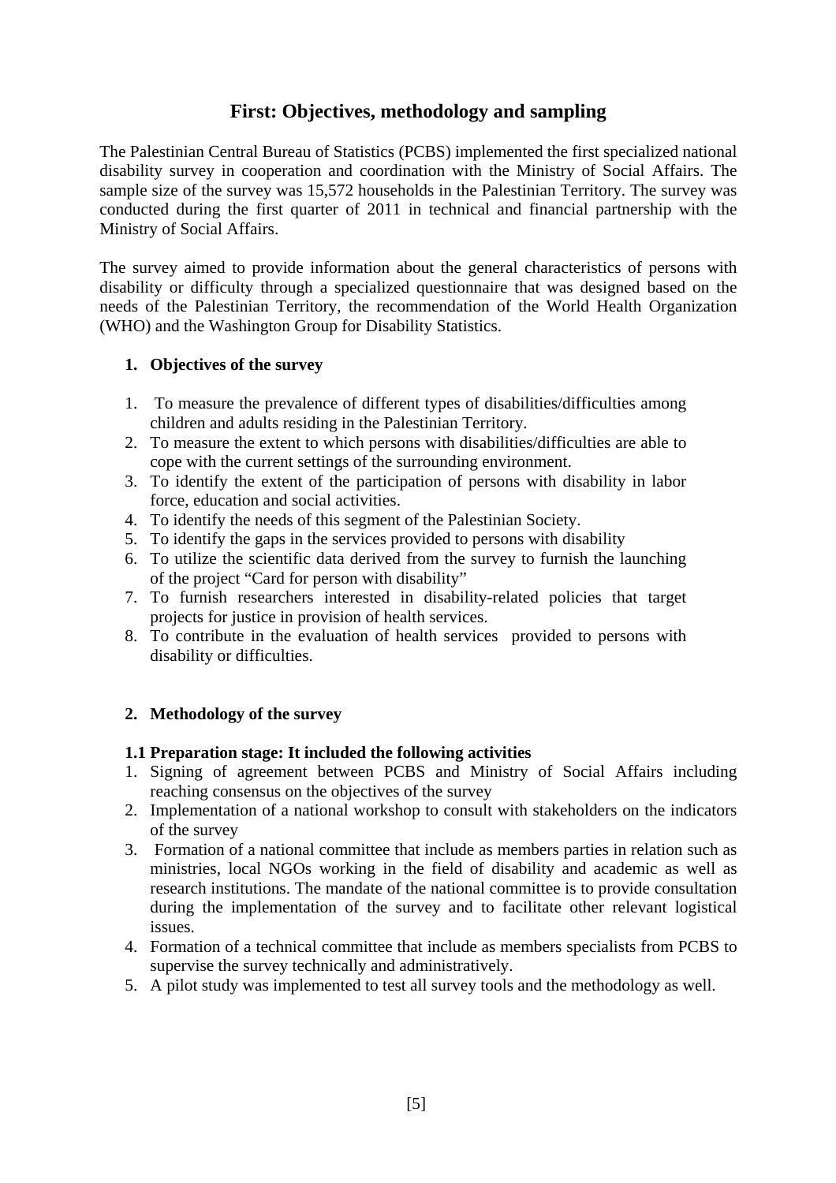# First: Objectives, methodology and sampling

The Palestinian Central Bureau of Statistics (PCBS) implemented the first specialized national disability survey in cooperation and coordination with the Ministry of Social Affairs. The sample size of the survey was 15,572 households in the Palestinian Territory. The survey was conducted during the first quarter of 2011 in technical and financial partnership with the Ministry of Social Affairs.

The survey aimed to provide information about the general characteristics of persons with disability or difficulty through a specialized questionnaire that was designed based on the needs of the Palestinian Territory, the recommendation of the World Health Organization (WHO) and the Washington Group for Disability Statistics.

## 1. Objectives of the survey

1. To measure the prevalence of different types of disabilities/difficulties among children and adults residing in the Palestinian Territory.
2. To measure the extent to which persons with disabilities/difficulties are able to cope with the current settings of the surrounding environment.
3. To identify the extent of the participation of persons with disability in labor force, education and social activities.
4. To identify the needs of this segment of the Palestinian Society.
5. To identify the gaps in the services provided to persons with disability
6. To utilize the scientific data derived from the survey to furnish the launching of the project "Card for person with disability"
7. To furnish researchers interested in disability-related policies that target projects for justice in provision of health services.
8. To contribute in the evaluation of health services provided to persons with disability or difficulties.

## 2. Methodology of the survey

### 1.1 Preparation stage: It included the following activities

1. Signing of agreement between PCBS and Ministry of Social Affairs including reaching consensus on the objectives of the survey
2. Implementation of a national workshop to consult with stakeholders on the indicators of the survey
3. Formation of a national committee that include as members parties in relation such as ministries, local NGOs working in the field of disability and academic as well as research institutions. The mandate of the national committee is to provide consultation during the implementation of the survey and to facilitate other relevant logistical issues.
4. Formation of a technical committee that include as members specialists from PCBS to supervise the survey technically and administratively.
5. A pilot study was implemented to test all survey tools and the methodology as well.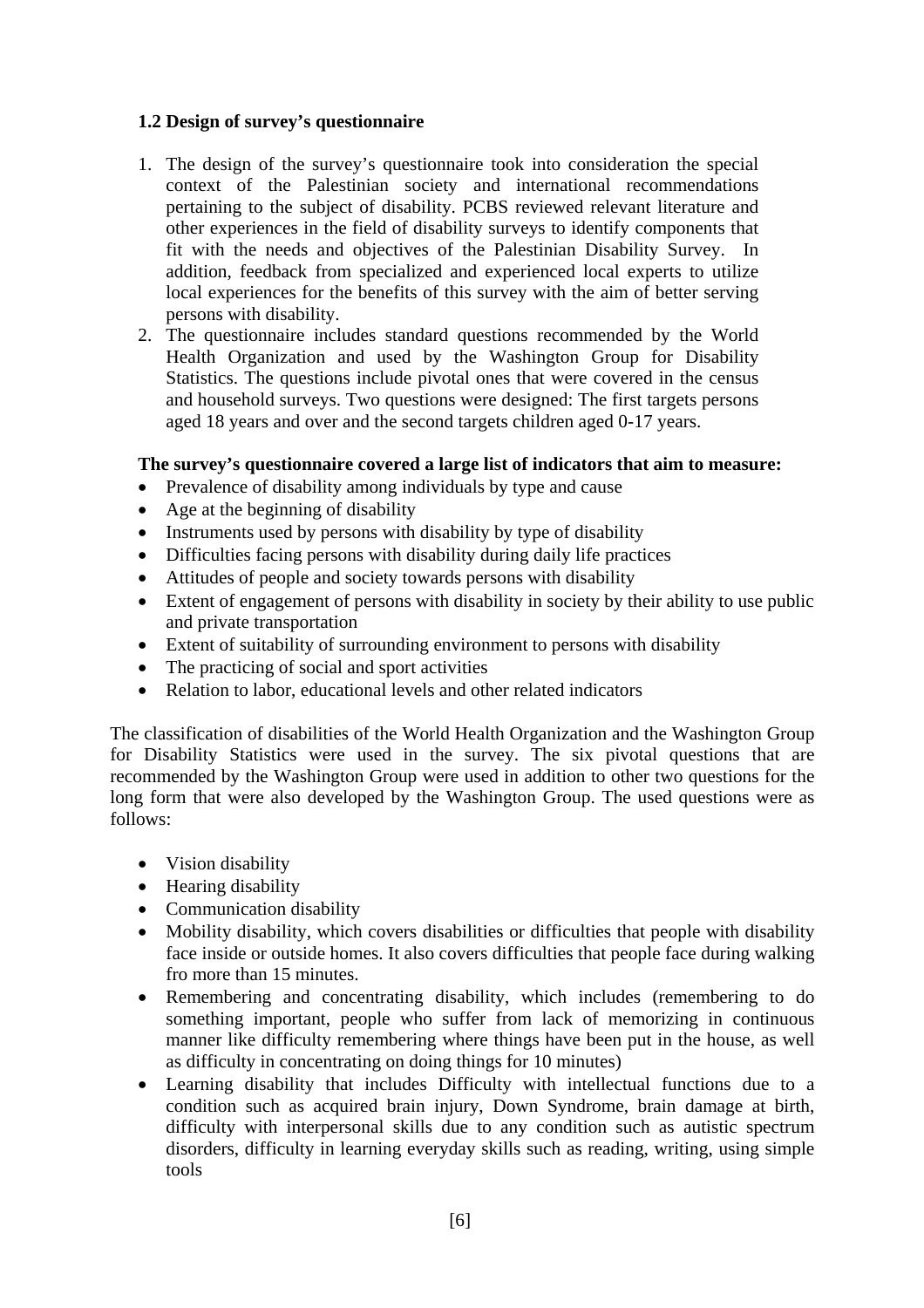### 1.2 Design of survey's questionnaire

1. The design of the survey's questionnaire took into consideration the special context of the Palestinian society and international recommendations pertaining to the subject of disability. PCBS reviewed relevant literature and other experiences in the field of disability surveys to identify components that fit with the needs and objectives of the Palestinian Disability Survey. In addition, feedback from specialized and experienced local experts to utilize local experiences for the benefits of this survey with the aim of better serving persons with disability.
2. The questionnaire includes standard questions recommended by the World Health Organization and used by the Washington Group for Disability Statistics. The questions include pivotal ones that were covered in the census and household surveys. Two questions were designed: The first targets persons aged 18 years and over and the second targets children aged 0-17 years.

**The survey's questionnaire covered a large list of indicators that aim to measure:**

- Prevalence of disability among individuals by type and cause
- Age at the beginning of disability
- Instruments used by persons with disability by type of disability
- Difficulties facing persons with disability during daily life practices
- Attitudes of people and society towards persons with disability
- Extent of engagement of persons with disability in society by their ability to use public and private transportation
- Extent of suitability of surrounding environment to persons with disability
- The practicing of social and sport activities
- Relation to labor, educational levels and other related indicators

The classification of disabilities of the World Health Organization and the Washington Group for Disability Statistics were used in the survey. The six pivotal questions that are recommended by the Washington Group were used in addition to other two questions for the long form that were also developed by the Washington Group. The used questions were as follows:

- Vision disability
- Hearing disability
- Communication disability
- Mobility disability, which covers disabilities or difficulties that people with disability face inside or outside homes. It also covers difficulties that people face during walking fro more than 15 minutes.
- Remembering and concentrating disability, which includes (remembering to do something important, people who suffer from lack of memorizing in continuous manner like difficulty remembering where things have been put in the house, as well as difficulty in concentrating on doing things for 10 minutes)
- Learning disability that includes Difficulty with intellectual functions due to a condition such as acquired brain injury, Down Syndrome, brain damage at birth, difficulty with interpersonal skills due to any condition such as autistic spectrum disorders, difficulty in learning everyday skills such as reading, writing, using simple tools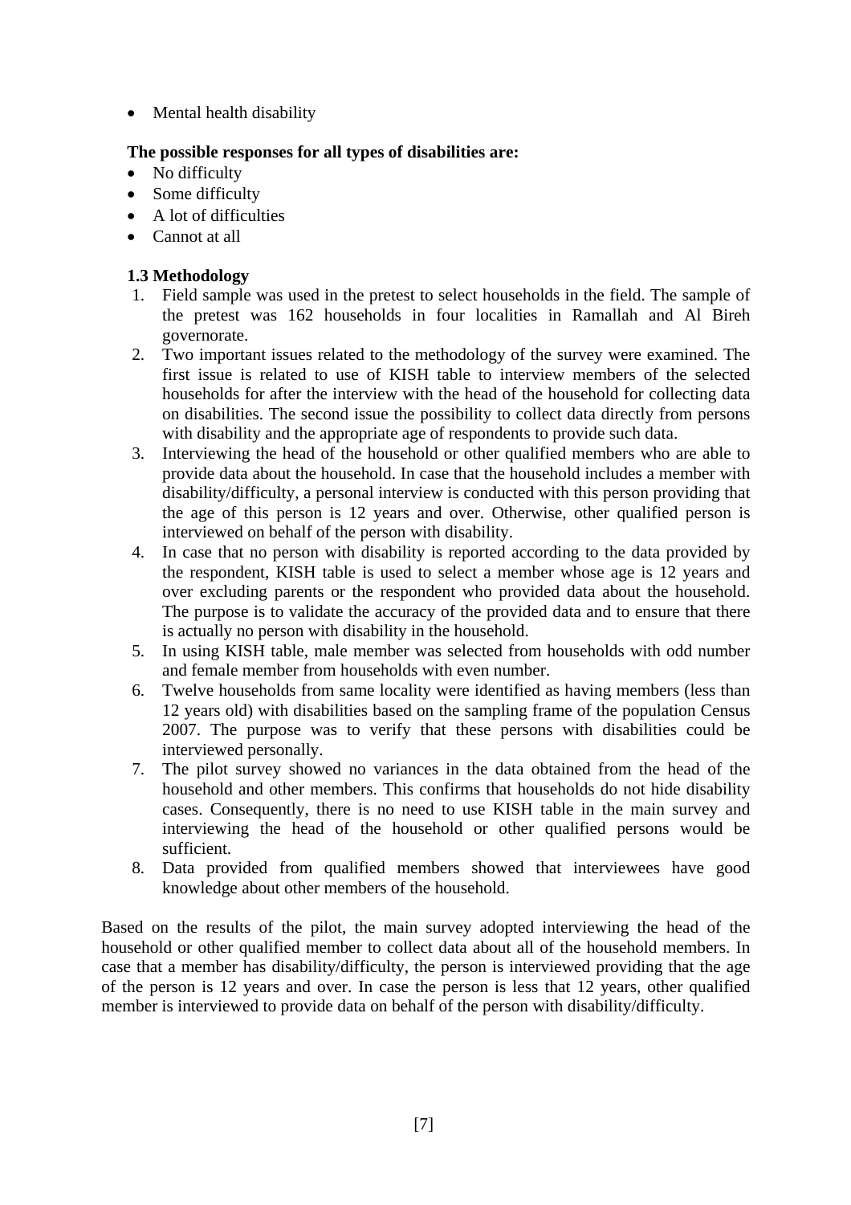- Mental health disability

**The possible responses for all types of disabilities are:**

- No difficulty
- Some difficulty
- A lot of difficulties
- Cannot at all

### 1.3 Methodology

1. Field sample was used in the pretest to select households in the field. The sample of the pretest was 162 households in four localities in Ramallah and Al Bireh governorate.
2. Two important issues related to the methodology of the survey were examined. The first issue is related to use of KISH table to interview members of the selected households for after the interview with the head of the household for collecting data on disabilities. The second issue the possibility to collect data directly from persons with disability and the appropriate age of respondents to provide such data.
3. Interviewing the head of the household or other qualified members who are able to provide data about the household. In case that the household includes a member with disability/difficulty, a personal interview is conducted with this person providing that the age of this person is 12 years and over. Otherwise, other qualified person is interviewed on behalf of the person with disability.
4. In case that no person with disability is reported according to the data provided by the respondent, KISH table is used to select a member whose age is 12 years and over excluding parents or the respondent who provided data about the household. The purpose is to validate the accuracy of the provided data and to ensure that there is actually no person with disability in the household.
5. In using KISH table, male member was selected from households with odd number and female member from households with even number.
6. Twelve households from same locality were identified as having members (less than 12 years old) with disabilities based on the sampling frame of the population Census 2007. The purpose was to verify that these persons with disabilities could be interviewed personally.
7. The pilot survey showed no variances in the data obtained from the head of the household and other members. This confirms that households do not hide disability cases. Consequently, there is no need to use KISH table in the main survey and interviewing the head of the household or other qualified persons would be sufficient.
8. Data provided from qualified members showed that interviewees have good knowledge about other members of the household.

Based on the results of the pilot, the main survey adopted interviewing the head of the household or other qualified member to collect data about all of the household members. In case that a member has disability/difficulty, the person is interviewed providing that the age of the person is 12 years and over. In case the person is less that 12 years, other qualified member is interviewed to provide data on behalf of the person with disability/difficulty.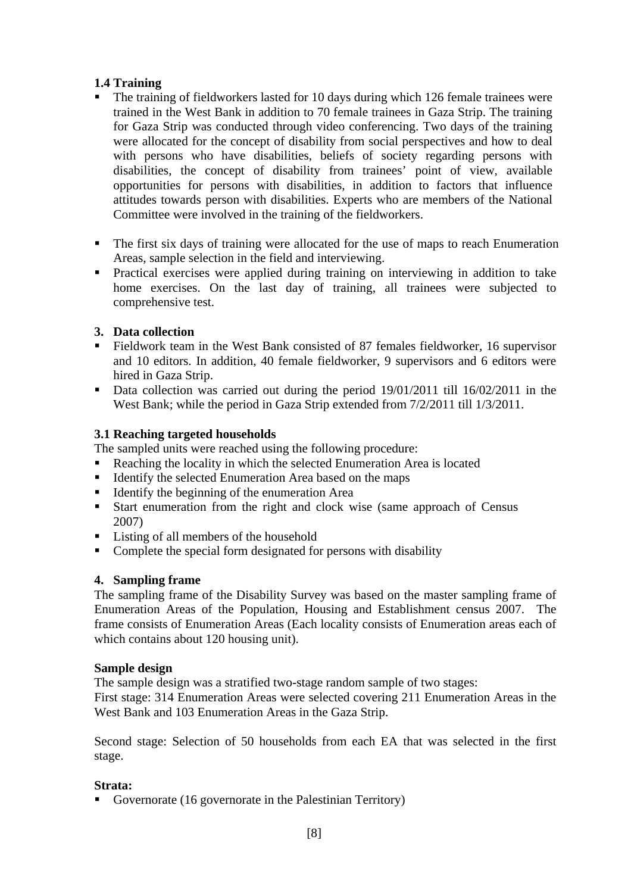### 1.4 Training

- The training of fieldworkers lasted for 10 days during which 126 female trainees were trained in the West Bank in addition to 70 female trainees in Gaza Strip. The training for Gaza Strip was conducted through video conferencing. Two days of the training were allocated for the concept of disability from social perspectives and how to deal with persons who have disabilities, beliefs of society regarding persons with disabilities, the concept of disability from trainees' point of view, available opportunities for persons with disabilities, in addition to factors that influence attitudes towards person with disabilities. Experts who are members of the National Committee were involved in the training of the fieldworkers.

- The first six days of training were allocated for the use of maps to reach Enumeration Areas, sample selection in the field and interviewing.
- Practical exercises were applied during training on interviewing in addition to take home exercises. On the last day of training, all trainees were subjected to comprehensive test.

### 3. Data collection

- Fieldwork team in the West Bank consisted of 87 females fieldworker, 16 supervisor and 10 editors. In addition, 40 female fieldworker, 9 supervisors and 6 editors were hired in Gaza Strip.
- Data collection was carried out during the period 19/01/2011 till 16/02/2011 in the West Bank; while the period in Gaza Strip extended from 7/2/2011 till 1/3/2011.

### 3.1 Reaching targeted households

The sampled units were reached using the following procedure:

- Reaching the locality in which the selected Enumeration Area is located
- Identify the selected Enumeration Area based on the maps
- Identify the beginning of the enumeration Area
- Start enumeration from the right and clock wise (same approach of Census 2007)
- Listing of all members of the household
- Complete the special form designated for persons with disability

### 4. Sampling frame

The sampling frame of the Disability Survey was based on the master sampling frame of Enumeration Areas of the Population, Housing and Establishment census 2007. The frame consists of Enumeration Areas (Each locality consists of Enumeration areas each of which contains about 120 housing unit).

**Sample design**

The sample design was a stratified two-stage random sample of two stages:
First stage: 314 Enumeration Areas were selected covering 211 Enumeration Areas in the West Bank and 103 Enumeration Areas in the Gaza Strip.

Second stage: Selection of 50 households from each EA that was selected in the first stage.

**Strata:**

- Governorate (16 governorate in the Palestinian Territory)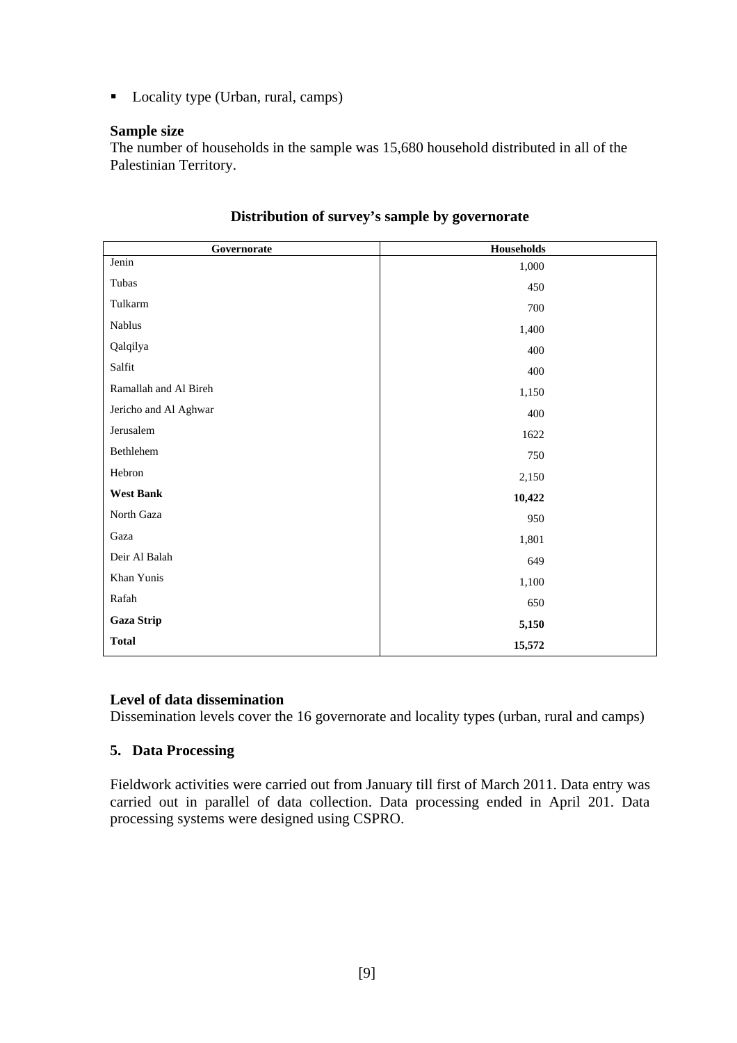- Locality type (Urban, rural, camps)

**Sample size**

The number of households in the sample was 15,680 household distributed in all of the Palestinian Territory.

**Distribution of survey's sample by governorate**

| Governorate | Households |
|---|---|
| Jenin | 1,000 |
| Tubas | 450 |
| Tulkarm | 700 |
| Nablus | 1,400 |
| Qalqilya | 400 |
| Salfit | 400 |
| Ramallah and Al Bireh | 1,150 |
| Jericho and Al Aghwar | 400 |
| Jerusalem | 1622 |
| Bethlehem | 750 |
| Hebron | 2,150 |
| **West Bank** | **10,422** |
| North Gaza | 950 |
| Gaza | 1,801 |
| Deir Al Balah | 649 |
| Khan Yunis | 1,100 |
| Rafah | 650 |
| **Gaza Strip** | **5,150** |
| **Total** | **15,572** |

**Level of data dissemination**

Dissemination levels cover the 16 governorate and locality types (urban, rural and camps)

## 5. Data Processing

Fieldwork activities were carried out from January till first of March 2011. Data entry was carried out in parallel of data collection. Data processing ended in April 201. Data processing systems were designed using CSPRO.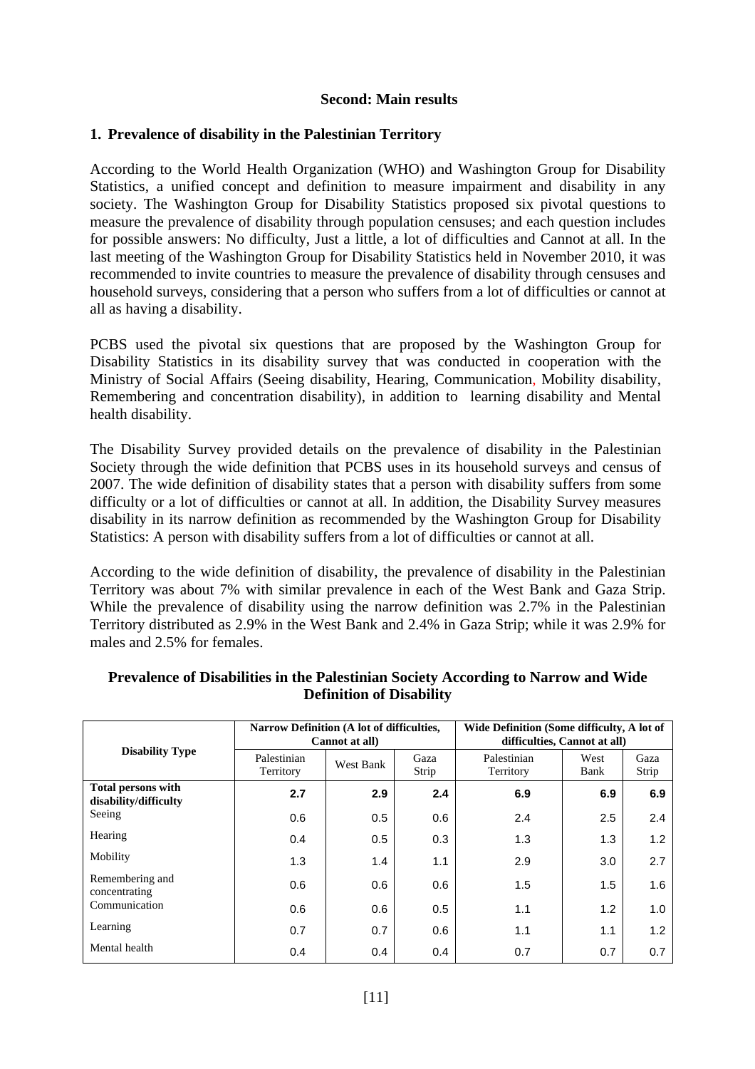## Second: Main results

### 1. Prevalence of disability in the Palestinian Territory

According to the World Health Organization (WHO) and Washington Group for Disability Statistics, a unified concept and definition to measure impairment and disability in any society. The Washington Group for Disability Statistics proposed six pivotal questions to measure the prevalence of disability through population censuses; and each question includes for possible answers: No difficulty, Just a little, a lot of difficulties and Cannot at all. In the last meeting of the Washington Group for Disability Statistics held in November 2010, it was recommended to invite countries to measure the prevalence of disability through censuses and household surveys, considering that a person who suffers from a lot of difficulties or cannot at all as having a disability.

PCBS used the pivotal six questions that are proposed by the Washington Group for Disability Statistics in its disability survey that was conducted in cooperation with the Ministry of Social Affairs (Seeing disability, Hearing, Communication, Mobility disability, Remembering and concentration disability), in addition to learning disability and Mental health disability.

The Disability Survey provided details on the prevalence of disability in the Palestinian Society through the wide definition that PCBS uses in its household surveys and census of 2007. The wide definition of disability states that a person with disability suffers from some difficulty or a lot of difficulties or cannot at all. In addition, the Disability Survey measures disability in its narrow definition as recommended by the Washington Group for Disability Statistics: A person with disability suffers from a lot of difficulties or cannot at all.

According to the wide definition of disability, the prevalence of disability in the Palestinian Territory was about 7% with similar prevalence in each of the West Bank and Gaza Strip. While the prevalence of disability using the narrow definition was 2.7% in the Palestinian Territory distributed as 2.9% in the West Bank and 2.4% in Gaza Strip; while it was 2.9% for males and 2.5% for females.

**Prevalence of Disabilities in the Palestinian Society According to Narrow and Wide Definition of Disability**

| Disability Type | Narrow Definition (A lot of difficulties, Cannot at all) | | | Wide Definition (Some difficulty, A lot of difficulties, Cannot at all) | | |
|---|---|---|---|---|---|---|
| | Palestinian Territory | West Bank | Gaza Strip | Palestinian Territory | West Bank | Gaza Strip |
| **Total persons with disability/difficulty** | **2.7** | **2.9** | **2.4** | **6.9** | **6.9** | **6.9** |
| Seeing | 0.6 | 0.5 | 0.6 | 2.4 | 2.5 | 2.4 |
| Hearing | 0.4 | 0.5 | 0.3 | 1.3 | 1.3 | 1.2 |
| Mobility | 1.3 | 1.4 | 1.1 | 2.9 | 3.0 | 2.7 |
| Remembering and concentrating | 0.6 | 0.6 | 0.6 | 1.5 | 1.5 | 1.6 |
| Communication | 0.6 | 0.6 | 0.5 | 1.1 | 1.2 | 1.0 |
| Learning | 0.7 | 0.7 | 0.6 | 1.1 | 1.1 | 1.2 |
| Mental health | 0.4 | 0.4 | 0.4 | 0.7 | 0.7 | 0.7 |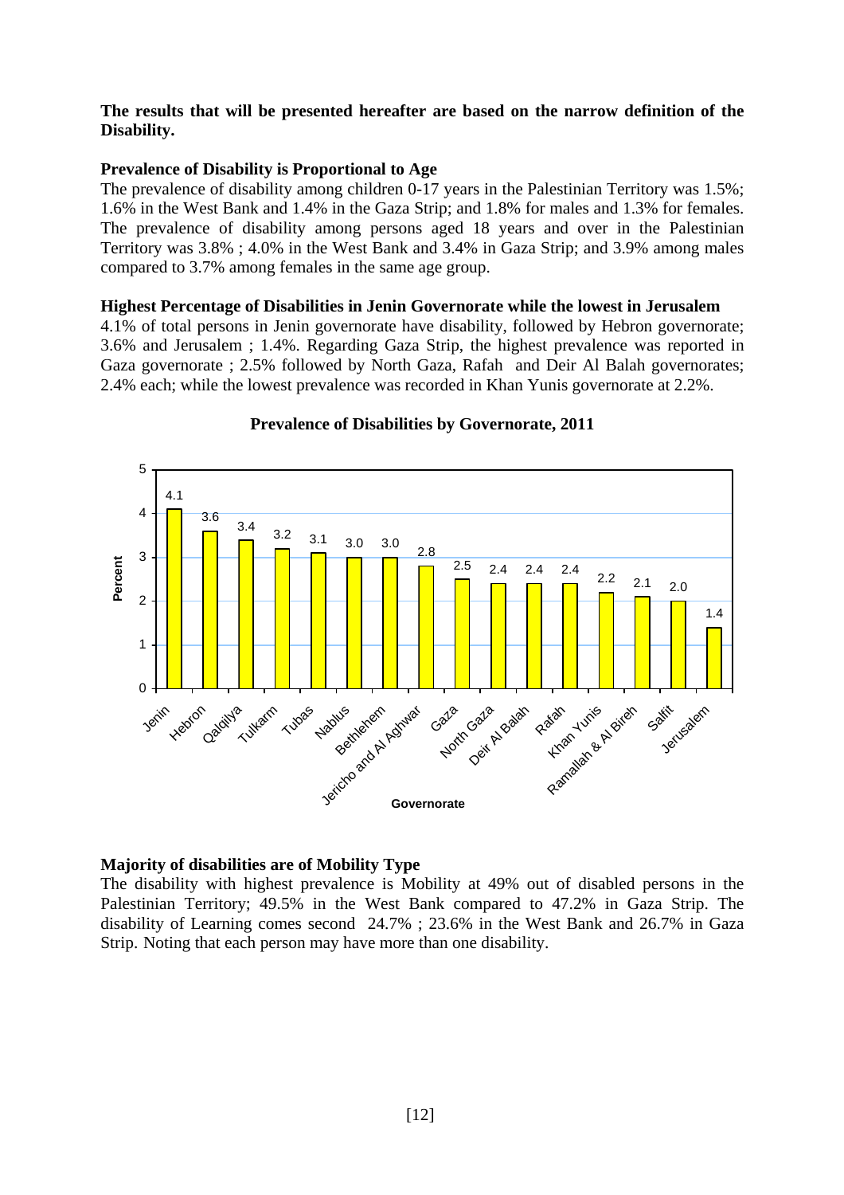**The results that will be presented hereafter are based on the narrow definition of the Disability.**

**Prevalence of Disability is Proportional to Age**

The prevalence of disability among children 0-17 years in the Palestinian Territory was 1.5%; 1.6% in the West Bank and 1.4% in the Gaza Strip; and 1.8% for males and 1.3% for females. The prevalence of disability among persons aged 18 years and over in the Palestinian Territory was 3.8% ; 4.0% in the West Bank and 3.4% in Gaza Strip; and 3.9% among males compared to 3.7% among females in the same age group.

**Highest Percentage of Disabilities in Jenin Governorate while the lowest in Jerusalem**

4.1% of total persons in Jenin governorate have disability, followed by Hebron governorate; 3.6% and Jerusalem ; 1.4%. Regarding Gaza Strip, the highest prevalence was reported in Gaza governorate ; 2.5% followed by North Gaza, Rafah and Deir Al Balah governorates; 2.4% each; while the lowest prevalence was recorded in Khan Yunis governorate at 2.2%.

**Prevalence of Disabilities by Governorate, 2011**

| Governorate | Percent |
|---|---|
| Jenin | 4.1 |
| Hebron | 3.6 |
| Qalqilya | 3.4 |
| Tulkarm | 3.2 |
| Tubas | 3.1 |
| Nablus | 3.0 |
| Bethlehem | 3.0 |
| Jericho and Al Aghwar | 2.8 |
| Gaza | 2.5 |
| North Gaza | 2.4 |
| Deir Al Balah | 2.4 |
| Rafah | 2.4 |
| Khan Yunis | 2.2 |
| Ramallah & Al Bireh | 2.1 |
| Salfit | 2.0 |
| Jerusalem | 1.4 |

**Majority of disabilities are of Mobility Type**

The disability with highest prevalence is Mobility at 49% out of disabled persons in the Palestinian Territory; 49.5% in the West Bank compared to 47.2% in Gaza Strip. The disability of Learning comes second 24.7% ; 23.6% in the West Bank and 26.7% in Gaza Strip. Noting that each person may have more than one disability.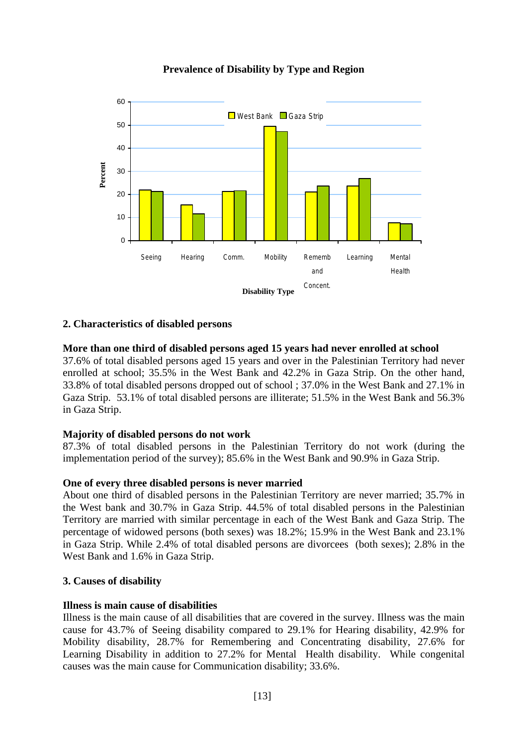**Prevalence of Disability by Type and Region**

## 2. Characteristics of disabled persons

**More than one third of disabled persons aged 15 years had never enrolled at school**

37.6% of total disabled persons aged 15 years and over in the Palestinian Territory had never enrolled at school; 35.5% in the West Bank and 42.2% in Gaza Strip. On the other hand, 33.8% of total disabled persons dropped out of school ; 37.0% in the West Bank and 27.1% in Gaza Strip. 53.1% of total disabled persons are illiterate; 51.5% in the West Bank and 56.3% in Gaza Strip.

**Majority of disabled persons do not work**

87.3% of total disabled persons in the Palestinian Territory do not work (during the implementation period of the survey); 85.6% in the West Bank and 90.9% in Gaza Strip.

**One of every three disabled persons is never married**

About one third of disabled persons in the Palestinian Territory are never married; 35.7% in the West bank and 30.7% in Gaza Strip. 44.5% of total disabled persons in the Palestinian Territory are married with similar percentage in each of the West Bank and Gaza Strip. The percentage of widowed persons (both sexes) was 18.2%; 15.9% in the West Bank and 23.1% in Gaza Strip. While 2.4% of total disabled persons are divorcees (both sexes); 2.8% in the West Bank and 1.6% in Gaza Strip.

## 3. Causes of disability

**Illness is main cause of disabilities**

Illness is the main cause of all disabilities that are covered in the survey. Illness was the main cause for 43.7% of Seeing disability compared to 29.1% for Hearing disability, 42.9% for Mobility disability, 28.7% for Remembering and Concentrating disability, 27.6% for Learning Disability in addition to 27.2% for Mental Health disability. While congenital causes was the main cause for Communication disability; 33.6%.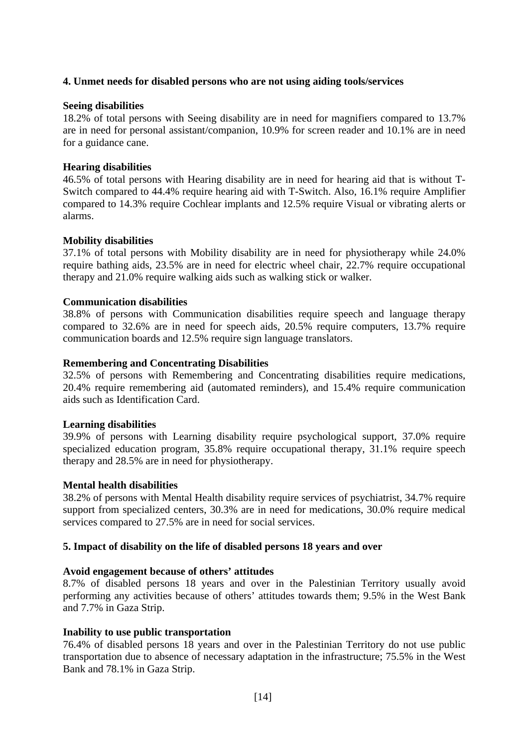## 4. Unmet needs for disabled persons who are not using aiding tools/services

### Seeing disabilities

18.2% of total persons with Seeing disability are in need for magnifiers compared to 13.7% are in need for personal assistant/companion, 10.9% for screen reader and 10.1% are in need for a guidance cane.

### Hearing disabilities

46.5% of total persons with Hearing disability are in need for hearing aid that is without T-Switch compared to 44.4% require hearing aid with T-Switch. Also, 16.1% require Amplifier compared to 14.3% require Cochlear implants and 12.5% require Visual or vibrating alerts or alarms.

### Mobility disabilities

37.1% of total persons with Mobility disability are in need for physiotherapy while 24.0% require bathing aids, 23.5% are in need for electric wheel chair, 22.7% require occupational therapy and 21.0% require walking aids such as walking stick or walker.

### Communication disabilities

38.8% of persons with Communication disabilities require speech and language therapy compared to 32.6% are in need for speech aids, 20.5% require computers, 13.7% require communication boards and 12.5% require sign language translators.

### Remembering and Concentrating Disabilities

32.5% of persons with Remembering and Concentrating disabilities require medications, 20.4% require remembering aid (automated reminders), and 15.4% require communication aids such as Identification Card.

### Learning disabilities

39.9% of persons with Learning disability require psychological support, 37.0% require specialized education program, 35.8% require occupational therapy, 31.1% require speech therapy and 28.5% are in need for physiotherapy.

### Mental health disabilities

38.2% of persons with Mental Health disability require services of psychiatrist, 34.7% require support from specialized centers, 30.3% are in need for medications, 30.0% require medical services compared to 27.5% are in need for social services.

## 5. Impact of disability on the life of disabled persons 18 years and over

### Avoid engagement because of others' attitudes

8.7% of disabled persons 18 years and over in the Palestinian Territory usually avoid performing any activities because of others' attitudes towards them; 9.5% in the West Bank and 7.7% in Gaza Strip.

### Inability to use public transportation

76.4% of disabled persons 18 years and over in the Palestinian Territory do not use public transportation due to absence of necessary adaptation in the infrastructure; 75.5% in the West Bank and 78.1% in Gaza Strip.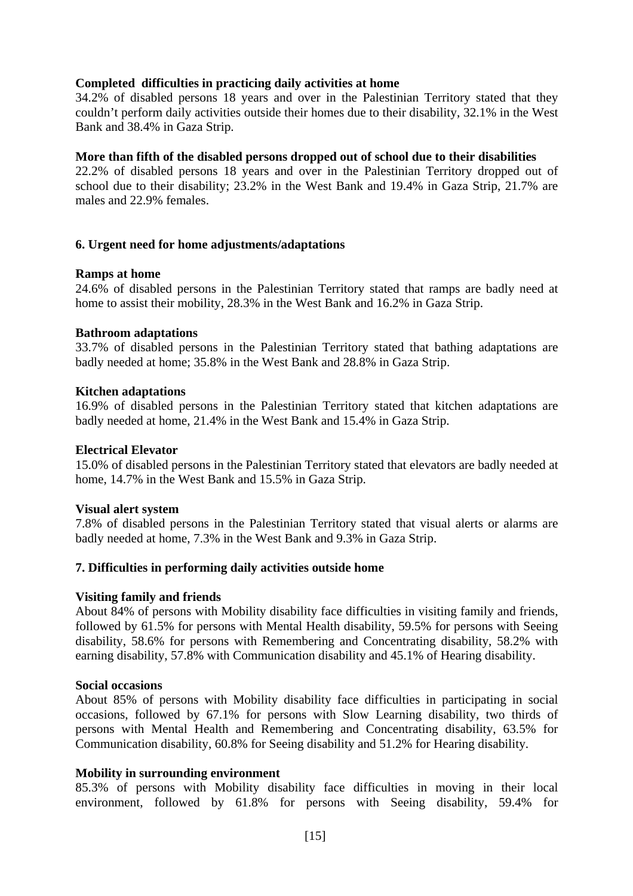**Completed difficulties in practicing daily activities at home**

34.2% of disabled persons 18 years and over in the Palestinian Territory stated that they couldn't perform daily activities outside their homes due to their disability, 32.1% in the West Bank and 38.4% in Gaza Strip.

**More than fifth of the disabled persons dropped out of school due to their disabilities**

22.2% of disabled persons 18 years and over in the Palestinian Territory dropped out of school due to their disability; 23.2% in the West Bank and 19.4% in Gaza Strip, 21.7% are males and 22.9% females.

### 6. Urgent need for home adjustments/adaptations

**Ramps at home**

24.6% of disabled persons in the Palestinian Territory stated that ramps are badly need at home to assist their mobility, 28.3% in the West Bank and 16.2% in Gaza Strip.

**Bathroom adaptations**

33.7% of disabled persons in the Palestinian Territory stated that bathing adaptations are badly needed at home; 35.8% in the West Bank and 28.8% in Gaza Strip.

**Kitchen adaptations**

16.9% of disabled persons in the Palestinian Territory stated that kitchen adaptations are badly needed at home, 21.4% in the West Bank and 15.4% in Gaza Strip.

**Electrical Elevator**

15.0% of disabled persons in the Palestinian Territory stated that elevators are badly needed at home, 14.7% in the West Bank and 15.5% in Gaza Strip.

**Visual alert system**

7.8% of disabled persons in the Palestinian Territory stated that visual alerts or alarms are badly needed at home, 7.3% in the West Bank and 9.3% in Gaza Strip.

### 7. Difficulties in performing daily activities outside home

**Visiting family and friends**

About 84% of persons with Mobility disability face difficulties in visiting family and friends, followed by 61.5% for persons with Mental Health disability, 59.5% for persons with Seeing disability, 58.6% for persons with Remembering and Concentrating disability, 58.2% with earning disability, 57.8% with Communication disability and 45.1% of Hearing disability.

**Social occasions**

About 85% of persons with Mobility disability face difficulties in participating in social occasions, followed by 67.1% for persons with Slow Learning disability, two thirds of persons with Mental Health and Remembering and Concentrating disability, 63.5% for Communication disability, 60.8% for Seeing disability and 51.2% for Hearing disability.

**Mobility in surrounding environment**

85.3% of persons with Mobility disability face difficulties in moving in their local environment, followed by 61.8% for persons with Seeing disability, 59.4% for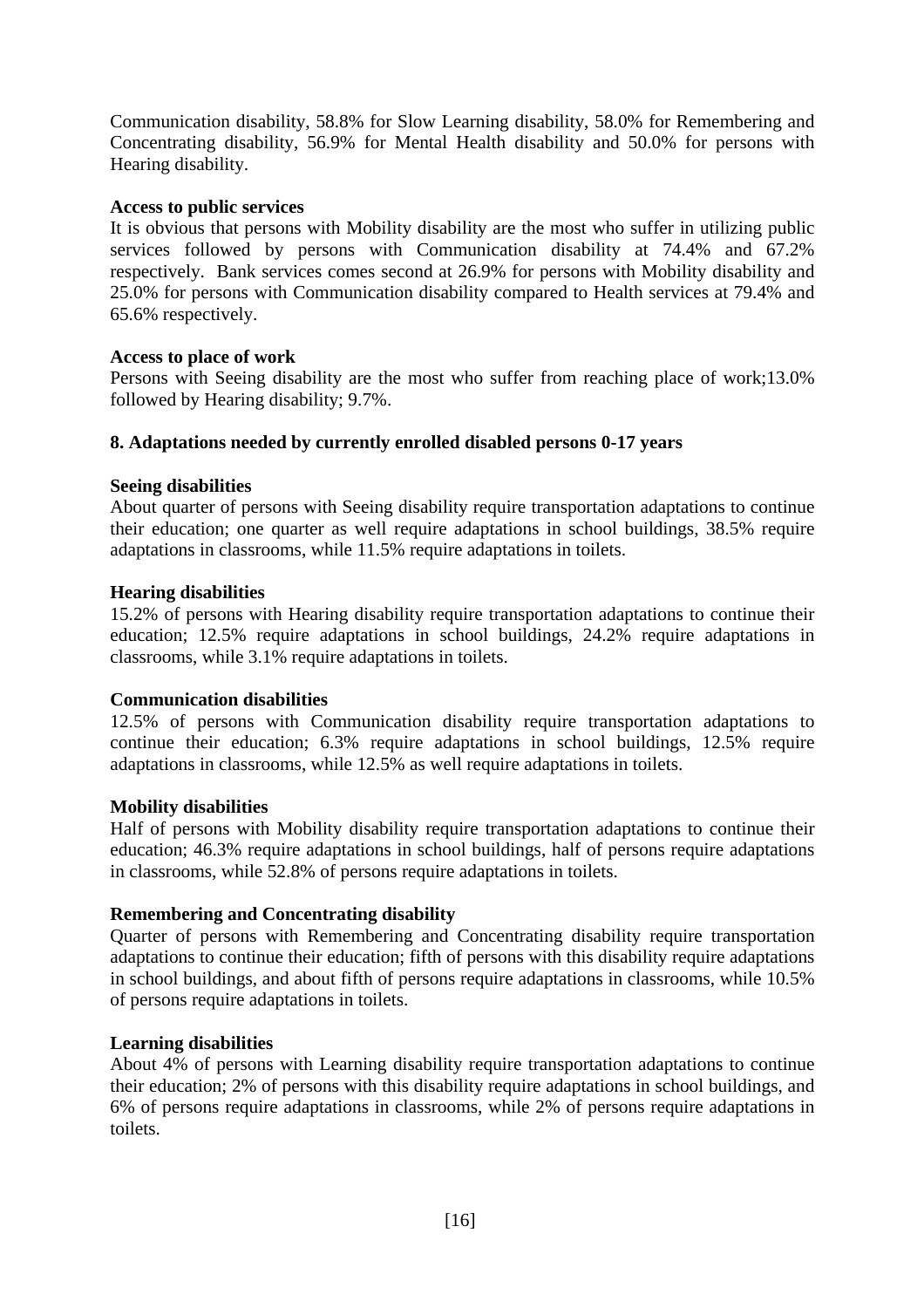Communication disability, 58.8% for Slow Learning disability, 58.0% for Remembering and Concentrating disability, 56.9% for Mental Health disability and 50.0% for persons with Hearing disability.

**Access to public services**

It is obvious that persons with Mobility disability are the most who suffer in utilizing public services followed by persons with Communication disability at 74.4% and 67.2% respectively. Bank services comes second at 26.9% for persons with Mobility disability and 25.0% for persons with Communication disability compared to Health services at 79.4% and 65.6% respectively.

**Access to place of work**

Persons with Seeing disability are the most who suffer from reaching place of work;13.0% followed by Hearing disability; 9.7%.

**8. Adaptations needed by currently enrolled disabled persons 0-17 years**

**Seeing disabilities**

About quarter of persons with Seeing disability require transportation adaptations to continue their education; one quarter as well require adaptations in school buildings, 38.5% require adaptations in classrooms, while 11.5% require adaptations in toilets.

**Hearing disabilities**

15.2% of persons with Hearing disability require transportation adaptations to continue their education; 12.5% require adaptations in school buildings, 24.2% require adaptations in classrooms, while 3.1% require adaptations in toilets.

**Communication disabilities**

12.5% of persons with Communication disability require transportation adaptations to continue their education; 6.3% require adaptations in school buildings, 12.5% require adaptations in classrooms, while 12.5% as well require adaptations in toilets.

**Mobility disabilities**

Half of persons with Mobility disability require transportation adaptations to continue their education; 46.3% require adaptations in school buildings, half of persons require adaptations in classrooms, while 52.8% of persons require adaptations in toilets.

**Remembering and Concentrating disability**

Quarter of persons with Remembering and Concentrating disability require transportation adaptations to continue their education; fifth of persons with this disability require adaptations in school buildings, and about fifth of persons require adaptations in classrooms, while 10.5% of persons require adaptations in toilets.

**Learning disabilities**

About 4% of persons with Learning disability require transportation adaptations to continue their education; 2% of persons with this disability require adaptations in school buildings, and 6% of persons require adaptations in classrooms, while 2% of persons require adaptations in toilets.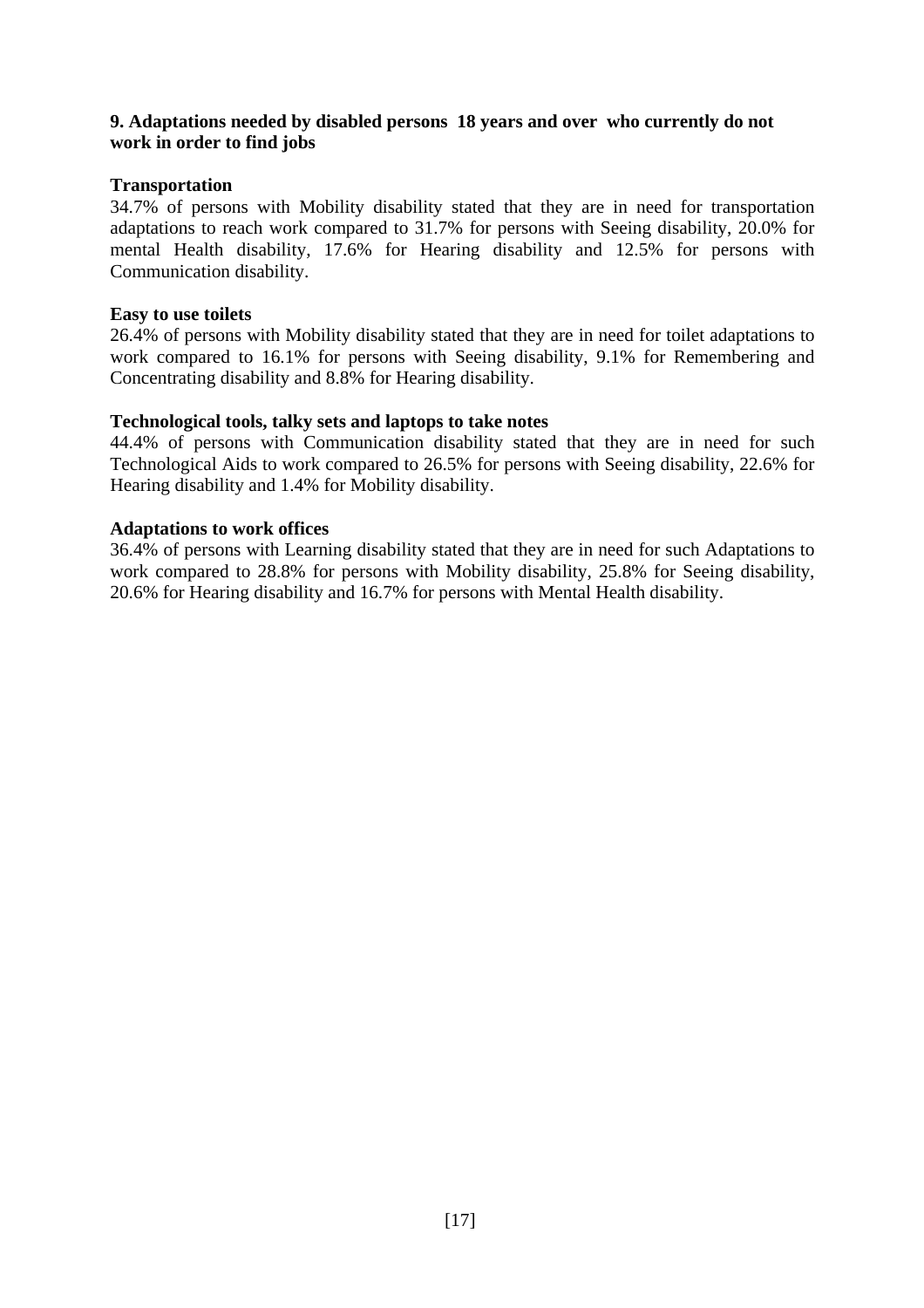## 9. Adaptations needed by disabled persons 18 years and over who currently do not work in order to find jobs

### Transportation

34.7% of persons with Mobility disability stated that they are in need for transportation adaptations to reach work compared to 31.7% for persons with Seeing disability, 20.0% for mental Health disability, 17.6% for Hearing disability and 12.5% for persons with Communication disability.

### Easy to use toilets

26.4% of persons with Mobility disability stated that they are in need for toilet adaptations to work compared to 16.1% for persons with Seeing disability, 9.1% for Remembering and Concentrating disability and 8.8% for Hearing disability.

### Technological tools, talky sets and laptops to take notes

44.4% of persons with Communication disability stated that they are in need for such Technological Aids to work compared to 26.5% for persons with Seeing disability, 22.6% for Hearing disability and 1.4% for Mobility disability.

### Adaptations to work offices

36.4% of persons with Learning disability stated that they are in need for such Adaptations to work compared to 28.8% for persons with Mobility disability, 25.8% for Seeing disability, 20.6% for Hearing disability and 16.7% for persons with Mental Health disability.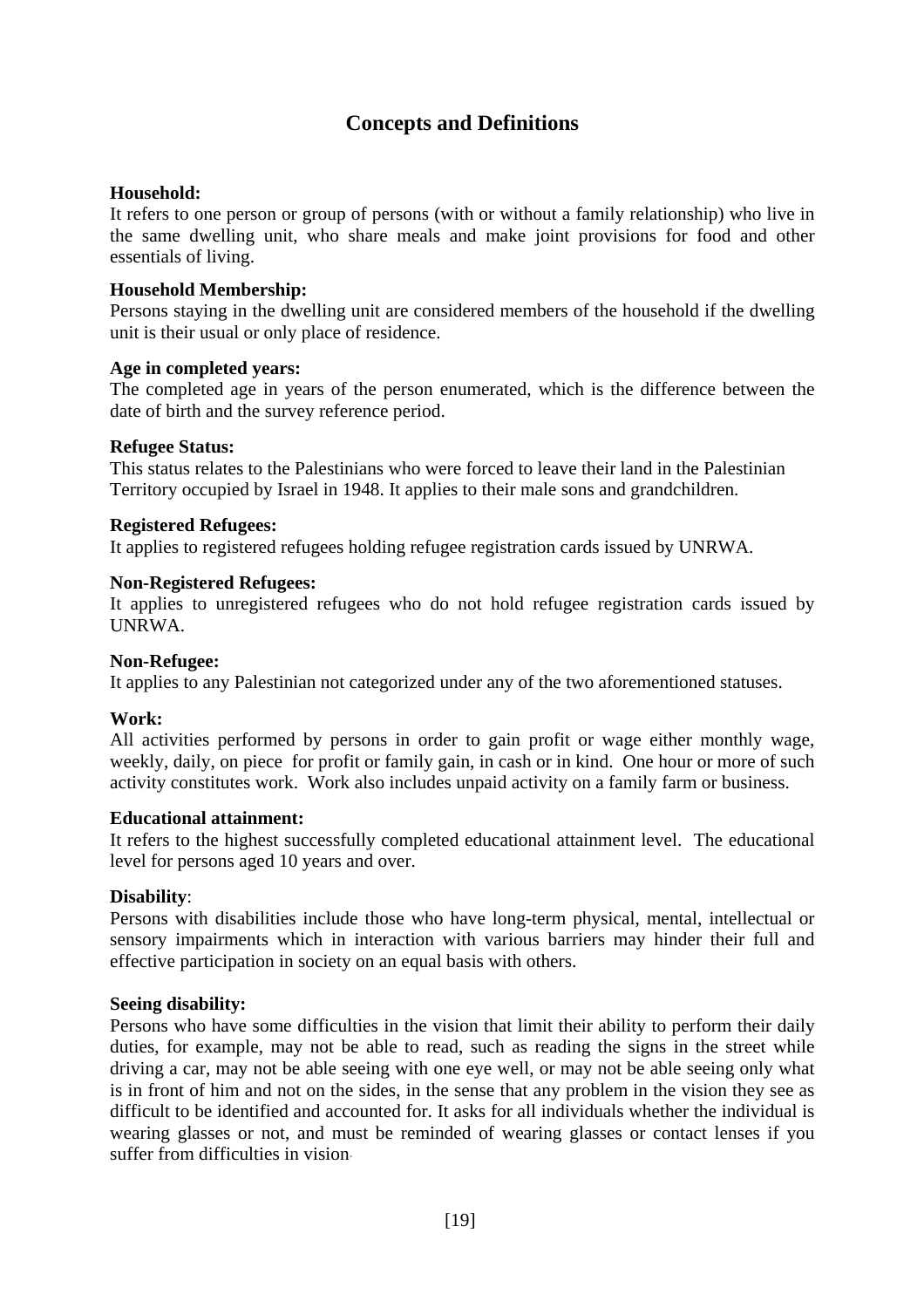## Concepts and Definitions

**Household:**
It refers to one person or group of persons (with or without a family relationship) who live in the same dwelling unit, who share meals and make joint provisions for food and other essentials of living.

**Household Membership:**
Persons staying in the dwelling unit are considered members of the household if the dwelling unit is their usual or only place of residence.

**Age in completed years:**
The completed age in years of the person enumerated, which is the difference between the date of birth and the survey reference period.

**Refugee Status:**
This status relates to the Palestinians who were forced to leave their land in the Palestinian Territory occupied by Israel in 1948. It applies to their male sons and grandchildren.

**Registered Refugees:**
It applies to registered refugees holding refugee registration cards issued by UNRWA.

**Non-Registered Refugees:**
It applies to unregistered refugees who do not hold refugee registration cards issued by UNRWA.

**Non-Refugee:**
It applies to any Palestinian not categorized under any of the two aforementioned statuses.

**Work:**
All activities performed by persons in order to gain profit or wage either monthly wage, weekly, daily, on piece for profit or family gain, in cash or in kind. One hour or more of such activity constitutes work. Work also includes unpaid activity on a family farm or business.

**Educational attainment:**
It refers to the highest successfully completed educational attainment level. The educational level for persons aged 10 years and over.

**Disability**:
Persons with disabilities include those who have long-term physical, mental, intellectual or sensory impairments which in interaction with various barriers may hinder their full and effective participation in society on an equal basis with others.

**Seeing disability:**
Persons who have some difficulties in the vision that limit their ability to perform their daily duties, for example, may not be able to read, such as reading the signs in the street while driving a car, may not be able seeing with one eye well, or may not be able seeing only what is in front of him and not on the sides, in the sense that any problem in the vision they see as difficult to be identified and accounted for. It asks for all individuals whether the individual is wearing glasses or not, and must be reminded of wearing glasses or contact lenses if you suffer from difficulties in vision.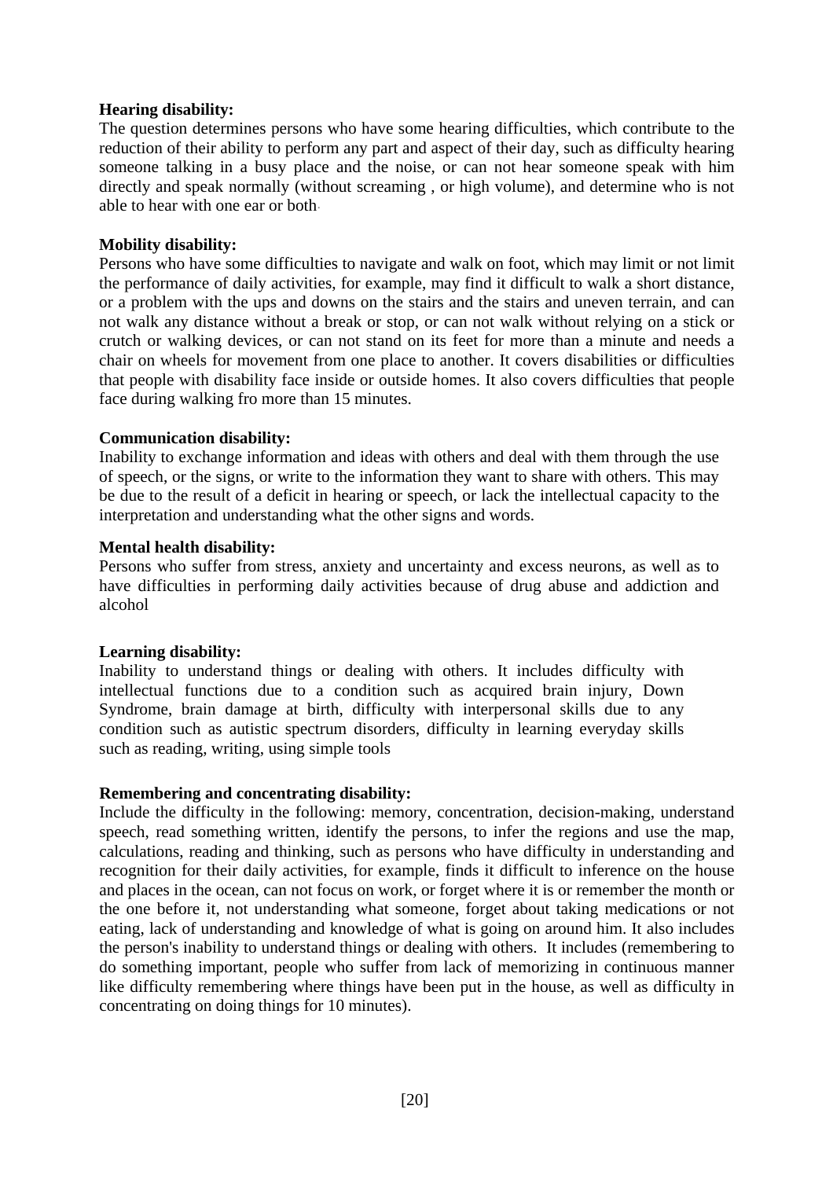**Hearing disability:**
The question determines persons who have some hearing difficulties, which contribute to the reduction of their ability to perform any part and aspect of their day, such as difficulty hearing someone talking in a busy place and the noise, or can not hear someone speak with him directly and speak normally (without screaming , or high volume), and determine who is not able to hear with one ear or both.

**Mobility disability:**
Persons who have some difficulties to navigate and walk on foot, which may limit or not limit the performance of daily activities, for example, may find it difficult to walk a short distance, or a problem with the ups and downs on the stairs and the stairs and uneven terrain, and can not walk any distance without a break or stop, or can not walk without relying on a stick or crutch or walking devices, or can not stand on its feet for more than a minute and needs a chair on wheels for movement from one place to another. It covers disabilities or difficulties that people with disability face inside or outside homes. It also covers difficulties that people face during walking fro more than 15 minutes.

**Communication disability:**
Inability to exchange information and ideas with others and deal with them through the use of speech, or the signs, or write to the information they want to share with others. This may be due to the result of a deficit in hearing or speech, or lack the intellectual capacity to the interpretation and understanding what the other signs and words.

**Mental health disability:**
Persons who suffer from stress, anxiety and uncertainty and excess neurons, as well as to have difficulties in performing daily activities because of drug abuse and addiction and alcohol

**Learning disability:**
Inability to understand things or dealing with others. It includes difficulty with intellectual functions due to a condition such as acquired brain injury, Down Syndrome, brain damage at birth, difficulty with interpersonal skills due to any condition such as autistic spectrum disorders, difficulty in learning everyday skills such as reading, writing, using simple tools

**Remembering and concentrating disability:**
Include the difficulty in the following: memory, concentration, decision-making, understand speech, read something written, identify the persons, to infer the regions and use the map, calculations, reading and thinking, such as persons who have difficulty in understanding and recognition for their daily activities, for example, finds it difficult to inference on the house and places in the ocean, can not focus on work, or forget where it is or remember the month or the one before it, not understanding what someone, forget about taking medications or not eating, lack of understanding and knowledge of what is going on around him. It also includes the person's inability to understand things or dealing with others. It includes (remembering to do something important, people who suffer from lack of memorizing in continuous manner like difficulty remembering where things have been put in the house, as well as difficulty in concentrating on doing things for 10 minutes).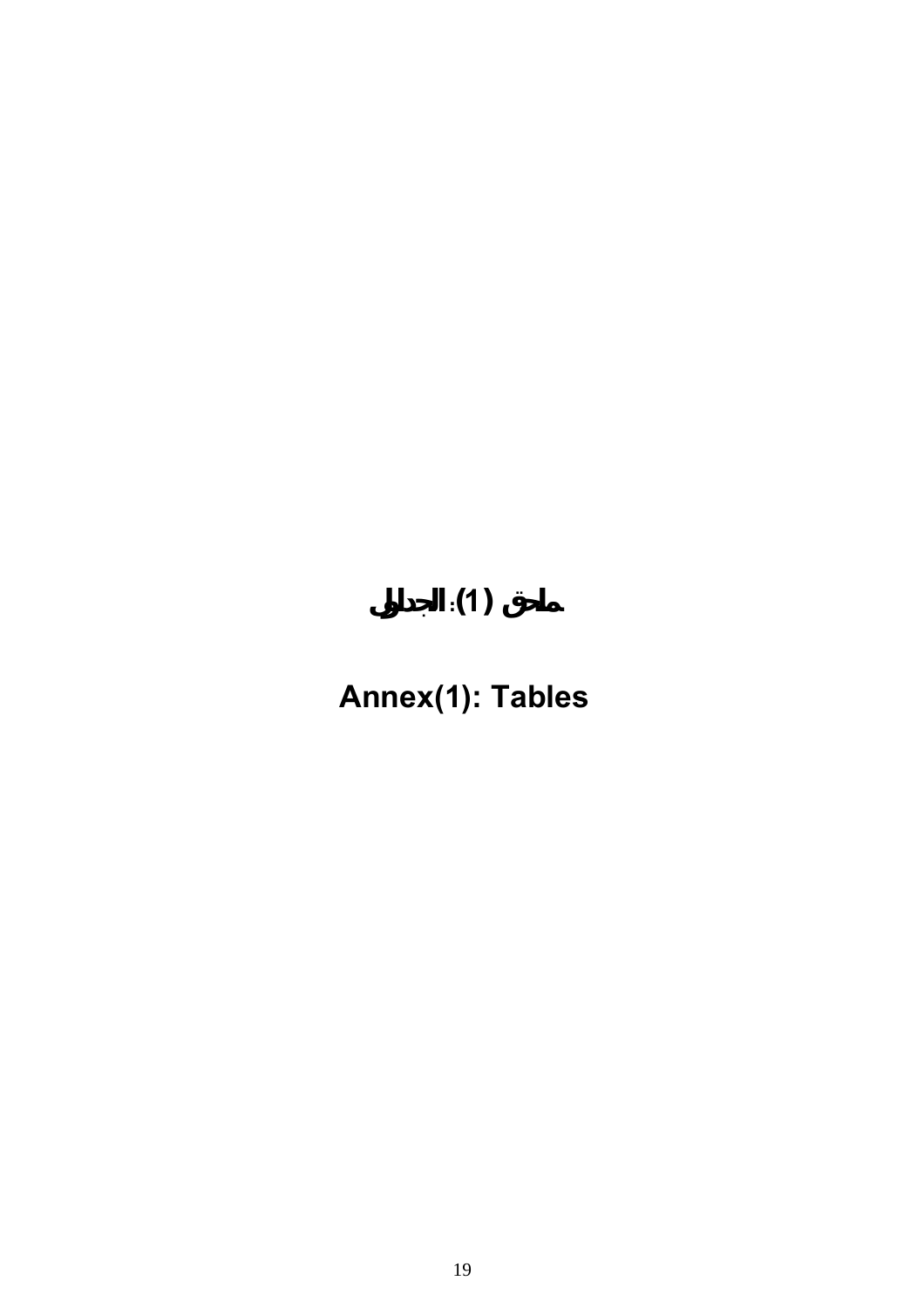# ملحق (1): الجداول

# Annex(1): Tables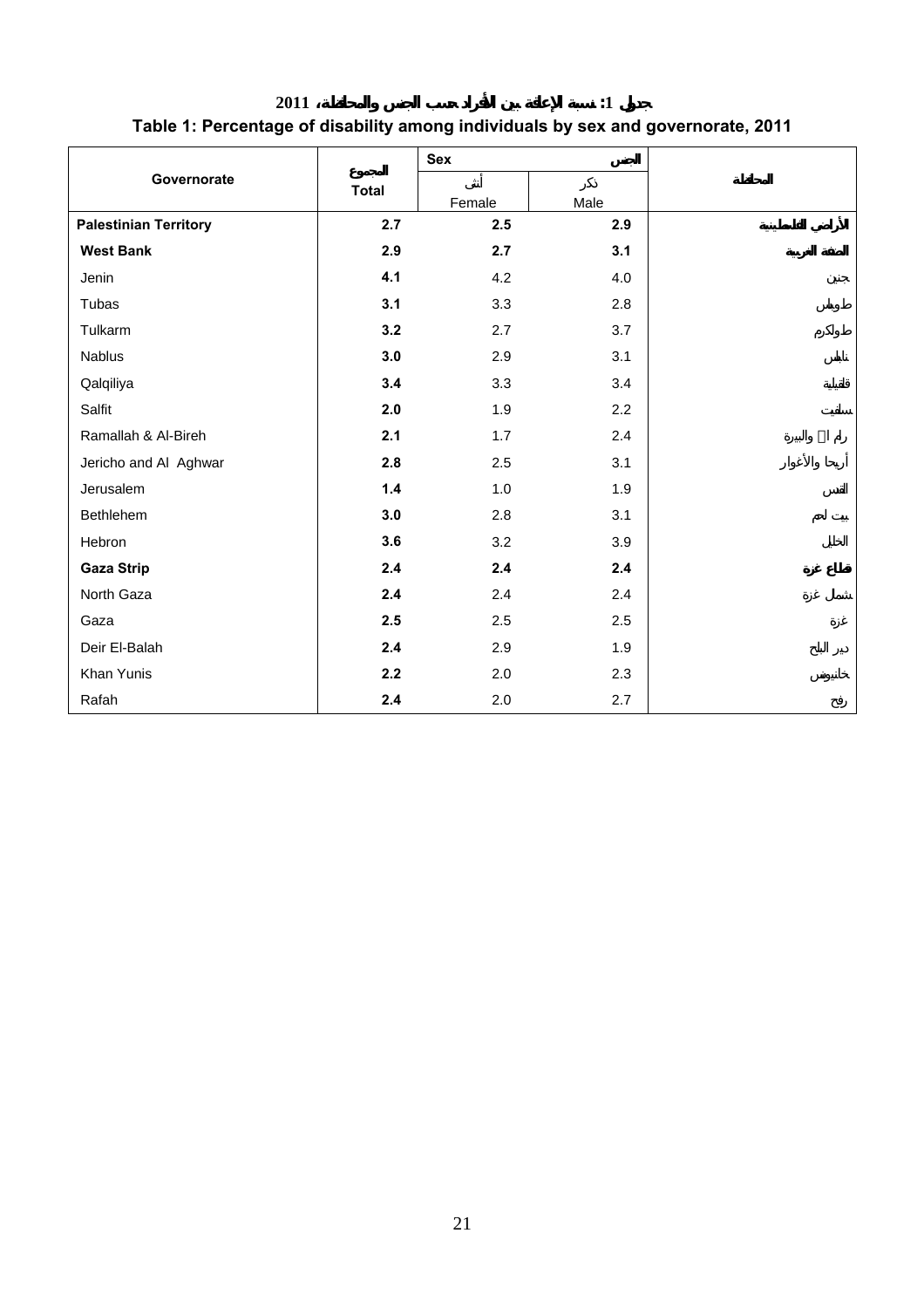# جدول 1: نسبة الإعاقة بين الأفراد حسب الجنس والمحافظة، 2011

## Table 1: Percentage of disability among individuals by sex and governorate, 2011

| Governorate | المجموع Total | Sex الجنس | | المحافظة |
|---|---|---|---|---|
| | | أنثى Female | ذكر Male | |
| **Palestinian Territory** | **2.7** | **2.5** | **2.9** | **الأراضي الفلسطينية** |
| **West Bank** | **2.9** | **2.7** | **3.1** | **الضفة الغربية** |
| Jenin | **4.1** | 4.2 | 4.0 | جنين |
| Tubas | **3.1** | 3.3 | 2.8 | طوباس |
| Tulkarm | **3.2** | 2.7 | 3.7 | طولكرم |
| Nablus | **3.0** | 2.9 | 3.1 | نابلس |
| Qalqiliya | **3.4** | 3.3 | 3.4 | قلقيلية |
| Salfit | **2.0** | 1.9 | 2.2 | سلفيت |
| Ramallah & Al-Bireh | **2.1** | 1.7 | 2.4 | رام الله والبيرة |
| Jericho and Al Aghwar | **2.8** | 2.5 | 3.1 | أريحا والأغوار |
| Jerusalem | **1.4** | 1.0 | 1.9 | القدس |
| Bethlehem | **3.0** | 2.8 | 3.1 | بيت لحم |
| Hebron | **3.6** | 3.2 | 3.9 | الخليل |
| **Gaza Strip** | **2.4** | **2.4** | **2.4** | **قطاع غزة** |
| North Gaza | **2.4** | 2.4 | 2.4 | شمال غزة |
| Gaza | **2.5** | 2.5 | 2.5 | غزة |
| Deir El-Balah | **2.4** | 2.9 | 1.9 | دير البلح |
| Khan Yunis | **2.2** | 2.0 | 2.3 | خانيونس |
| Rafah | **2.4** | 2.0 | 2.7 | رفح |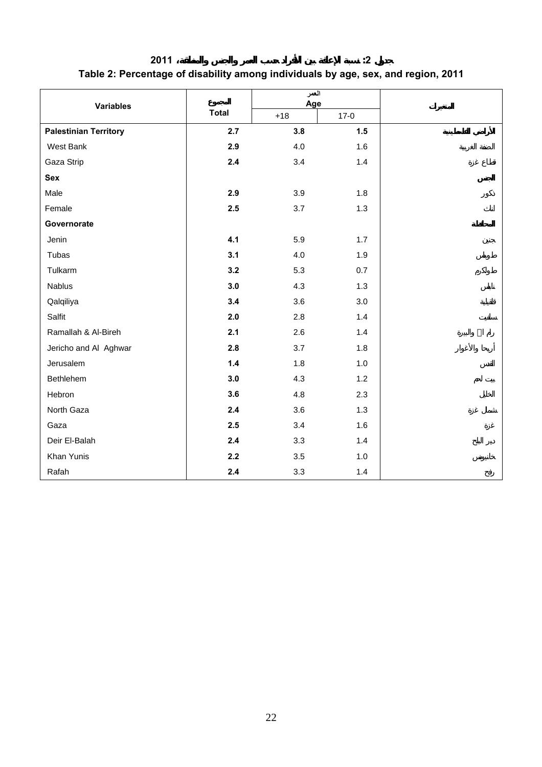## جدول 2: نسبة الإعاقة بين الأفراد حسب العمر والجنس والمنطقة، 2011
## Table 2: Percentage of disability among individuals by age, sex, and region, 2011

| Variables | المجموع Total | العمر Age | | المتغيرات |
|---|---|---|---|---|
| | | +18 | 17-0 | |
| **Palestinian Territory** | **2.7** | **3.8** | **1.5** | **الأراضي الفلسطينية** |
| West Bank | **2.9** | 4.0 | 1.6 | الضفة الغربية |
| Gaza Strip | **2.4** | 3.4 | 1.4 | قطاع غزة |
| **Sex** | | | | **الجنس** |
| Male | **2.9** | 3.9 | 1.8 | ذكور |
| Female | **2.5** | 3.7 | 1.3 | اناث |
| **Governorate** | | | | **المحافظة** |
| Jenin | **4.1** | 5.9 | 1.7 | جنين |
| Tubas | **3.1** | 4.0 | 1.9 | طوباس |
| Tulkarm | **3.2** | 5.3 | 0.7 | طولكرم |
| Nablus | **3.0** | 4.3 | 1.3 | نابلس |
| Qalqiliya | **3.4** | 3.6 | 3.0 | قلقيلية |
| Salfit | **2.0** | 2.8 | 1.4 | سلفيت |
| Ramallah & Al-Bireh | **2.1** | 2.6 | 1.4 | رام الله والبيرة |
| Jericho and Al Aghwar | **2.8** | 3.7 | 1.8 | أريحا والأغوار |
| Jerusalem | **1.4** | 1.8 | 1.0 | القدس |
| Bethlehem | **3.0** | 4.3 | 1.2 | بيت لحم |
| Hebron | **3.6** | 4.8 | 2.3 | الخليل |
| North Gaza | **2.4** | 3.6 | 1.3 | شمال غزة |
| Gaza | **2.5** | 3.4 | 1.6 | غزة |
| Deir El-Balah | **2.4** | 3.3 | 1.4 | دير البلح |
| Khan Yunis | **2.2** | 3.5 | 1.0 | خانيونس |
| Rafah | **2.4** | 3.3 | 1.4 | رفح |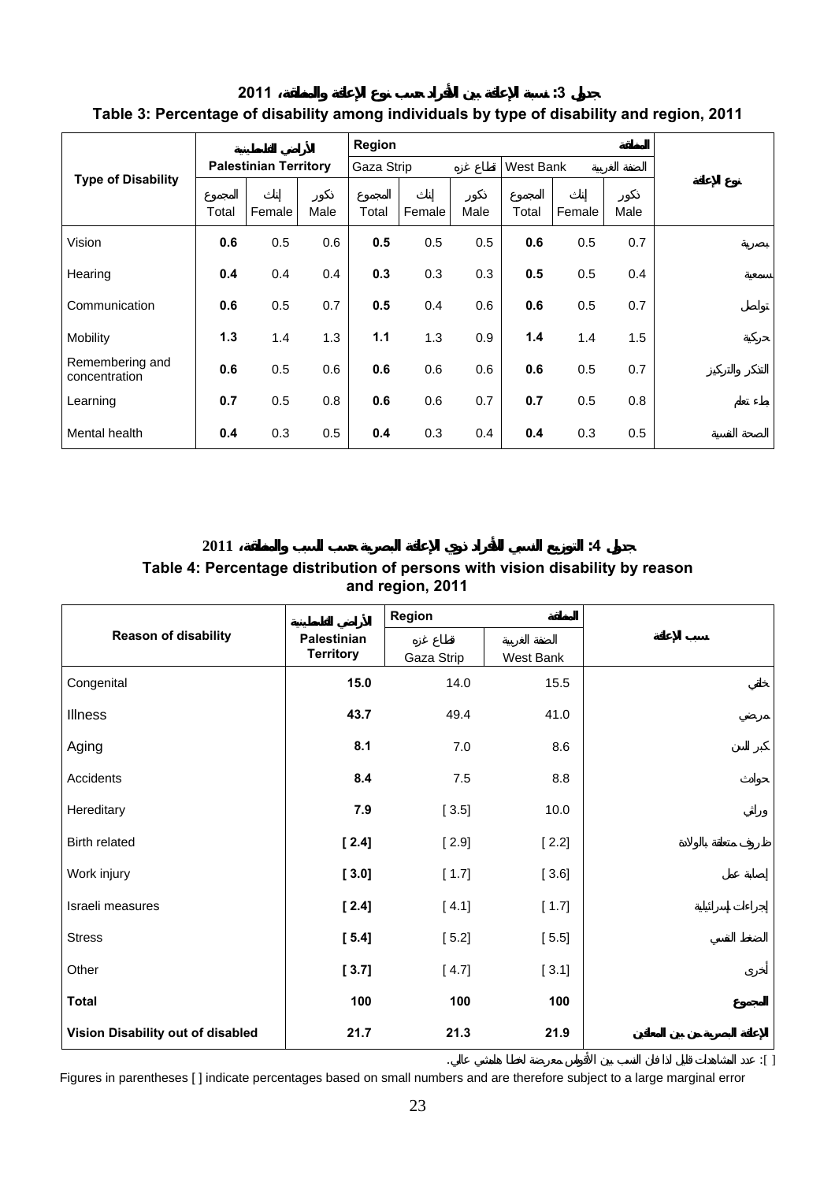## جدول 3: نسبة الإعاقة بين الأفراد حسب نوع الإعاقة والمنطقة، 2011

## Table 3: Percentage of disability among individuals by type of disability and region, 2011

| Type of Disability | الأراضي الفلسطينية Palestinian Territory | | | Region المنطقة | | | | | | نوع الإعاقة |
|---|---|---|---|---|---|---|---|---|---|---|
| | | | | Gaza Strip قطاع غزه | | | West Bank الضفة الغربية | | | |
| | المجموع Total | إناث Female | ذكور Male | المجموع Total | إناث Female | ذكور Male | المجموع Total | إناث Female | ذكور Male | |
| Vision | **0.6** | 0.5 | 0.6 | **0.5** | 0.5 | 0.5 | **0.6** | 0.5 | 0.7 | بصرية |
| Hearing | **0.4** | 0.4 | 0.4 | **0.3** | 0.3 | 0.3 | **0.5** | 0.5 | 0.4 | سمعية |
| Communication | **0.6** | 0.5 | 0.7 | **0.5** | 0.4 | 0.6 | **0.6** | 0.5 | 0.7 | تواصل |
| Mobility | **1.3** | 1.4 | 1.3 | **1.1** | 1.3 | 0.9 | **1.4** | 1.4 | 1.5 | حركية |
| Remembering and concentration | **0.6** | 0.5 | 0.6 | **0.6** | 0.6 | 0.6 | **0.6** | 0.5 | 0.7 | التذكر والتركيز |
| Learning | **0.7** | 0.5 | 0.8 | **0.6** | 0.6 | 0.7 | **0.7** | 0.5 | 0.8 | بطء تعلم |
| Mental health | **0.4** | 0.3 | 0.5 | **0.4** | 0.3 | 0.4 | **0.4** | 0.3 | 0.5 | الصحة النفسية |

## جدول 4: التوزيع النسبي للأفراد ذوي الإعاقة البصرية حسب السبب والمنطقة، 2011

## Table 4: Percentage distribution of persons with vision disability by reason and region, 2011

| Reason of disability | الأراضي الفلسطينية Palestinian Territory | Region المنطقة | | سبب الإعاقة |
|---|---|---|---|---|
| | | قطاع غزه Gaza Strip | الضفة الغربية West Bank | |
| Congenital | **15.0** | 14.0 | 15.5 | خلقي |
| Illness | **43.7** | 49.4 | 41.0 | مرضي |
| Aging | **8.1** | 7.0 | 8.6 | كبر السن |
| Accidents | **8.4** | 7.5 | 8.8 | حوادث |
| Hereditary | **7.9** | [ 3.5] | 10.0 | وراثي |
| Birth related | **[ 2.4]** | [ 2.9] | [ 2.2] | ظروف متعلقة بالولادة |
| Work injury | **[ 3.0]** | [ 1.7] | [ 3.6] | إصابة عمل |
| Israeli measures | **[ 2.4]** | [ 4.1] | [ 1.7] | إجراءات إسرائيلية |
| Stress | **[ 5.4]** | [ 5.2] | [ 5.5] | الضغط النفسي |
| Other | **[ 3.7]** | [ 4.7] | [ 3.1] | أخرى |
| **Total** | **100** | **100** | **100** | **المجموع** |
| **Vision Disability out of disabled** | **21.7** | **21.3** | **21.9** | **الإعاقة البصرية من بين المعاقين** |

[ ]: عدد المشاهدات قليل لذا فان النسب بين الأقواس معرضة لخطأ هامشي عالي.

Figures in parentheses [ ] indicate percentages based on small numbers and are therefore subject to a large marginal error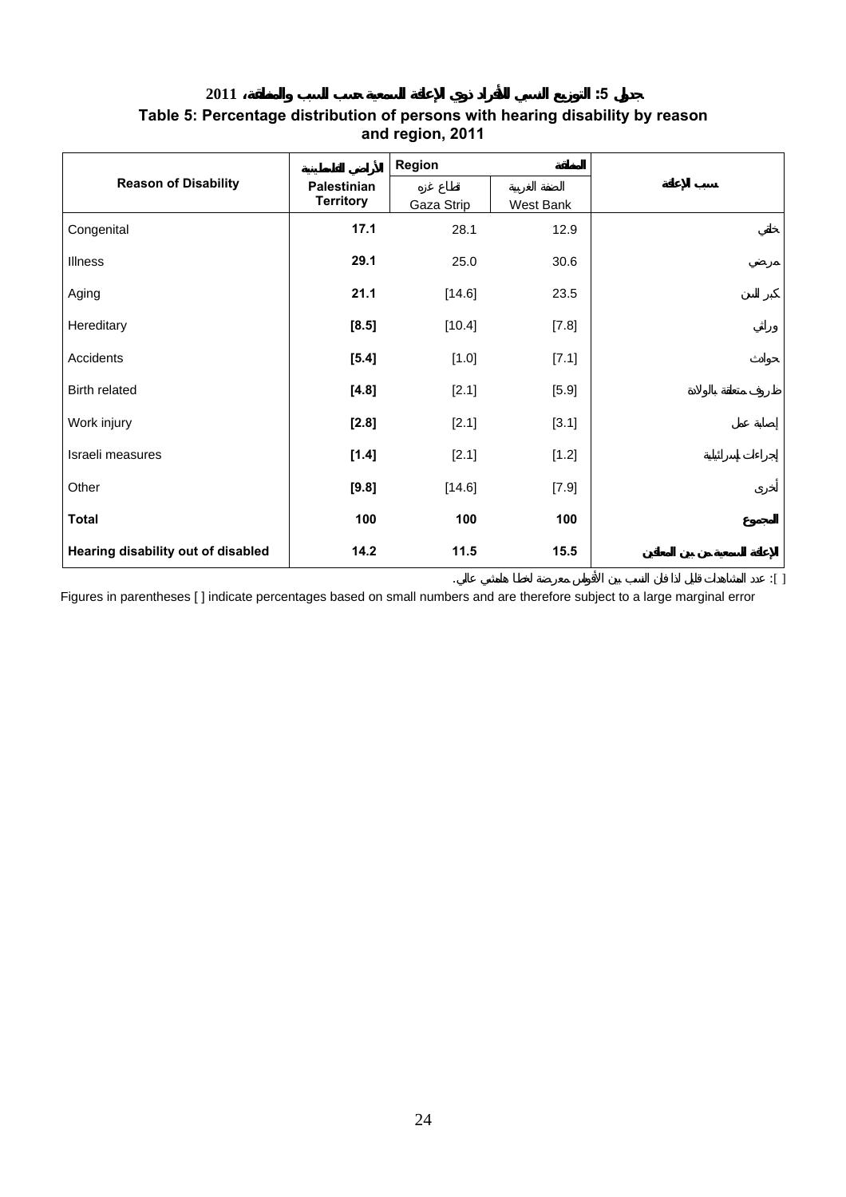### جدول 5: التوزيع النسبي للأفراد ذوي الإعاقة السمعية حسب السبب والمنطقة، 2011

### Table 5: Percentage distribution of persons with hearing disability by reason and region, 2011

| Reason of Disability | الأراضي الفلسطينية Palestinian Territory | Region المنطقة قطاع غزه Gaza Strip | الضفة الغربية West Bank | سبب الإعاقة |
|---|---|---|---|---|
| Congenital | **17.1** | 28.1 | 12.9 | خلقي |
| Illness | **29.1** | 25.0 | 30.6 | مرضي |
| Aging | **21.1** | [14.6] | 23.5 | كبر السن |
| Hereditary | **[8.5]** | [10.4] | [7.8] | وراثي |
| Accidents | **[5.4]** | [1.0] | [7.1] | حوادث |
| Birth related | **[4.8]** | [2.1] | [5.9] | ظروف متعلقة بالولادة |
| Work injury | **[2.8]** | [2.1] | [3.1] | إصابة عمل |
| Israeli measures | **[1.4]** | [2.1] | [1.2] | إجراءات إسرائيلية |
| Other | **[9.8]** | [14.6] | [7.9] | أخرى |
| **Total** | **100** | **100** | **100** | **المجموع** |
| **Hearing disability out of disabled** | **14.2** | **11.5** | **15.5** | **الإعاقة السمعية من بين المعاقين** |

[ ]: عدد المشاهدات قليل لذا فان النسب بين الأقواس معرضة لخطأ هامشي عالي.

Figures in parentheses [ ] indicate percentages based on small numbers and are therefore subject to a large marginal error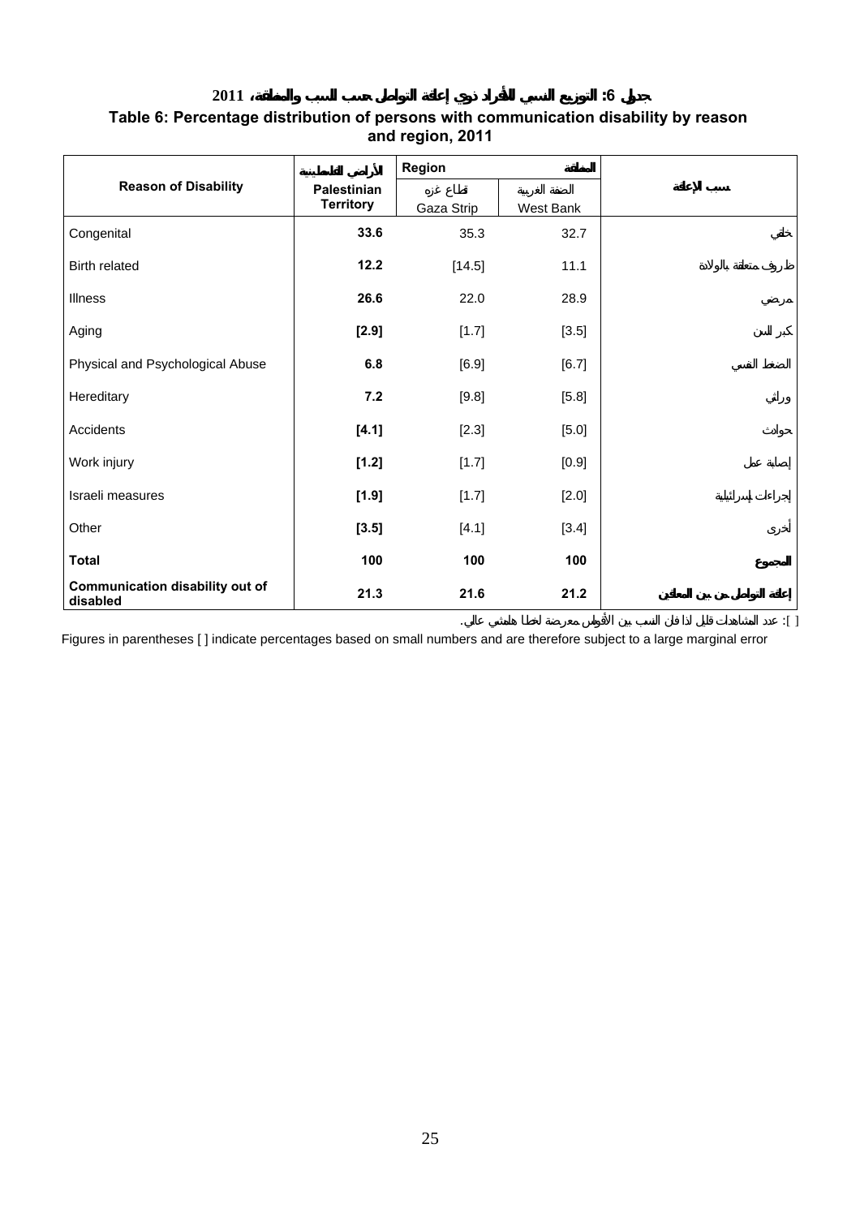## جدول 6: التوزيع النسبي للأفراد ذوي إعاقة التواصل حسب السبب والمنطقة، 2011

## Table 6: Percentage distribution of persons with communication disability by reason and region, 2011

| Reason of Disability | الأراضي الفلسطينية Palestinian Territory | المنطقة Region | | سبب الإعاقة |
|---|---|---|---|---|
| | | قطاع غزه Gaza Strip | الضفة الغربية West Bank | |
| Congenital | **33.6** | 35.3 | 32.7 | خلقي |
| Birth related | **12.2** | [14.5] | 11.1 | ظروف متعلقة بالولادة |
| Illness | **26.6** | 22.0 | 28.9 | مرضي |
| Aging | **[2.9]** | [1.7] | [3.5] | كبر السن |
| Physical and Psychological Abuse | **6.8** | [6.9] | [6.7] | الضغط النفسي |
| Hereditary | **7.2** | [9.8] | [5.8] | وراثي |
| Accidents | **[4.1]** | [2.3] | [5.0] | حوادث |
| Work injury | **[1.2]** | [1.7] | [0.9] | إصابة عمل |
| Israeli measures | **[1.9]** | [1.7] | [2.0] | إجراءات إسرائيلية |
| Other | **[3.5]** | [4.1] | [3.4] | أخرى |
| **Total** | **100** | **100** | **100** | **المجموع** |
| **Communication disability out of disabled** | **21.3** | **21.6** | **21.2** | **إعاقة التواصل من بين المعاقين** |

[ ]: عدد المشاهدات قليل لذا فإن النسب بين الأقواس معرضة لخطأ هامشي عالي.

Figures in parentheses [ ] indicate percentages based on small numbers and are therefore subject to a large marginal error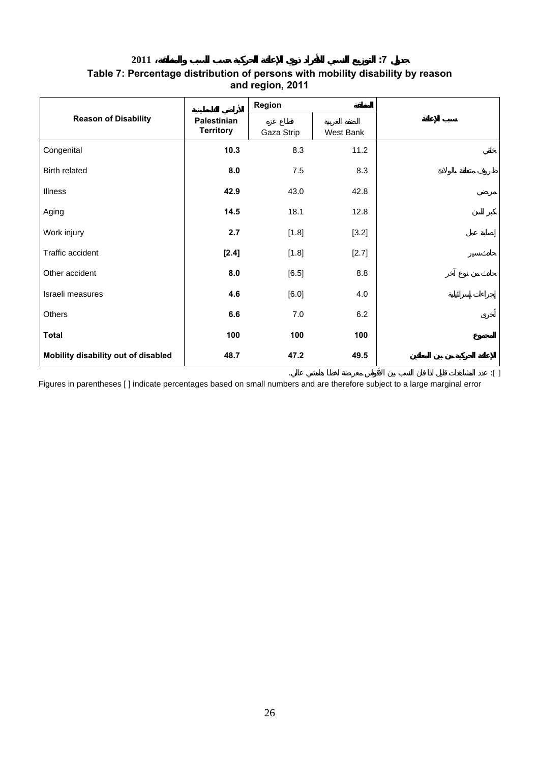**جدول 7: التوزيع النسبي للأفراد ذوي الإعاقة الحركية حسب السبب والمنطقة، 2011**

**Table 7: Percentage distribution of persons with mobility disability by reason and region, 2011**

| Reason of Disability | الأراضي الفلسطينية Palestinian Territory | Region المنطقة قطاع غزه Gaza Strip | الضفة الغربية West Bank | سبب الإعاقة |
|---|---|---|---|---|
| Congenital | **10.3** | 8.3 | 11.2 | خلقي |
| Birth related | **8.0** | 7.5 | 8.3 | ظروف متعلقة بالولادة |
| Illness | **42.9** | 43.0 | 42.8 | مرضي |
| Aging | **14.5** | 18.1 | 12.8 | كبر السن |
| Work injury | **2.7** | [1.8] | [3.2] | إصابة عمل |
| Traffic accident | **[2.4]** | [1.8] | [2.7] | حادث سير |
| Other accident | **8.0** | [6.5] | 8.8 | حادث من نوع آخر |
| Israeli measures | **4.6** | [6.0] | 4.0 | إجراءات إسرائيلية |
| Others | **6.6** | 7.0 | 6.2 | أخرى |
| **Total** | **100** | **100** | **100** | **المجموع** |
| **Mobility disability out of disabled** | **48.7** | **47.2** | **49.5** | **الإعاقة الحركية من بين المعاقين** |

[ ]: عدد المشاهدات قليل لذا فان النسب بين الأقواس معرضة لخطا هامشي عالي.

Figures in parentheses [ ] indicate percentages based on small numbers and are therefore subject to a large marginal error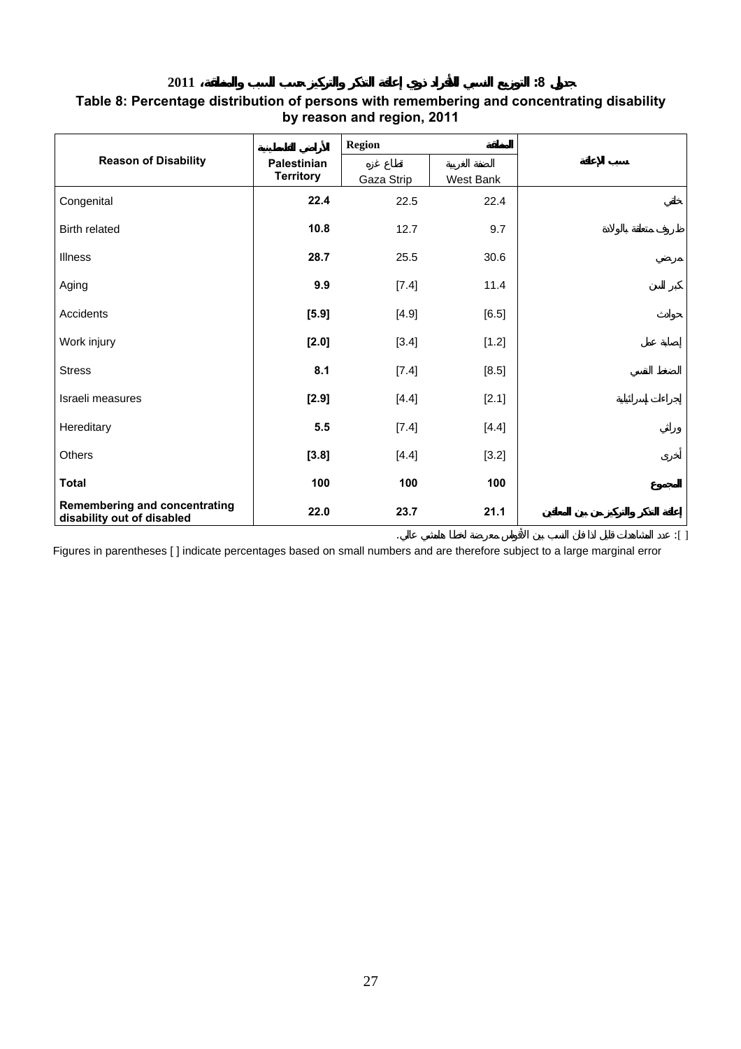# جدول 8: التوزيع النسبي للأفراد ذوي إعاقة التذكر والتركيز حسب السبب والمنطقة، 2011

## Table 8: Percentage distribution of persons with remembering and concentrating disability by reason and region, 2011

| Reason of Disability | الأراضي الفلسطينية Palestinian Territory | Region المنطقة | | سبب الإعاقة |
|---|---|---|---|---|
| | | قطاع غزه Gaza Strip | الضفة الغربية West Bank | |
| Congenital | **22.4** | 22.5 | 22.4 | خلقي |
| Birth related | **10.8** | 12.7 | 9.7 | ظروف متعلقة بالولادة |
| Illness | **28.7** | 25.5 | 30.6 | مرضي |
| Aging | **9.9** | [7.4] | 11.4 | كبر السن |
| Accidents | **[5.9]** | [4.9] | [6.5] | حوادث |
| Work injury | **[2.0]** | [3.4] | [1.2] | إصابة عمل |
| Stress | **8.1** | [7.4] | [8.5] | الضغط النفسي |
| Israeli measures | **[2.9]** | [4.4] | [2.1] | إجراءات إسرائيلية |
| Hereditary | **5.5** | [7.4] | [4.4] | وراثي |
| Others | **[3.8]** | [4.4] | [3.2] | أخرى |
| **Total** | **100** | **100** | **100** | **المجموع** |
| **Remembering and concentrating disability out of disabled** | **22.0** | **23.7** | **21.1** | **إعاقة التذكر والتركيز من بين المعاقين** |

[ ]: عدد المشاهدات قليل لذا فان النسب بين الأقواس معرضة لخطأ هامشي عالي.

Figures in parentheses [ ] indicate percentages based on small numbers and are therefore subject to a large marginal error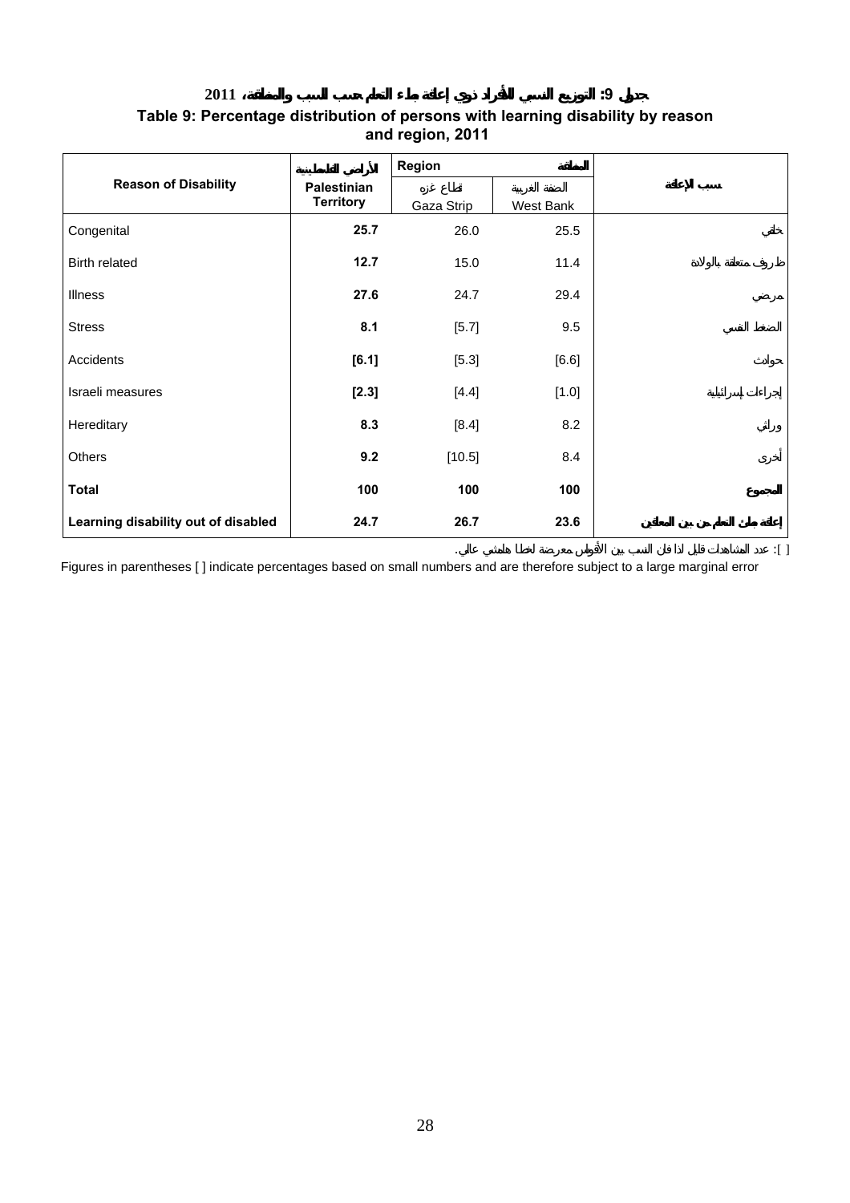**جدول 9: التوزيع النسبي للأفراد ذوي إعاقة بطء التعلم حسب السبب والمنطقة، 2011**

**Table 9: Percentage distribution of persons with learning disability by reason and region, 2011**

| Reason of Disability | الأراضي الفلسطينية Palestinian Territory | Region المنطقة | | سبب الإعاقة |
|---|---|---|---|---|
| | | قطاع غزة Gaza Strip | الضفة الغربية West Bank | |
| Congenital | **25.7** | 26.0 | 25.5 | خلقي |
| Birth related | **12.7** | 15.0 | 11.4 | ظروف متعلقة بالولادة |
| Illness | **27.6** | 24.7 | 29.4 | مرضي |
| Stress | **8.1** | [5.7] | 9.5 | الضغط النفسي |
| Accidents | **[6.1]** | [5.3] | [6.6] | حوادث |
| Israeli measures | **[2.3]** | [4.4] | [1.0] | إجراءات إسرائيلية |
| Hereditary | **8.3** | [8.4] | 8.2 | وراثي |
| Others | **9.2** | [10.5] | 8.4 | أخرى |
| **Total** | **100** | **100** | **100** | **المجموع** |
| **Learning disability out of disabled** | **24.7** | **26.7** | **23.6** | **إعاقة بطء التعلم من بين المعاقين** |

[ ]: عدد المشاهدات قليل لذا فان النسب بين الأقواس معرضة لخطأ هامشي عالي.

Figures in parentheses [ ] indicate percentages based on small numbers and are therefore subject to a large marginal error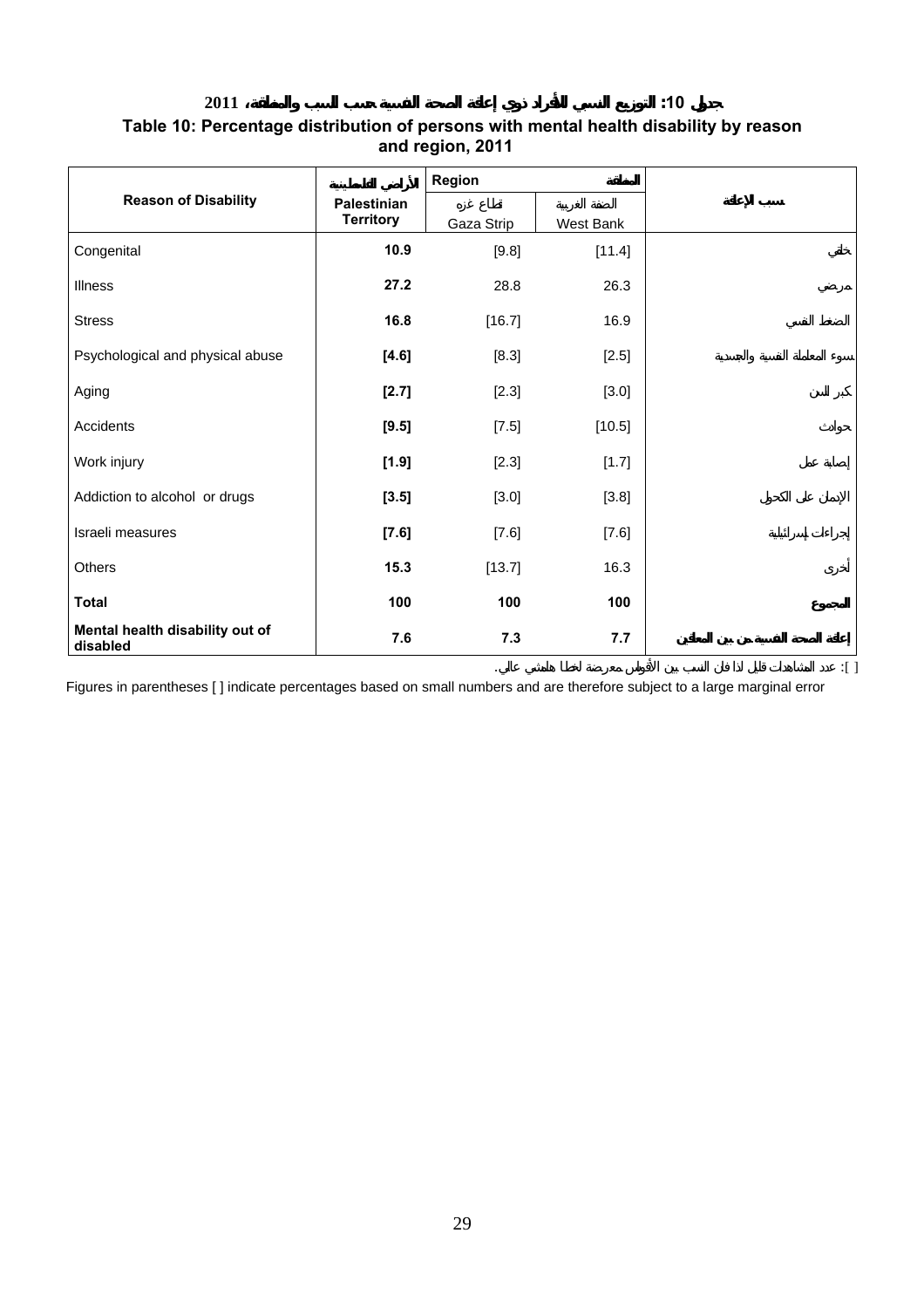**جدول 10: التوزيع النسبي للأفراد ذوي إعاقة الصحة النفسية حسب السبب والمنطقة، 2011**

**Table 10: Percentage distribution of persons with mental health disability by reason and region, 2011**

| Reason of Disability | الأراضي الفلسطينية Palestinian Territory | Region المنطقة | | سبب الإعاقة |
|---|---|---|---|---|
| | | قطاع غزه Gaza Strip | الضفة الغربية West Bank | |
| Congenital | **10.9** | [9.8] | [11.4] | خلقي |
| Illness | **27.2** | 28.8 | 26.3 | مرضي |
| Stress | **16.8** | [16.7] | 16.9 | الضغط النفسي |
| Psychological and physical abuse | **[4.6]** | [8.3] | [2.5] | سوء المعاملة النفسية والجسدية |
| Aging | **[2.7]** | [2.3] | [3.0] | كبر السن |
| Accidents | **[9.5]** | [7.5] | [10.5] | حوادث |
| Work injury | **[1.9]** | [2.3] | [1.7] | إصابة عمل |
| Addiction to alcohol or drugs | **[3.5]** | [3.0] | [3.8] | الإدمان على الكحول |
| Israeli measures | **[7.6]** | [7.6] | [7.6] | إجراءات إسرائيلية |
| Others | **15.3** | [13.7] | 16.3 | أخرى |
| **Total** | **100** | **100** | **100** | **المجموع** |
| **Mental health disability out of disabled** | **7.6** | **7.3** | **7.7** | **إعاقة الصحة النفسية من بين المعاقين** |

[ ]: عدد المشاهدات قليل لذا فان النسب بين الأقواس معرضة لخطأ هامشي عالي.

Figures in parentheses [ ] indicate percentages based on small numbers and are therefore subject to a large marginal error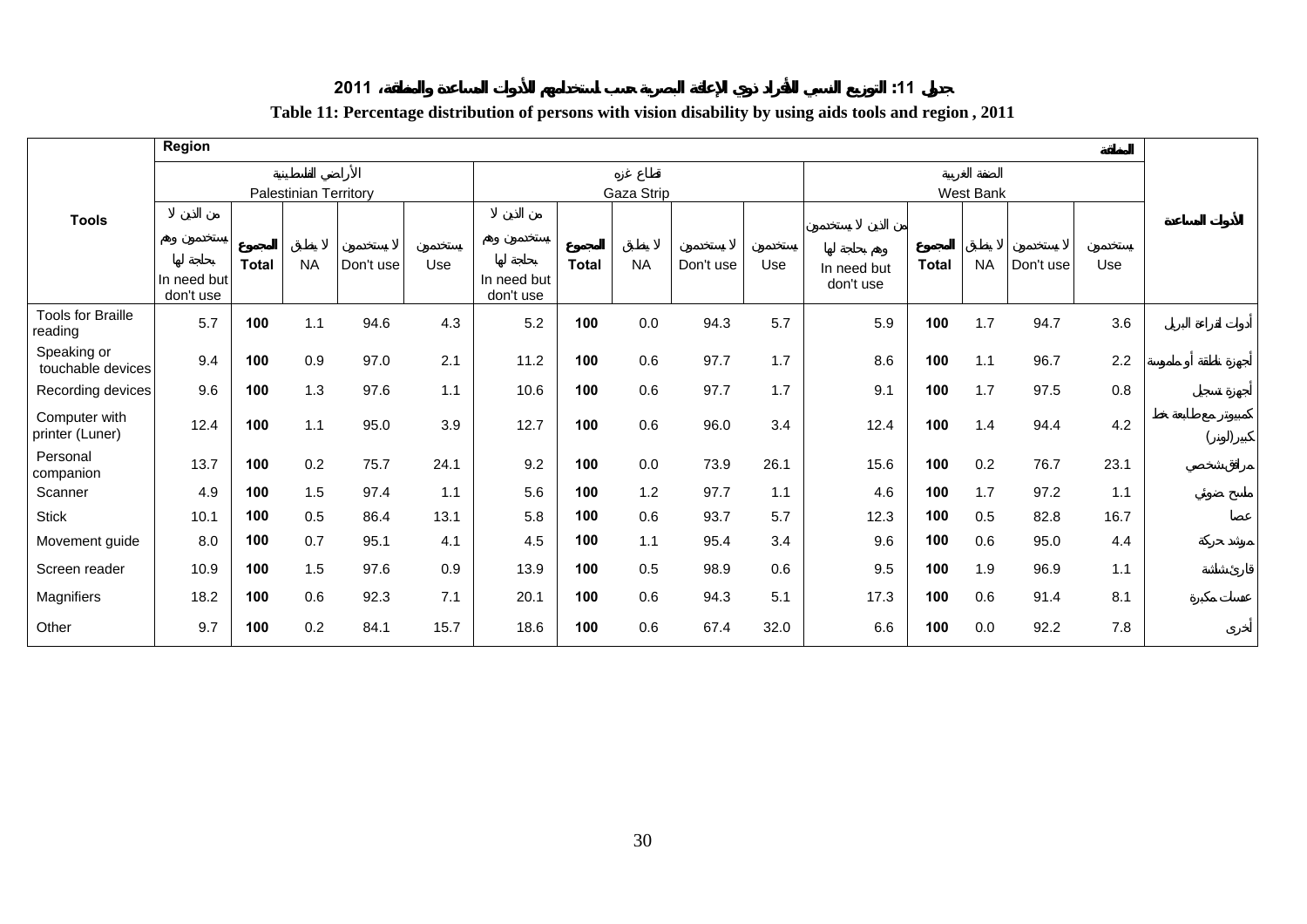## جدول 11: التوزيع النسبي للأفراد ذوي الإعاقة البصرية حسب استخدامهم للأدوات المساعدة والمنطقة، 2011

**Table 11: Percentage distribution of persons with vision disability by using aids tools and region , 2011**

| Tools | Region المنطقة | | | | | | | | | | | | | | | الأدوات المساعدة |
|---|---|---|---|---|---|---|---|---|---|---|---|---|---|---|---|---|
| | الأراضي الفلسطينية Palestinian Territory | | | | | قطاع غزه Gaza Strip | | | | | الضفة الغربية West Bank | | | | | |
| | من الذين لا يستخدمون وهم بحاجة لها In need but don't use | المجموع Total | لا ينطبق NA | لا يستخدمون Don't use | يستخدمون Use | من الذين لا يستخدمون وهم بحاجة لها In need but don't use | المجموع Total | لا ينطبق NA | لا يستخدمون Don't use | يستخدمون Use | من الذين لا يستخدمون وهم بحاجة لها In need but don't use | المجموع Total | لا ينطبق NA | لا يستخدمون Don't use | يستخدمون Use | |
| Tools for Braille reading | 5.7 | **100** | 1.1 | 94.6 | 4.3 | 5.2 | **100** | 0.0 | 94.3 | 5.7 | 5.9 | **100** | 1.7 | 94.7 | 3.6 | أدوات لقراءة البريل |
| Speaking or touchable devices | 9.4 | **100** | 0.9 | 97.0 | 2.1 | 11.2 | **100** | 0.6 | 97.7 | 1.7 | 8.6 | **100** | 1.1 | 96.7 | 2.2 | أجهزة ناطقة أو ملموسة |
| Recording devices | 9.6 | **100** | 1.3 | 97.6 | 1.1 | 10.6 | **100** | 0.6 | 97.7 | 1.7 | 9.1 | **100** | 1.7 | 97.5 | 0.8 | أجهزة تسجيل |
| Computer with printer (Luner) | 12.4 | **100** | 1.1 | 95.0 | 3.9 | 12.7 | **100** | 0.6 | 96.0 | 3.4 | 12.4 | **100** | 1.4 | 94.4 | 4.2 | كمبيوتر مع طابعة خط كبير (لونر) |
| Personal companion | 13.7 | **100** | 0.2 | 75.7 | 24.1 | 9.2 | **100** | 0.0 | 73.9 | 26.1 | 15.6 | **100** | 0.2 | 76.7 | 23.1 | مرافق شخصي |
| Scanner | 4.9 | **100** | 1.5 | 97.4 | 1.1 | 5.6 | **100** | 1.2 | 97.7 | 1.1 | 4.6 | **100** | 1.7 | 97.2 | 1.1 | ماسح ضوئي |
| Stick | 10.1 | **100** | 0.5 | 86.4 | 13.1 | 5.8 | **100** | 0.6 | 93.7 | 5.7 | 12.3 | **100** | 0.5 | 82.8 | 16.7 | عصا |
| Movement guide | 8.0 | **100** | 0.7 | 95.1 | 4.1 | 4.5 | **100** | 1.1 | 95.4 | 3.4 | 9.6 | **100** | 0.6 | 95.0 | 4.4 | مرشد حركة |
| Screen reader | 10.9 | **100** | 1.5 | 97.6 | 0.9 | 13.9 | **100** | 0.5 | 98.9 | 0.6 | 9.5 | **100** | 1.9 | 96.9 | 1.1 | قارئ شاشة |
| Magnifiers | 18.2 | **100** | 0.6 | 92.3 | 7.1 | 20.1 | **100** | 0.6 | 94.3 | 5.1 | 17.3 | **100** | 0.6 | 91.4 | 8.1 | عدسات مكبرة |
| Other | 9.7 | **100** | 0.2 | 84.1 | 15.7 | 18.6 | **100** | 0.6 | 67.4 | 32.0 | 6.6 | **100** | 0.0 | 92.2 | 7.8 | أخرى |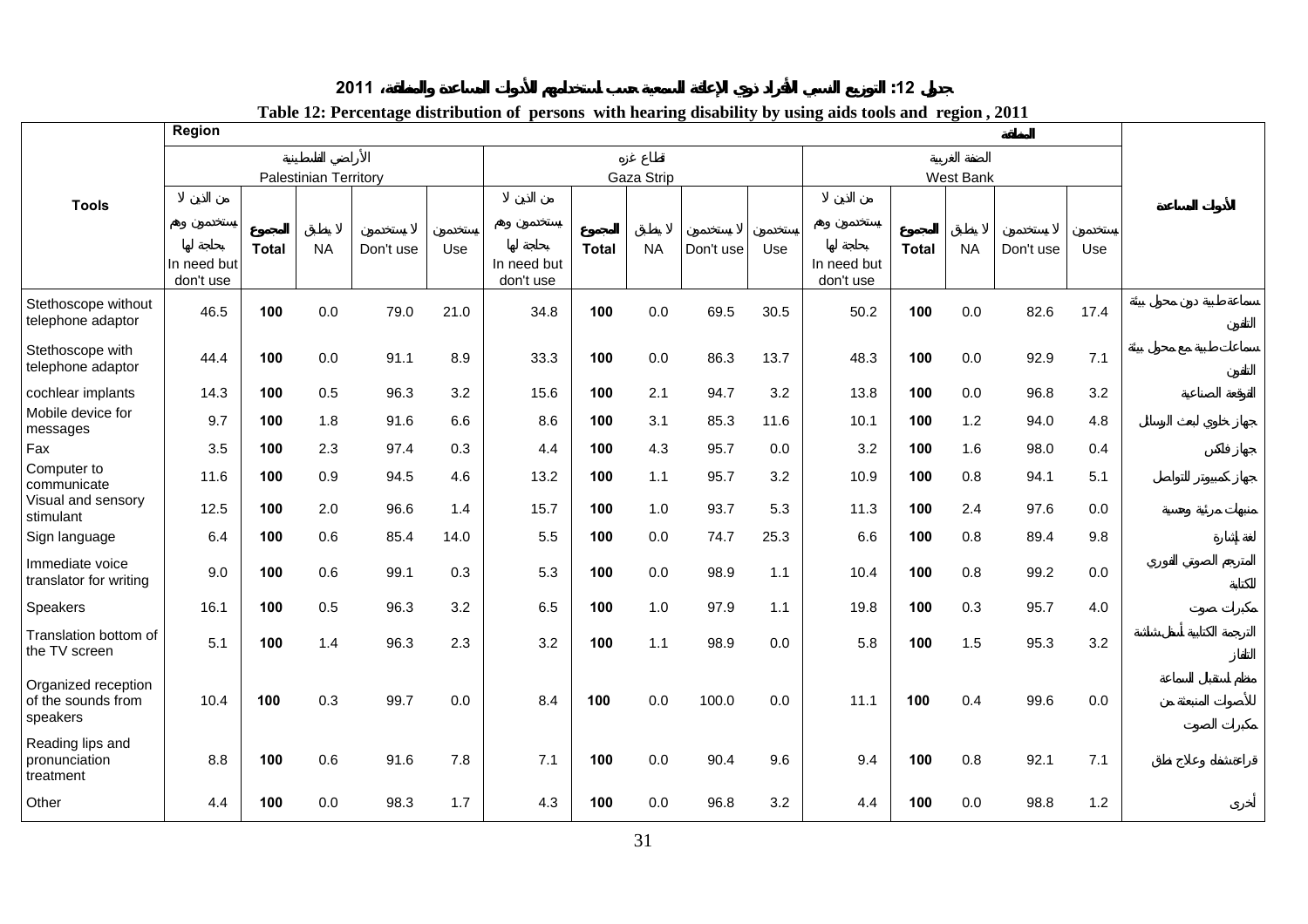## جدول 12: التوزيع النسبي للأفراد ذوي الإعاقة السمعية حسب استخدامهم للأدوات المساعدة والمنطقة، 2011

## Table 12: Percentage distribution of persons with hearing disability by using aids tools and region , 2011

| Tools | Region المنطقة | | | | | | | | | | | | | | | الأدوات المساعدة |
|---|---|---|---|---|---|---|---|---|---|---|---|---|---|---|---|---|
| | الأراضي الفلسطينية Palestinian Territory | | | | | قطاع غزه Gaza Strip | | | | | الضفة الغربية West Bank | | | | | |
| | من الذين لا يستخدمون وهم بحاجة لها In need but don't use | المجموع Total | لا ينطبق NA | لا يستخدمون Don't use | يستخدمون Use | من الذين لا يستخدمون وهم بحاجة لها In need but don't use | المجموع Total | لا ينطبق NA | لا يستخدمون Don't use | يستخدمون Use | من الذين لا يستخدمون وهم بحاجة لها In need but don't use | المجموع Total | لا ينطبق NA | لا يستخدمون Don't use | يستخدمون Use | |
| Stethoscope without telephone adaptor | 46.5 | 100 | 0.0 | 79.0 | 21.0 | 34.8 | 100 | 0.0 | 69.5 | 30.5 | 50.2 | 100 | 0.0 | 82.6 | 17.4 | سماعة طبية دون محول بيئة التلفون |
| Stethoscope with telephone adaptor | 44.4 | 100 | 0.0 | 91.1 | 8.9 | 33.3 | 100 | 0.0 | 86.3 | 13.7 | 48.3 | 100 | 0.0 | 92.9 | 7.1 | سماعات طبية مع محول بيئة التلفون |
| cochlear implants | 14.3 | 100 | 0.5 | 96.3 | 3.2 | 15.6 | 100 | 2.1 | 94.7 | 3.2 | 13.8 | 100 | 0.0 | 96.8 | 3.2 | القوقعة الصناعية |
| Mobile device for messages | 9.7 | 100 | 1.8 | 91.6 | 6.6 | 8.6 | 100 | 3.1 | 85.3 | 11.6 | 10.1 | 100 | 1.2 | 94.0 | 4.8 | جهاز خلوي لبعث الرسائل |
| Fax | 3.5 | 100 | 2.3 | 97.4 | 0.3 | 4.4 | 100 | 4.3 | 95.7 | 0.0 | 3.2 | 100 | 1.6 | 98.0 | 0.4 | جهاز فاكس |
| Computer to communicate | 11.6 | 100 | 0.9 | 94.5 | 4.6 | 13.2 | 100 | 1.1 | 95.7 | 3.2 | 10.9 | 100 | 0.8 | 94.1 | 5.1 | جهاز كمبيوتر للتواصل |
| Visual and sensory stimulant | 12.5 | 100 | 2.0 | 96.6 | 1.4 | 15.7 | 100 | 1.0 | 93.7 | 5.3 | 11.3 | 100 | 2.4 | 97.6 | 0.0 | منبهات مرئية وحسية |
| Sign language | 6.4 | 100 | 0.6 | 85.4 | 14.0 | 5.5 | 100 | 0.0 | 74.7 | 25.3 | 6.6 | 100 | 0.8 | 89.4 | 9.8 | لغة إشارة |
| Immediate voice translator for writing | 9.0 | 100 | 0.6 | 99.1 | 0.3 | 5.3 | 100 | 0.0 | 98.9 | 1.1 | 10.4 | 100 | 0.8 | 99.2 | 0.0 | المترجم الصوتي الفوري للكتابة |
| Speakers | 16.1 | 100 | 0.5 | 96.3 | 3.2 | 6.5 | 100 | 1.0 | 97.9 | 1.1 | 19.8 | 100 | 0.3 | 95.7 | 4.0 | مكبرات صوت |
| Translation bottom of the TV screen | 5.1 | 100 | 1.4 | 96.3 | 2.3 | 3.2 | 100 | 1.1 | 98.9 | 0.0 | 5.8 | 100 | 1.5 | 95.3 | 3.2 | الترجمة الكتابية أسفل شاشة التلفاز |
| Organized reception of the sounds from speakers | 10.4 | 100 | 0.3 | 99.7 | 0.0 | 8.4 | 100 | 0.0 | 100.0 | 0.0 | 11.1 | 100 | 0.4 | 99.6 | 0.0 | منظم استقبال السماعة للأصوات المنبعثة من مكبرات الصوت |
| Reading lips and pronunciation treatment | 8.8 | 100 | 0.6 | 91.6 | 7.8 | 7.1 | 100 | 0.0 | 90.4 | 9.6 | 9.4 | 100 | 0.8 | 92.1 | 7.1 | قراءة شفاه وعلاج نطق |
| Other | 4.4 | 100 | 0.0 | 98.3 | 1.7 | 4.3 | 100 | 0.0 | 96.8 | 3.2 | 4.4 | 100 | 0.0 | 98.8 | 1.2 | أخرى |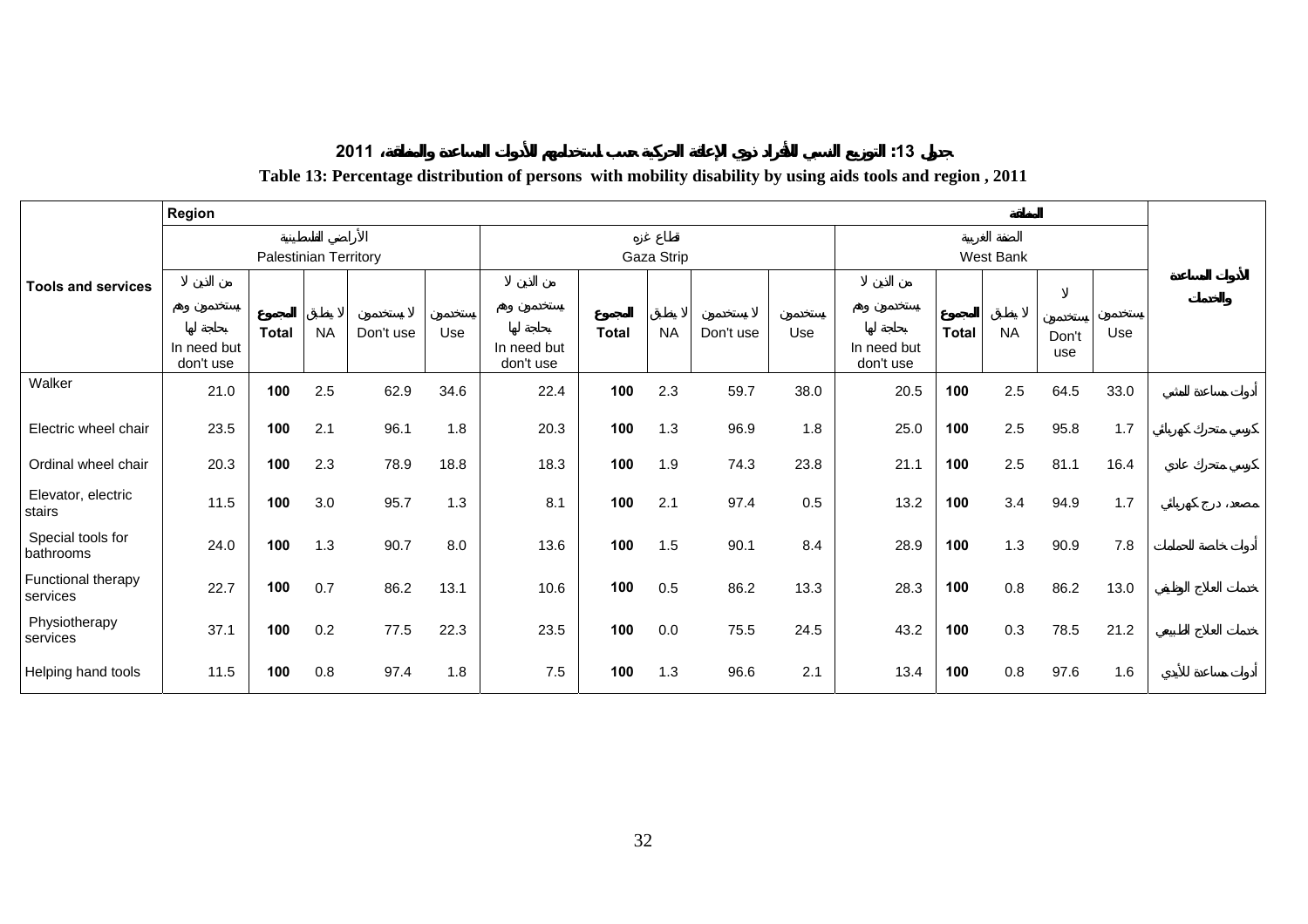## جدول 13: التوزيع النسبي للأفراد ذوي الإعاقة الحركية حسب استخدامهم للأدوات المساعدة والمنطقة، 2011

## Table 13: Percentage distribution of persons with mobility disability by using aids tools and region , 2011

| Tools and services | Region | | | | | | | | | | | | | | المنطقة | الأدوات المساعدة والخدمات |
|---|---|---|---|---|---|---|---|---|---|---|---|---|---|---|---|---|
| | الأراضي الفلسطينية Palestinian Territory | | | | | قطاع غزه Gaza Strip | | | | | الضفة الغربية West Bank | | | | | |
| | من الذين لا يستخدمون وهم بحاجة لها In need but don't use | المجموع Total | لا ينطبق NA | لا يستخدمون Don't use | يستخدمون Use | من الذين لا يستخدمون وهم بحاجة لها In need but don't use | المجموع Total | لا ينطبق NA | لا يستخدمون Don't use | يستخدمون Use | من الذين لا يستخدمون وهم بحاجة لها In need but don't use | المجموع Total | لا ينطبق NA | لا يستخدمون Don't use | يستخدمون Use | |
| Walker | 21.0 | 100 | 2.5 | 62.9 | 34.6 | 22.4 | 100 | 2.3 | 59.7 | 38.0 | 20.5 | 100 | 2.5 | 64.5 | 33.0 | أدوات مساعدة للمشي |
| Electric wheel chair | 23.5 | 100 | 2.1 | 96.1 | 1.8 | 20.3 | 100 | 1.3 | 96.9 | 1.8 | 25.0 | 100 | 2.5 | 95.8 | 1.7 | كرسي متحرك كهربائي |
| Ordinal wheel chair | 20.3 | 100 | 2.3 | 78.9 | 18.8 | 18.3 | 100 | 1.9 | 74.3 | 23.8 | 21.1 | 100 | 2.5 | 81.1 | 16.4 | كرسي متحرك عادي |
| Elevator, electric stairs | 11.5 | 100 | 3.0 | 95.7 | 1.3 | 8.1 | 100 | 2.1 | 97.4 | 0.5 | 13.2 | 100 | 3.4 | 94.9 | 1.7 | مصعد، درج كهربائي |
| Special tools for bathrooms | 24.0 | 100 | 1.3 | 90.7 | 8.0 | 13.6 | 100 | 1.5 | 90.1 | 8.4 | 28.9 | 100 | 1.3 | 90.9 | 7.8 | أدوات خاصة للحمامات |
| Functional therapy services | 22.7 | 100 | 0.7 | 86.2 | 13.1 | 10.6 | 100 | 0.5 | 86.2 | 13.3 | 28.3 | 100 | 0.8 | 86.2 | 13.0 | خدمات العلاج الوظيفي |
| Physiotherapy services | 37.1 | 100 | 0.2 | 77.5 | 22.3 | 23.5 | 100 | 0.0 | 75.5 | 24.5 | 43.2 | 100 | 0.3 | 78.5 | 21.2 | خدمات العلاج الطبيعي |
| Helping hand tools | 11.5 | 100 | 0.8 | 97.4 | 1.8 | 7.5 | 100 | 1.3 | 96.6 | 2.1 | 13.4 | 100 | 0.8 | 97.6 | 1.6 | أدوات مساعدة للأيدي |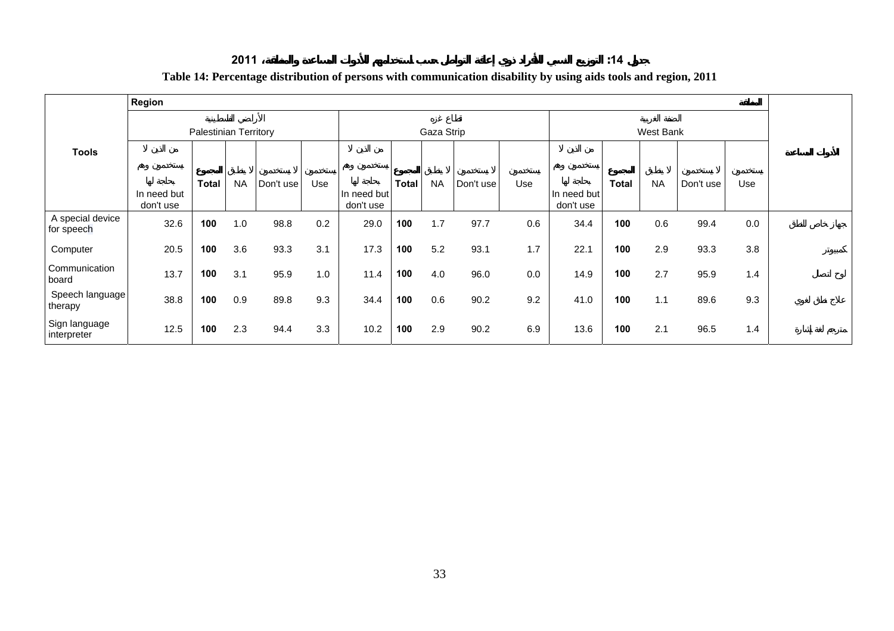# جدول 14: التوزيع النسبي للأفراد ذوي إعاقة التواصل حسب استخدامهم للأدوات المساعدة والمنطقة، 2011

**Table 14: Percentage distribution of persons with communication disability by using aids tools and region, 2011**

| Tools | Region | | | | | | | | | | | | | | | الأدوات المساعدة |
|---|---|---|---|---|---|---|---|---|---|---|---|---|---|---|---|---|
| | الأراضي الفلسطينية Palestinian Territory | | | | | قطاع غزة Gaza Strip | | | | | الضفة الغربية West Bank | | | | | |
| | من الذين لا يستخدمون وهم بحاجة لها In need but don't use | المجموع Total | لا ينطبق NA | لا يستخدمون Don't use | يستخدمون Use | من الذين لا يستخدمون وهم بحاجة لها In need but don't use | المجموع Total | لا ينطبق NA | لا يستخدمون Don't use | يستخدمون Use | من الذين لا يستخدمون وهم بحاجة لها In need but don't use | المجموع Total | لا ينطبق NA | لا يستخدمون Don't use | يستخدمون Use | |
| A special device for speech | 32.6 | **100** | 1.0 | 98.8 | 0.2 | 29.0 | **100** | 1.7 | 97.7 | 0.6 | 34.4 | **100** | 0.6 | 99.4 | 0.0 | جهاز خاص للنطق |
| Computer | 20.5 | **100** | 3.6 | 93.3 | 3.1 | 17.3 | **100** | 5.2 | 93.1 | 1.7 | 22.1 | **100** | 2.9 | 93.3 | 3.8 | كمبيوتر |
| Communication board | 13.7 | **100** | 3.1 | 95.9 | 1.0 | 11.4 | **100** | 4.0 | 96.0 | 0.0 | 14.9 | **100** | 2.7 | 95.9 | 1.4 | لوح اتصال |
| Speech language therapy | 38.8 | **100** | 0.9 | 89.8 | 9.3 | 34.4 | **100** | 0.6 | 90.2 | 9.2 | 41.0 | **100** | 1.1 | 89.6 | 9.3 | علاج نطق لغوي |
| Sign language interpreter | 12.5 | **100** | 2.3 | 94.4 | 3.3 | 10.2 | **100** | 2.9 | 90.2 | 6.9 | 13.6 | **100** | 2.1 | 96.5 | 1.4 | مترجم لغة إشارة |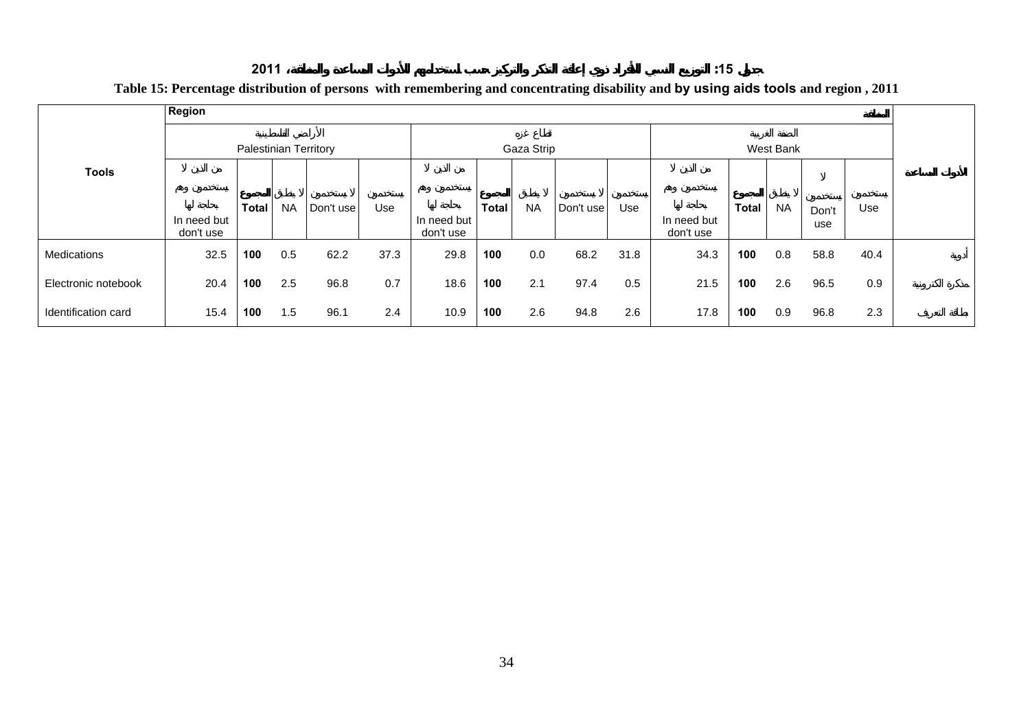## جدول 15: التوزيع النسبي للأفراد ذوي إعاقة التذكر والتركيز حسب استخدامهم للأدوات المساعدة والمنطقة، 2011

**Table 15: Percentage distribution of persons with remembering and concentrating disability and by using aids tools and region , 2011**

| Tools | Region | | | | | | | | | | | | | | | الأدوات المساعدة |
|---|---|---|---|---|---|---|---|---|---|---|---|---|---|---|---|---|
| | الأراضي الفلسطينية Palestinian Territory | | | | | قطاع غزه Gaza Strip | | | | | الضفة الغربية West Bank | | | | | |
| | من الذين لا يستخدمون وهم بحاجة لها In need but don't use | المجموع Total | لا ينطبق NA | لا يستخدمون Don't use | يستخدمون Use | من الذين لا يستخدمون وهم بحاجة لها In need but don't use | المجموع Total | لا ينطبق NA | لا يستخدمون Don't use | يستخدمون Use | من الذين لا يستخدمون وهم بحاجة لها In need but don't use | المجموع Total | لا ينطبق NA | لا يستخدمون Don't use | يستخدمون Use | |
| Medications | 32.5 | **100** | 0.5 | 62.2 | 37.3 | 29.8 | **100** | 0.0 | 68.2 | 31.8 | 34.3 | **100** | 0.8 | 58.8 | 40.4 | أدوية |
| Electronic notebook | 20.4 | **100** | 2.5 | 96.8 | 0.7 | 18.6 | **100** | 2.1 | 97.4 | 0.5 | 21.5 | **100** | 2.6 | 96.5 | 0.9 | مفكرة الكترونية |
| Identification card | 15.4 | **100** | 1.5 | 96.1 | 2.4 | 10.9 | **100** | 2.6 | 94.8 | 2.6 | 17.8 | **100** | 0.9 | 96.8 | 2.3 | بطاقة التعريف |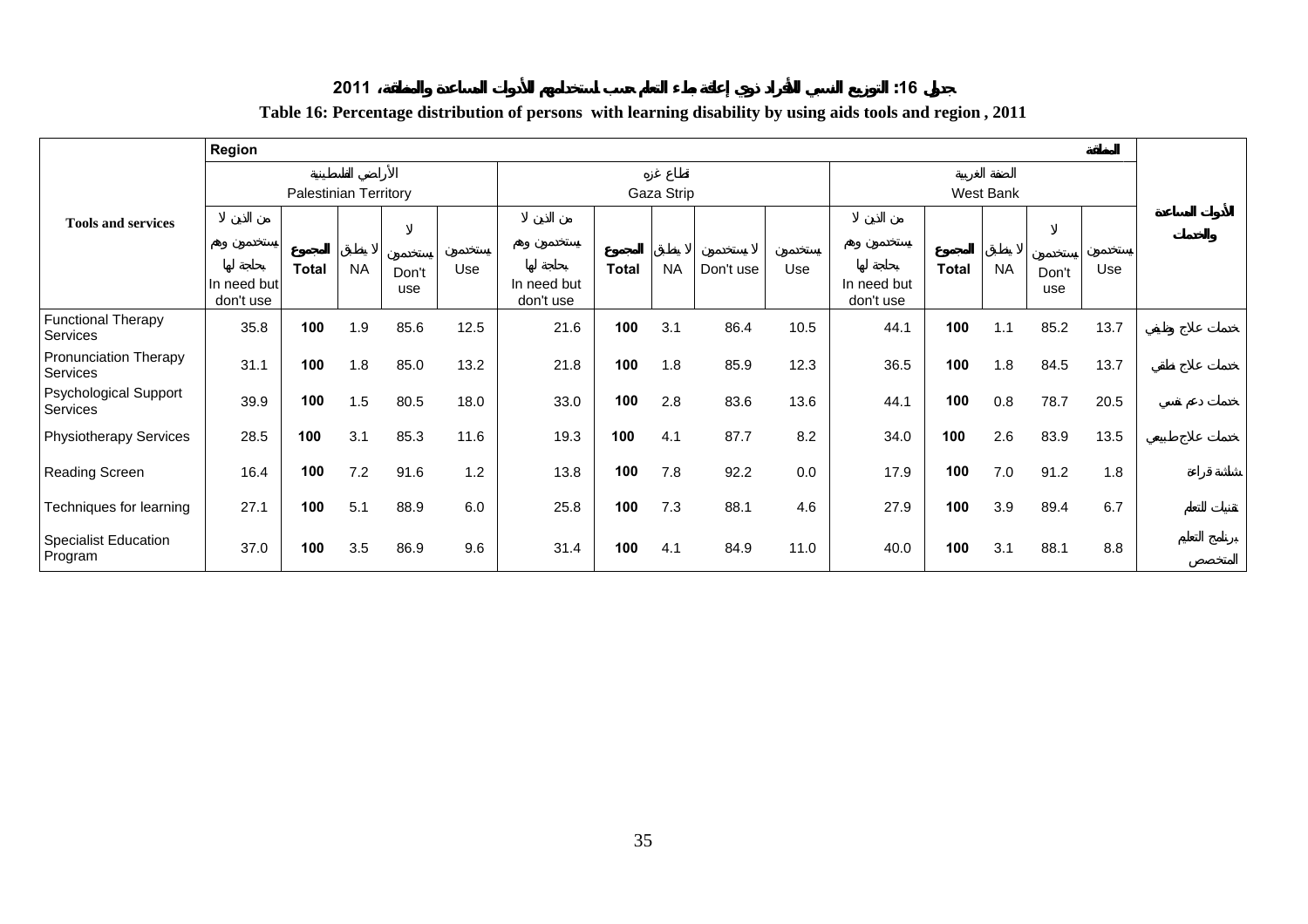جدول 16: التوزيع النسبي للأفراد ذوي إعاقة بطء التعلم حسب استخدامهم للأدوات المساعدة والمنطقة، 2011

**Table 16: Percentage distribution of persons with learning disability by using aids tools and region , 2011**

| Tools and services | Region | | | | | | | | | | | | | | المنطقة |
|---|---|---|---|---|---|---|---|---|---|---|---|---|---|---|---|
| | الأراضي الفلسطينية Palestinian Territory | | | | | قطاع غزه Gaza Strip | | | | | الضفة الغربية West Bank | | | | |
| | من الذين لا يستخدمون وهم بحاجة لها In need but don't use | المجموع Total | لا ينطبق NA | لا يستخدمون Don't use | يستخدمون Use | من الذين لا يستخدمون وهم بحاجة لها In need but don't use | المجموع Total | لا ينطبق NA | لا يستخدمون Don't use | يستخدمون Use | من الذين لا يستخدمون وهم بحاجة لها In need but don't use | المجموع Total | لا ينطبق NA | لا يستخدمون Don't use | يستخدمون Use | الأدوات المساعدة والخدمات |
| Functional Therapy Services | 35.8 | **100** | 1.9 | 85.6 | 12.5 | 21.6 | **100** | 3.1 | 86.4 | 10.5 | 44.1 | **100** | 1.1 | 85.2 | 13.7 | خدمات علاج وظيفي |
| Pronunciation Therapy Services | 31.1 | **100** | 1.8 | 85.0 | 13.2 | 21.8 | **100** | 1.8 | 85.9 | 12.3 | 36.5 | **100** | 1.8 | 84.5 | 13.7 | خدمات علاج نطقي |
| Psychological Support Services | 39.9 | **100** | 1.5 | 80.5 | 18.0 | 33.0 | **100** | 2.8 | 83.6 | 13.6 | 44.1 | **100** | 0.8 | 78.7 | 20.5 | خدمات دعم نفسي |
| Physiotherapy Services | 28.5 | **100** | 3.1 | 85.3 | 11.6 | 19.3 | **100** | 4.1 | 87.7 | 8.2 | 34.0 | **100** | 2.6 | 83.9 | 13.5 | خدمات علاج طبيعي |
| Reading Screen | 16.4 | **100** | 7.2 | 91.6 | 1.2 | 13.8 | **100** | 7.8 | 92.2 | 0.0 | 17.9 | **100** | 7.0 | 91.2 | 1.8 | شاشة قراءة |
| Techniques for learning | 27.1 | **100** | 5.1 | 88.9 | 6.0 | 25.8 | **100** | 7.3 | 88.1 | 4.6 | 27.9 | **100** | 3.9 | 89.4 | 6.7 | تقنيات للتعلم |
| Specialist Education Program | 37.0 | **100** | 3.5 | 86.9 | 9.6 | 31.4 | **100** | 4.1 | 84.9 | 11.0 | 40.0 | **100** | 3.1 | 88.1 | 8.8 | برنامج التعليم المتخصص |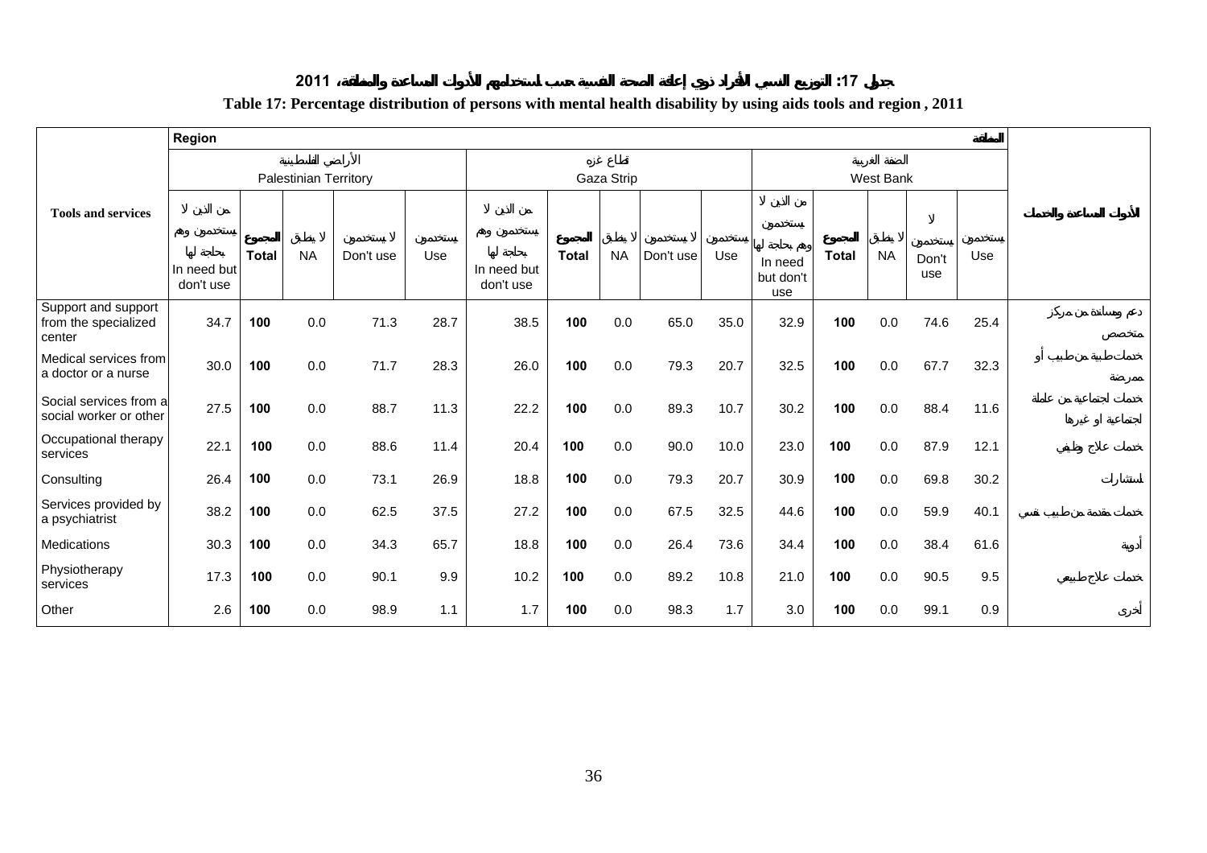# جدول 17: التوزيع النسبي للأفراد ذوي إعاقة الصحة النفسية حسب استخدامهم للأدوات المساعدة والمنطقة، 2011

**Table 17: Percentage distribution of persons with mental health disability by using aids tools and region , 2011**

| Tools and services | Region المنطقة | | | | | | | | | | | | | | | الأدوات المساعدة والخدمات |
|---|---|---|---|---|---|---|---|---|---|---|---|---|---|---|---|---|
| | الأراضي الفلسطينية Palestinian Territory | | | | | قطاع غزه Gaza Strip | | | | | الضفة الغربية West Bank | | | | | |
| | من الذين لا يستخدمون وهم بحاجة لها In need but don't use | المجموع Total | لا ينطبق NA | لا يستخدمون Don't use | يستخدمون Use | من الذين لا يستخدمون وهم بحاجة لها In need but don't use | المجموع Total | لا ينطبق NA | لا يستخدمون Don't use | يستخدمون Use | من الذين لا يستخدمون وهم بحاجة لها In need but don't use | المجموع Total | لا ينطبق NA | لا يستخدمون Don't use | يستخدمون Use | |
| Support and support from the specialized center | 34.7 | 100 | 0.0 | 71.3 | 28.7 | 38.5 | 100 | 0.0 | 65.0 | 35.0 | 32.9 | 100 | 0.0 | 74.6 | 25.4 | دعم ومساندة من مركز متخصص |
| Medical services from a doctor or a nurse | 30.0 | 100 | 0.0 | 71.7 | 28.3 | 26.0 | 100 | 0.0 | 79.3 | 20.7 | 32.5 | 100 | 0.0 | 67.7 | 32.3 | خدمات طبية من طبيب أو ممرضة |
| Social services from a social worker or other | 27.5 | 100 | 0.0 | 88.7 | 11.3 | 22.2 | 100 | 0.0 | 89.3 | 10.7 | 30.2 | 100 | 0.0 | 88.4 | 11.6 | خدمات اجتماعية من عاملة اجتماعية او غيرها |
| Occupational therapy services | 22.1 | 100 | 0.0 | 88.6 | 11.4 | 20.4 | 100 | 0.0 | 90.0 | 10.0 | 23.0 | 100 | 0.0 | 87.9 | 12.1 | خدمات علاج وظيفي |
| Consulting | 26.4 | 100 | 0.0 | 73.1 | 26.9 | 18.8 | 100 | 0.0 | 79.3 | 20.7 | 30.9 | 100 | 0.0 | 69.8 | 30.2 | استشارات |
| Services provided by a psychiatrist | 38.2 | 100 | 0.0 | 62.5 | 37.5 | 27.2 | 100 | 0.0 | 67.5 | 32.5 | 44.6 | 100 | 0.0 | 59.9 | 40.1 | خدمات مقدمة من طبيب نفسي |
| Medications | 30.3 | 100 | 0.0 | 34.3 | 65.7 | 18.8 | 100 | 0.0 | 26.4 | 73.6 | 34.4 | 100 | 0.0 | 38.4 | 61.6 | أدوية |
| Physiotherapy services | 17.3 | 100 | 0.0 | 90.1 | 9.9 | 10.2 | 100 | 0.0 | 89.2 | 10.8 | 21.0 | 100 | 0.0 | 90.5 | 9.5 | خدمات علاج طبيعي |
| Other | 2.6 | 100 | 0.0 | 98.9 | 1.1 | 1.7 | 100 | 0.0 | 98.3 | 1.7 | 3.0 | 100 | 0.0 | 99.1 | 0.9 | أخرى |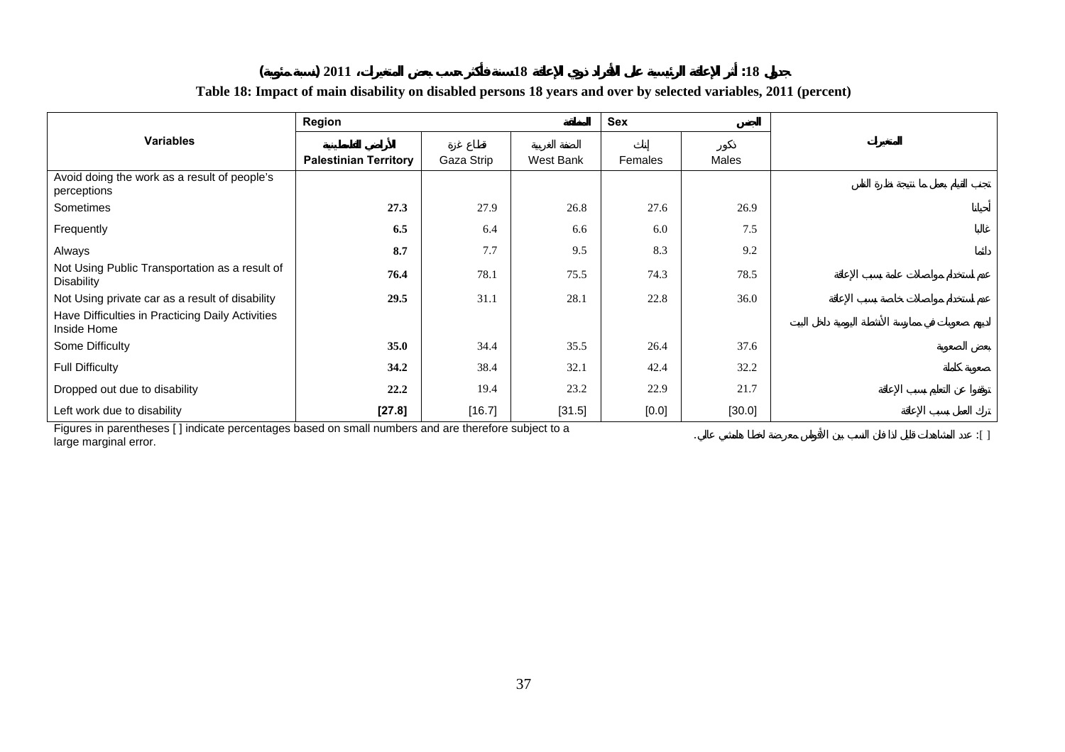# جدول 18: أثر الإعاقة الرئيسية على الأفراد ذوي الإعاقة 18 سنة فأكثر حسب بعض المتغيرات، 2011 (نسبة مئوية)

**Table 18: Impact of main disability on disabled persons 18 years and over by selected variables, 2011 (percent)**

| Variables | Region المنطقة | | | Sex الجنس | | المتغيرات |
|---|---|---|---|---|---|---|
| | الأراضي الفلسطينية **Palestinian Territory** | قطاع غزة Gaza Strip | الضفة الغربية West Bank | إناث Females | ذكور Males | |
| Avoid doing the work as a result of people's perceptions | | | | | | تجنب القيام بعمل ما نتيجة نظرة الناس |
| Sometimes | **27.3** | 27.9 | 26.8 | 27.6 | 26.9 | أحيانا |
| Frequently | **6.5** | 6.4 | 6.6 | 6.0 | 7.5 | غالبا |
| Always | **8.7** | 7.7 | 9.5 | 8.3 | 9.2 | دائما |
| Not Using Public Transportation as a result of Disability | **76.4** | 78.1 | 75.5 | 74.3 | 78.5 | عدم استخدام مواصلات عامة بسبب الإعاقة |
| Not Using private car as a result of disability | **29.5** | 31.1 | 28.1 | 22.8 | 36.0 | عدم استخدام مواصلات خاصة بسبب الإعاقة |
| Have Difficulties in Practicing Daily Activities Inside Home | | | | | | لديهم صعوبات في ممارسة الأنشطة اليومية داخل البيت |
| Some Difficulty | **35.0** | 34.4 | 35.5 | 26.4 | 37.6 | بعض الصعوبة |
| Full Difficulty | **34.2** | 38.4 | 32.1 | 42.4 | 32.2 | صعوبة كاملة |
| Dropped out due to disability | **22.2** | 19.4 | 23.2 | 22.9 | 21.7 | توقفوا عن التعليم بسبب الإعاقة |
| Left work due to disability | **[27.8]** | [16.7] | [31.5] | [0.0] | [30.0] | ترك العمل بسبب الإعاقة |

Figures in parentheses [ ] indicate percentages based on small numbers and are therefore subject to a large marginal error.

[ ]: عدد المشاهدات قليل لذا فان النسب بين الأقواس معرضة لخطأ هامشي عالي.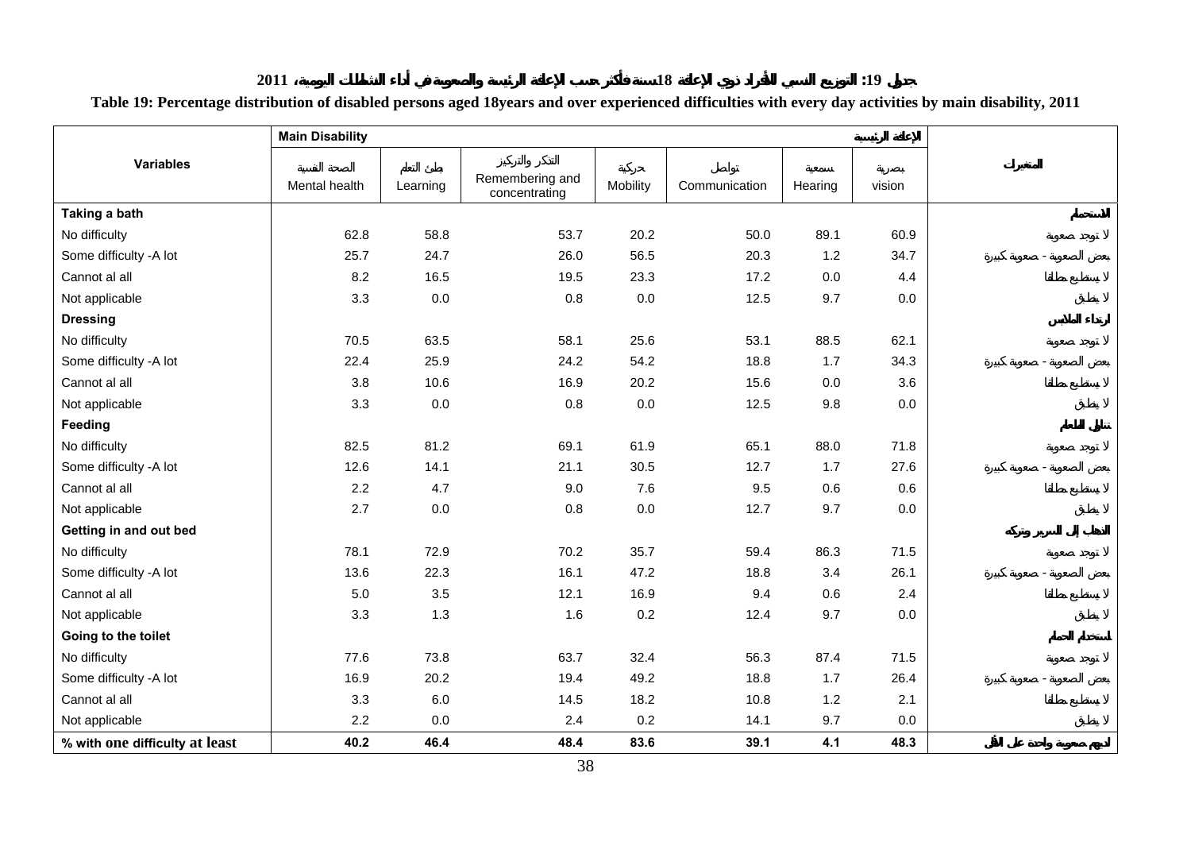جدول 19: التوزيع النسبي للأفراد ذوي الإعاقة 18سنة فأكثر حسب الإعاقة الرئيسة والصعوبة في أداء النشاطات اليومية، 2011

**Table 19: Percentage distribution of disabled persons aged 18years and over experienced difficulties with every day activities by main disability, 2011**

| Variables | Main Disability الإعاقة الرئيسية | | | | | | | المتغيرات |
|---|---|---|---|---|---|---|---|---|
| | الصحة النفسية Mental health | بطئ التعلم Learning | التذكر والتركيز Remembering and concentrating | حركية Mobility | تواصل Communication | سمعية Hearing | بصرية vision | |
| **Taking a bath** | | | | | | | | **الاستحمام** |
| No difficulty | 62.8 | 58.8 | 53.7 | 20.2 | 50.0 | 89.1 | 60.9 | لا توجد صعوبة |
| Some difficulty -A lot | 25.7 | 24.7 | 26.0 | 56.5 | 20.3 | 1.2 | 34.7 | بعض الصعوبة - صعوبة كبيرة |
| Cannot al all | 8.2 | 16.5 | 19.5 | 23.3 | 17.2 | 0.0 | 4.4 | لا يستطيع مطلقا |
| Not applicable | 3.3 | 0.0 | 0.8 | 0.0 | 12.5 | 9.7 | 0.0 | لا ينطبق |
| **Dressing** | | | | | | | | **ارتداء الملابس** |
| No difficulty | 70.5 | 63.5 | 58.1 | 25.6 | 53.1 | 88.5 | 62.1 | لا توجد صعوبة |
| Some difficulty -A lot | 22.4 | 25.9 | 24.2 | 54.2 | 18.8 | 1.7 | 34.3 | بعض الصعوبة - صعوبة كبيرة |
| Cannot al all | 3.8 | 10.6 | 16.9 | 20.2 | 15.6 | 0.0 | 3.6 | لا يستطيع مطلقا |
| Not applicable | 3.3 | 0.0 | 0.8 | 0.0 | 12.5 | 9.8 | 0.0 | لا ينطبق |
| **Feeding** | | | | | | | | **تناول الطعام** |
| No difficulty | 82.5 | 81.2 | 69.1 | 61.9 | 65.1 | 88.0 | 71.8 | لا توجد صعوبة |
| Some difficulty -A lot | 12.6 | 14.1 | 21.1 | 30.5 | 12.7 | 1.7 | 27.6 | بعض الصعوبة - صعوبة كبيرة |
| Cannot al all | 2.2 | 4.7 | 9.0 | 7.6 | 9.5 | 0.6 | 0.6 | لا يستطيع مطلقا |
| Not applicable | 2.7 | 0.0 | 0.8 | 0.0 | 12.7 | 9.7 | 0.0 | لا ينطبق |
| **Getting in and out bed** | | | | | | | | **الذهاب إلى السرير وتركه** |
| No difficulty | 78.1 | 72.9 | 70.2 | 35.7 | 59.4 | 86.3 | 71.5 | لا توجد صعوبة |
| Some difficulty -A lot | 13.6 | 22.3 | 16.1 | 47.2 | 18.8 | 3.4 | 26.1 | بعض الصعوبة - صعوبة كبيرة |
| Cannot al all | 5.0 | 3.5 | 12.1 | 16.9 | 9.4 | 0.6 | 2.4 | لا يستطيع مطلقا |
| Not applicable | 3.3 | 1.3 | 1.6 | 0.2 | 12.4 | 9.7 | 0.0 | لا ينطبق |
| **Going to the toilet** | | | | | | | | **استخدام الحمام** |
| No difficulty | 77.6 | 73.8 | 63.7 | 32.4 | 56.3 | 87.4 | 71.5 | لا توجد صعوبة |
| Some difficulty -A lot | 16.9 | 20.2 | 19.4 | 49.2 | 18.8 | 1.7 | 26.4 | بعض الصعوبة - صعوبة كبيرة |
| Cannot al all | 3.3 | 6.0 | 14.5 | 18.2 | 10.8 | 1.2 | 2.1 | لا يستطيع مطلقا |
| Not applicable | 2.2 | 0.0 | 2.4 | 0.2 | 14.1 | 9.7 | 0.0 | لا ينطبق |
| **% with one difficulty at least** | **40.2** | **46.4** | **48.4** | **83.6** | **39.1** | **4.1** | **48.3** | **لديهم صعوبة واحدة على الأقل** |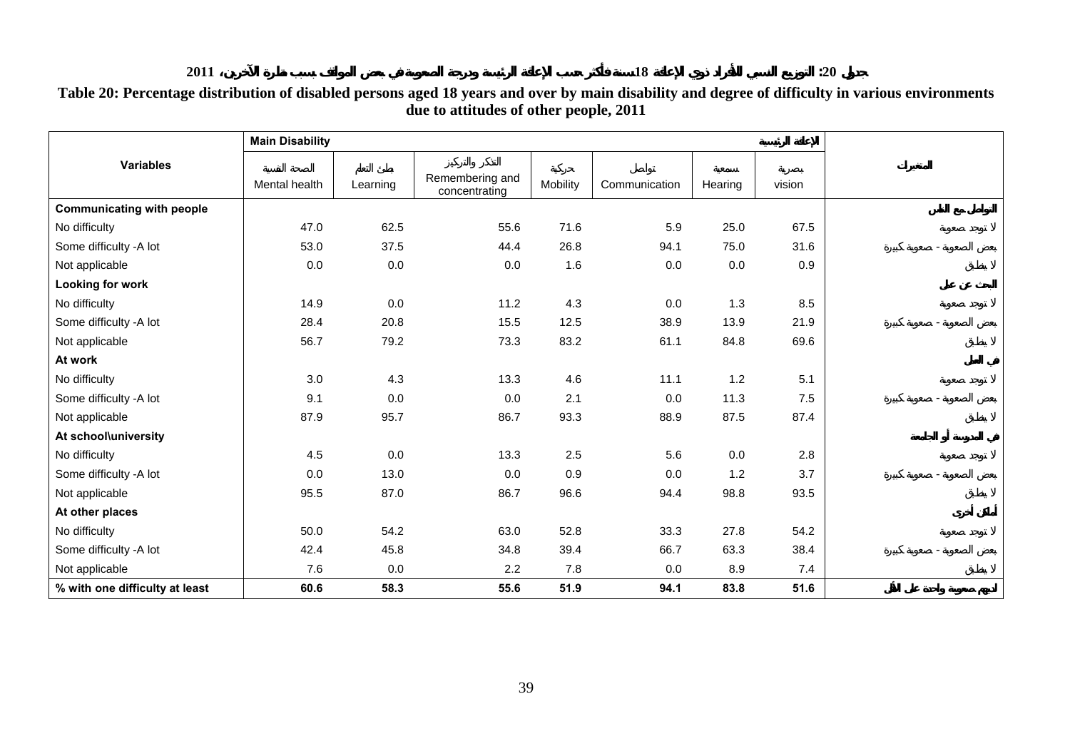جدول 20: التوزيع النسبي للأفراد ذوي الإعاقة 18 سنة فأكثر حسب الإعاقة الرئيسية ودرجة الصعوبة في بعض المواقف بسبب نظرة الآخرين، 2011

**Table 20: Percentage distribution of disabled persons aged 18 years and over by main disability and degree of difficulty in various environments due to attitudes of other people, 2011**

| Variables | Main Disability | | | | | | الإعاقة الرئيسية | المتغيرات |
|---|---|---|---|---|---|---|---|---|
| | الصحة النفسية Mental health | بطئ التعلم Learning | التذكر والتركيز Remembering and concentrating | حركية Mobility | تواصل Communication | سمعية Hearing | بصرية vision | |
| **Communicating with people** | | | | | | | | **التواصل مع الناس** |
| No difficulty | 47.0 | 62.5 | 55.6 | 71.6 | 5.9 | 25.0 | 67.5 | لا توجد صعوبة |
| Some difficulty -A lot | 53.0 | 37.5 | 44.4 | 26.8 | 94.1 | 75.0 | 31.6 | بعض الصعوبة - صعوبة كبيرة |
| Not applicable | 0.0 | 0.0 | 0.0 | 1.6 | 0.0 | 0.0 | 0.9 | لا ينطبق |
| **Looking for work** | | | | | | | | **البحث عن عمل** |
| No difficulty | 14.9 | 0.0 | 11.2 | 4.3 | 0.0 | 1.3 | 8.5 | لا توجد صعوبة |
| Some difficulty -A lot | 28.4 | 20.8 | 15.5 | 12.5 | 38.9 | 13.9 | 21.9 | بعض الصعوبة - صعوبة كبيرة |
| Not applicable | 56.7 | 79.2 | 73.3 | 83.2 | 61.1 | 84.8 | 69.6 | لا ينطبق |
| **At work** | | | | | | | | **في العمل** |
| No difficulty | 3.0 | 4.3 | 13.3 | 4.6 | 11.1 | 1.2 | 5.1 | لا توجد صعوبة |
| Some difficulty -A lot | 9.1 | 0.0 | 0.0 | 2.1 | 0.0 | 11.3 | 7.5 | بعض الصعوبة - صعوبة كبيرة |
| Not applicable | 87.9 | 95.7 | 86.7 | 93.3 | 88.9 | 87.5 | 87.4 | لا ينطبق |
| **At school\university** | | | | | | | | **في المدرسة أو الجامعة** |
| No difficulty | 4.5 | 0.0 | 13.3 | 2.5 | 5.6 | 0.0 | 2.8 | لا توجد صعوبة |
| Some difficulty -A lot | 0.0 | 13.0 | 0.0 | 0.9 | 0.0 | 1.2 | 3.7 | بعض الصعوبة - صعوبة كبيرة |
| Not applicable | 95.5 | 87.0 | 86.7 | 96.6 | 94.4 | 98.8 | 93.5 | لا ينطبق |
| **At other places** | | | | | | | | **أماكن أخرى** |
| No difficulty | 50.0 | 54.2 | 63.0 | 52.8 | 33.3 | 27.8 | 54.2 | لا توجد صعوبة |
| Some difficulty -A lot | 42.4 | 45.8 | 34.8 | 39.4 | 66.7 | 63.3 | 38.4 | بعض الصعوبة - صعوبة كبيرة |
| Not applicable | 7.6 | 0.0 | 2.2 | 7.8 | 0.0 | 8.9 | 7.4 | لا ينطبق |
| **% with one difficulty at least** | **60.6** | **58.3** | **55.6** | **51.9** | **94.1** | **83.8** | **51.6** | **لديهم صعوبة واحدة على الأقل** |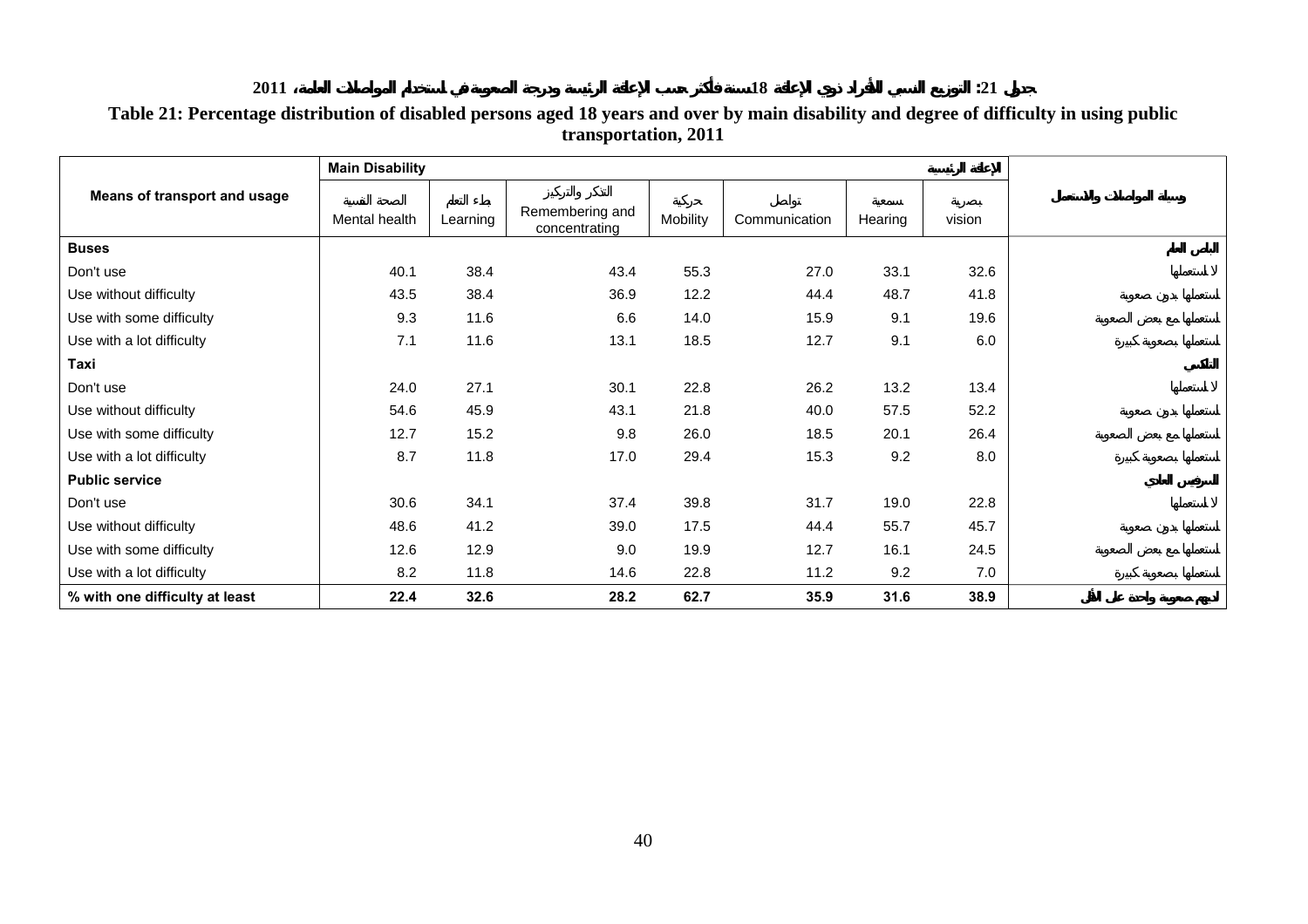جدول 21: التوزيع النسبي للأفراد ذوي الإعاقة 18 سنة فأكثر حسب الإعاقة الرئيسية ودرجة الصعوبة في استخدام المواصلات العامة، 2011

**Table 21: Percentage distribution of disabled persons aged 18 years and over by main disability and degree of difficulty in using public transportation, 2011**

| Means of transport and usage | Main Disability | | | | | | الإعاقة الرئيسية | وسيلة المواصلات والاستعمال |
|---|---|---|---|---|---|---|---|---|
| | الصحة النفسية Mental health | بطء التعلم Learning | التذكر والتركيز Remembering and concentrating | حركية Mobility | تواصل Communication | سمعية Hearing | بصرية vision | |
| **Buses** | | | | | | | | **الباص العام** |
| Don't use | 40.1 | 38.4 | 43.4 | 55.3 | 27.0 | 33.1 | 32.6 | لا استعملها |
| Use without difficulty | 43.5 | 38.4 | 36.9 | 12.2 | 44.4 | 48.7 | 41.8 | استعملها بدون صعوبة |
| Use with some difficulty | 9.3 | 11.6 | 6.6 | 14.0 | 15.9 | 9.1 | 19.6 | استعملها مع بعض الصعوبة |
| Use with a lot difficulty | 7.1 | 11.6 | 13.1 | 18.5 | 12.7 | 9.1 | 6.0 | استعملها بصعوبة كبيرة |
| **Taxi** | | | | | | | | **التاكسي** |
| Don't use | 24.0 | 27.1 | 30.1 | 22.8 | 26.2 | 13.2 | 13.4 | لا استعملها |
| Use without difficulty | 54.6 | 45.9 | 43.1 | 21.8 | 40.0 | 57.5 | 52.2 | استعملها بدون صعوبة |
| Use with some difficulty | 12.7 | 15.2 | 9.8 | 26.0 | 18.5 | 20.1 | 26.4 | استعملها مع بعض الصعوبة |
| Use with a lot difficulty | 8.7 | 11.8 | 17.0 | 29.4 | 15.3 | 9.2 | 8.0 | استعملها بصعوبة كبيرة |
| **Public service** | | | | | | | | **السرفيس العادي** |
| Don't use | 30.6 | 34.1 | 37.4 | 39.8 | 31.7 | 19.0 | 22.8 | لا استعملها |
| Use without difficulty | 48.6 | 41.2 | 39.0 | 17.5 | 44.4 | 55.7 | 45.7 | استعملها بدون صعوبة |
| Use with some difficulty | 12.6 | 12.9 | 9.0 | 19.9 | 12.7 | 16.1 | 24.5 | استعملها مع بعض الصعوبة |
| Use with a lot difficulty | 8.2 | 11.8 | 14.6 | 22.8 | 11.2 | 9.2 | 7.0 | استعملها بصعوبة كبيرة |
| **% with one difficulty at least** | **22.4** | **32.6** | **28.2** | **62.7** | **35.9** | **31.6** | **38.9** | **لديهم صعوبة واحدة على الأقل** |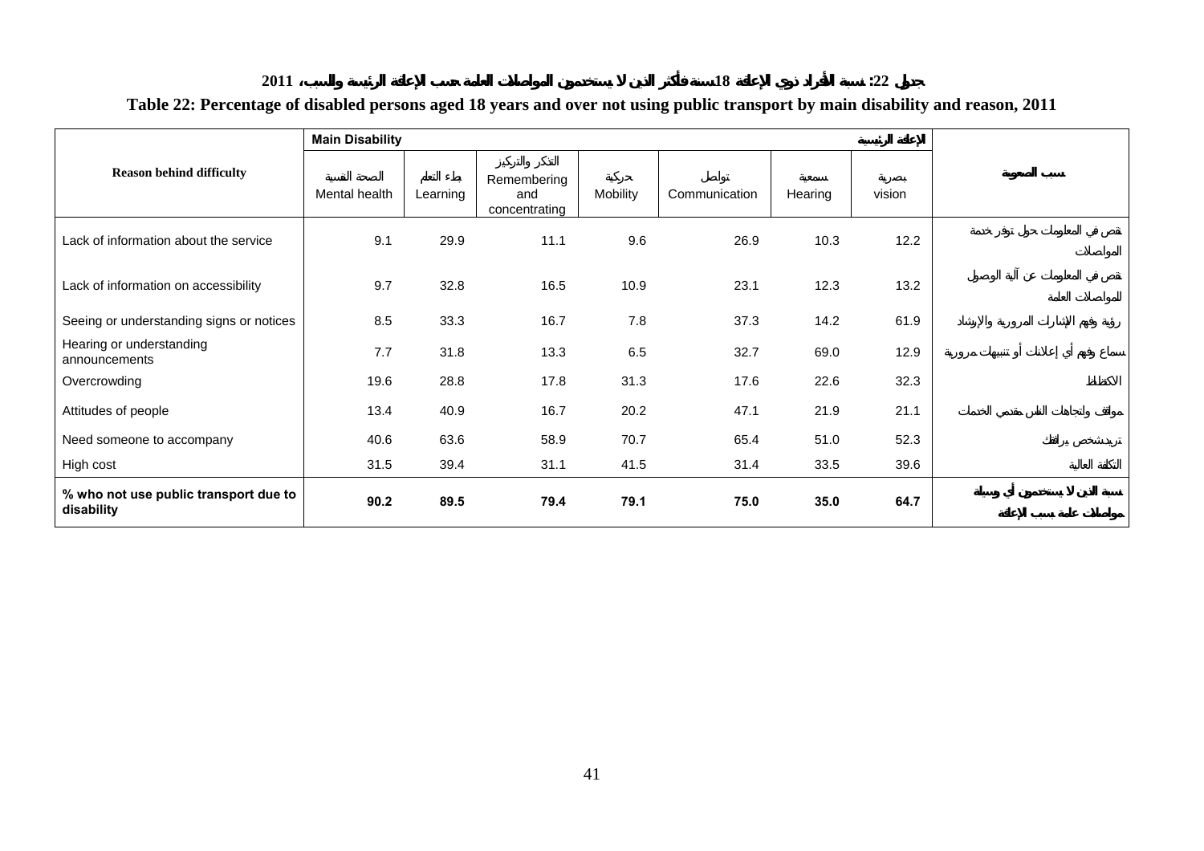**جدول 22: نسبة الأفراد ذوي الإعاقة 18 سنة فأكثر الذين لا يستخدمون المواصلات العامة حسب الإعاقة الرئيسية والسبب، 2011**

**Table 22: Percentage of disabled persons aged 18 years and over not using public transport by main disability and reason, 2011**

| Reason behind difficulty | Main Disability | | | | | | الإعاقة الرئيسية | سبب الصعوبة |
|---|---|---|---|---|---|---|---|---|
| | الصحة النفسية Mental health | بطء التعلم Learning | التذكر والتركيز Remembering and concentrating | حركية Mobility | تواصل Communication | سمعية Hearing | بصرية vision | |
| Lack of information about the service | 9.1 | 29.9 | 11.1 | 9.6 | 26.9 | 10.3 | 12.2 | نقص في المعلومات حول توفر خدمة المواصلات |
| Lack of information on accessibility | 9.7 | 32.8 | 16.5 | 10.9 | 23.1 | 12.3 | 13.2 | نقص في المعلومات عن آلية الوصول للمواصلات العامة |
| Seeing or understanding signs or notices | 8.5 | 33.3 | 16.7 | 7.8 | 37.3 | 14.2 | 61.9 | رؤية وفهم الإشارات المرورية والإرشاد |
| Hearing or understanding announcements | 7.7 | 31.8 | 13.3 | 6.5 | 32.7 | 69.0 | 12.9 | سماع وفهم أي إعلانات أو تنبيهات مرورية |
| Overcrowding | 19.6 | 28.8 | 17.8 | 31.3 | 17.6 | 22.6 | 32.3 | الاكتظاظ |
| Attitudes of people | 13.4 | 40.9 | 16.7 | 20.2 | 47.1 | 21.9 | 21.1 | مواقف واتجاهات الناس مقدمي الخدمات |
| Need someone to accompany | 40.6 | 63.6 | 58.9 | 70.7 | 65.4 | 51.0 | 52.3 | تريد شخص يرافقك |
| High cost | 31.5 | 39.4 | 31.1 | 41.5 | 31.4 | 33.5 | 39.6 | التكلفة العالية |
| **% who not use public transport due to disability** | **90.2** | **89.5** | **79.4** | **79.1** | **75.0** | **35.0** | **64.7** | **نسبة الذين لا يستخدمون أي وسيلة مواصلات عامة بسبب الإعاقة** |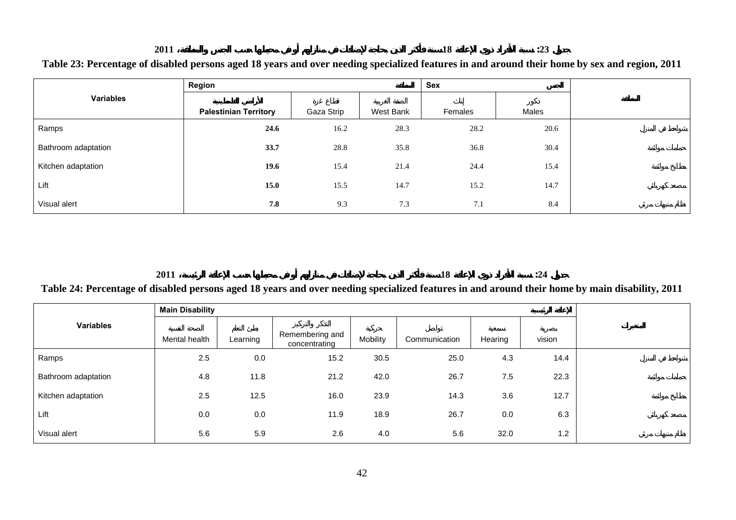جدول 23: نسبة الأفراد ذوي الإعاقة 18 سنة فأكثر الذين بحاجة لإضافات في منازلهم أو في محيطها حسب الجنس والمنطقة، 2011

**Table 23: Percentage of disabled persons aged 18 years and over needing specialized features in and around their home by sex and region, 2011**

| Variables | Region المنطقة | | | Sex الجنس | | المتغيرات |
|---|---|---|---|---|---|---|
| | الأراضي الفلسطينية Palestinian Territory | قطاع غزة Gaza Strip | الضفة الغربية West Bank | إناث Females | ذكور Males | |
| Ramps | **24.6** | 16.2 | 28.3 | 28.2 | 20.6 | شواحط في المنزل |
| Bathroom adaptation | **33.7** | 28.8 | 35.8 | 36.8 | 30.4 | حمامات موائمة |
| Kitchen adaptation | **19.6** | 15.4 | 21.4 | 24.4 | 15.4 | مطابخ موائمة |
| Lift | **15.0** | 15.5 | 14.7 | 15.2 | 14.7 | مصعد كهربائي |
| Visual alert | **7.8** | 9.3 | 7.3 | 7.1 | 8.4 | نظام منبهات مرئي |

جدول 24: نسبة الأفراد ذوي الإعاقة 18 سنة فأكثر الذين بحاجة لإضافات في منازلهم أو في محيطها حسب الإعاقة الرئيسية، 2011

**Table 24: Percentage of disabled persons aged 18 years and over needing specialized features in and around their home by main disability, 2011**

| Variables | Main Disability الإعاقة الرئيسية | | | | | | | المتغيرات |
|---|---|---|---|---|---|---|---|---|
| | الصحة النفسية Mental health | بطئ التعلم Learning | التذكر والتركيز Remembering and concentrating | حركية Mobility | تواصل Communication | سمعية Hearing | بصرية vision | |
| Ramps | 2.5 | 0.0 | 15.2 | 30.5 | 25.0 | 4.3 | 14.4 | شواحط في المنزل |
| Bathroom adaptation | 4.8 | 11.8 | 21.2 | 42.0 | 26.7 | 7.5 | 22.3 | حمامات موائمة |
| Kitchen adaptation | 2.5 | 12.5 | 16.0 | 23.9 | 14.3 | 3.6 | 12.7 | مطابخ موائمة |
| Lift | 0.0 | 0.0 | 11.9 | 18.9 | 26.7 | 0.0 | 6.3 | مصعد كهربائي |
| Visual alert | 5.6 | 5.9 | 2.6 | 4.0 | 5.6 | 32.0 | 1.2 | نظام منبهات مرئي |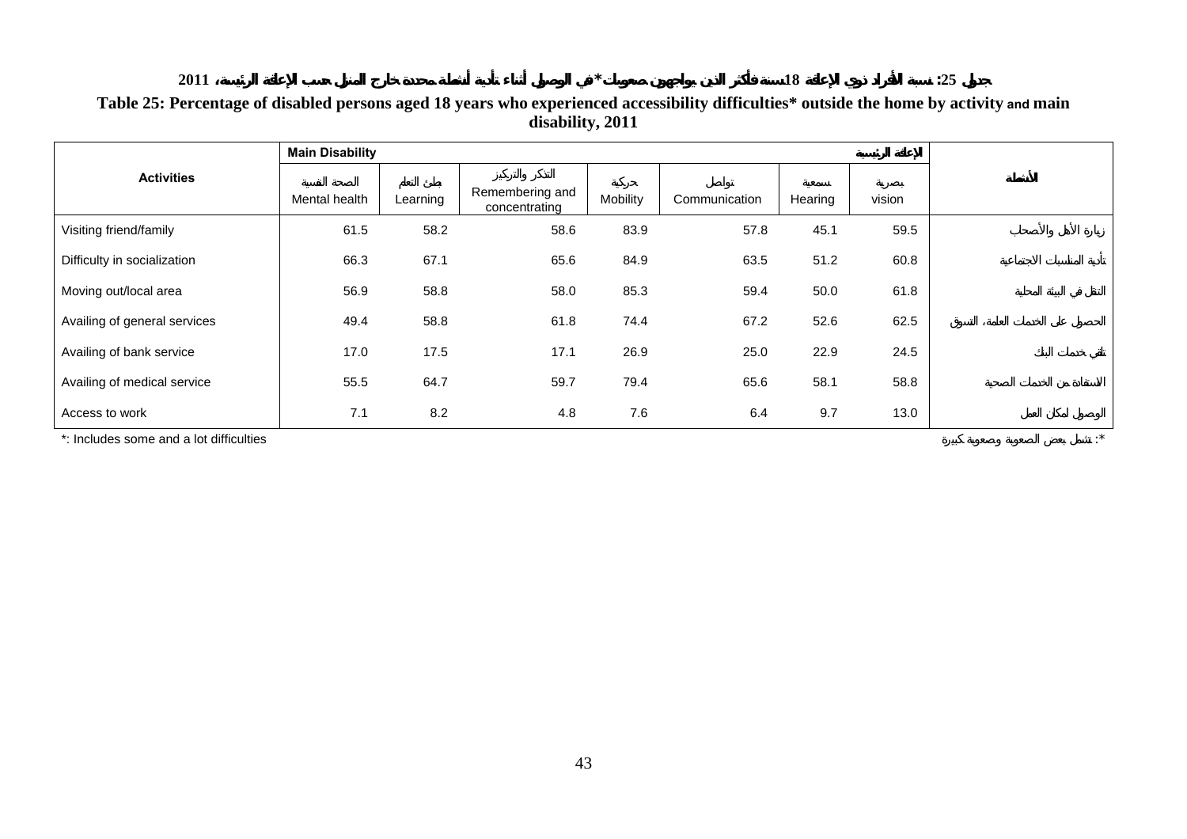جدول 25: نسبة الأفراد ذوي الإعاقة 18 سنة فأكثر الذين يواجهون صعوبات* في الوصول أثناء تأدية أنشطة محددة خارج المنزل حسب الإعاقة الرئيسية، 2011

**Table 25: Percentage of disabled persons aged 18 years who experienced accessibility difficulties* outside the home by activity and main disability, 2011**

| Activities | Main Disability الإعاقة الرئيسية | | | | | | | الأنشطة |
|---|---|---|---|---|---|---|---|---|
| | الصحة النفسية Mental health | بطئ التعلم Learning | التذكر والتركيز Remembering and concentrating | حركية Mobility | تواصل Communication | سمعية Hearing | بصرية vision | |
| Visiting friend/family | 61.5 | 58.2 | 58.6 | 83.9 | 57.8 | 45.1 | 59.5 | زيارة الأهل والأصحاب |
| Difficulty in socialization | 66.3 | 67.1 | 65.6 | 84.9 | 63.5 | 51.2 | 60.8 | تأدية المناسبات الاجتماعية |
| Moving out/local area | 56.9 | 58.8 | 58.0 | 85.3 | 59.4 | 50.0 | 61.8 | التنقل في البيئة المحلية |
| Availing of general services | 49.4 | 58.8 | 61.8 | 74.4 | 67.2 | 52.6 | 62.5 | الحصول على الخدمات العامة، التسوق |
| Availing of bank service | 17.0 | 17.5 | 17.1 | 26.9 | 25.0 | 22.9 | 24.5 | تلقي خدمات البنك |
| Availing of medical service | 55.5 | 64.7 | 59.7 | 79.4 | 65.6 | 58.1 | 58.8 | الاستفادة من الخدمات الصحية |
| Access to work | 7.1 | 8.2 | 4.8 | 7.6 | 6.4 | 9.7 | 13.0 | الوصول لمكان العمل |

*: Includes some and a lot difficulties

*: تشمل بعض الصعوبة وصعوبة كبيرة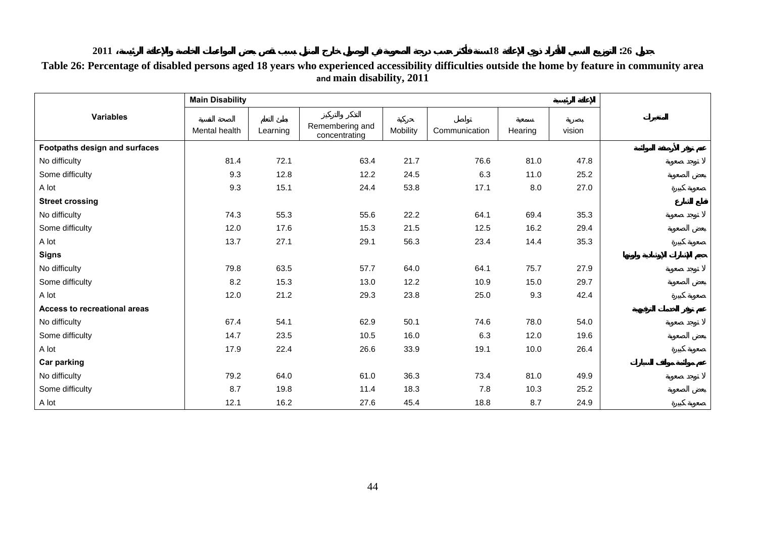جدول 26: التوزيع النسبي للأفراد ذوي الإعاقة 18 سنة فأكثر حسب درجة الصعوبة في الوصول خارج المنزل بسبب نقص بعض المواءمات الخاصة والإعاقة الرئيسية، 2011

**Table 26: Percentage of disabled persons aged 18 years who experienced accessibility difficulties outside the home by feature in community area and main disability, 2011**

| Variables | Main Disability | | | | | | الإعاقة الرئيسية | المتغيرات |
|---|---|---|---|---|---|---|---|---|
| | الصحة النفسية Mental health | بطئ التعلم Learning | التذكر والتركيز Remembering and concentrating | حركية Mobility | تواصل Communication | سمعية Hearing | بصرية vision | |
| **Footpaths design and surfaces** | | | | | | | | **عدم توفر الأرصفة المواتية** |
| No difficulty | 81.4 | 72.1 | 63.4 | 21.7 | 76.6 | 81.0 | 47.8 | لا توجد صعوبة |
| Some difficulty | 9.3 | 12.8 | 12.2 | 24.5 | 6.3 | 11.0 | 25.2 | بعض الصعوبة |
| A lot | 9.3 | 15.1 | 24.4 | 53.8 | 17.1 | 8.0 | 27.0 | صعوبة كبيرة |
| **Street crossing** | | | | | | | | **قطع الشارع** |
| No difficulty | 74.3 | 55.3 | 55.6 | 22.2 | 64.1 | 69.4 | 35.3 | لا توجد صعوبة |
| Some difficulty | 12.0 | 17.6 | 15.3 | 21.5 | 12.5 | 16.2 | 29.4 | بعض الصعوبة |
| A lot | 13.7 | 27.1 | 29.1 | 56.3 | 23.4 | 14.4 | 35.3 | صعوبة كبيرة |
| **Signs** | | | | | | | | **حجم الإشارات الإرشادية وألوانها** |
| No difficulty | 79.8 | 63.5 | 57.7 | 64.0 | 64.1 | 75.7 | 27.9 | لا توجد صعوبة |
| Some difficulty | 8.2 | 15.3 | 13.0 | 12.2 | 10.9 | 15.0 | 29.7 | بعض الصعوبة |
| A lot | 12.0 | 21.2 | 29.3 | 23.8 | 25.0 | 9.3 | 42.4 | صعوبة كبيرة |
| **Access to recreational areas** | | | | | | | | **عدم توفر الخدمات الترفيهية** |
| No difficulty | 67.4 | 54.1 | 62.9 | 50.1 | 74.6 | 78.0 | 54.0 | لا توجد صعوبة |
| Some difficulty | 14.7 | 23.5 | 10.5 | 16.0 | 6.3 | 12.0 | 19.6 | بعض الصعوبة |
| A lot | 17.9 | 22.4 | 26.6 | 33.9 | 19.1 | 10.0 | 26.4 | صعوبة كبيرة |
| **Car parking** | | | | | | | | **عدم مواءمة مواقف السيارات** |
| No difficulty | 79.2 | 64.0 | 61.0 | 36.3 | 73.4 | 81.0 | 49.9 | لا توجد صعوبة |
| Some difficulty | 8.7 | 19.8 | 11.4 | 18.3 | 7.8 | 10.3 | 25.2 | بعض الصعوبة |
| A lot | 12.1 | 16.2 | 27.6 | 45.4 | 18.8 | 8.7 | 24.9 | صعوبة كبيرة |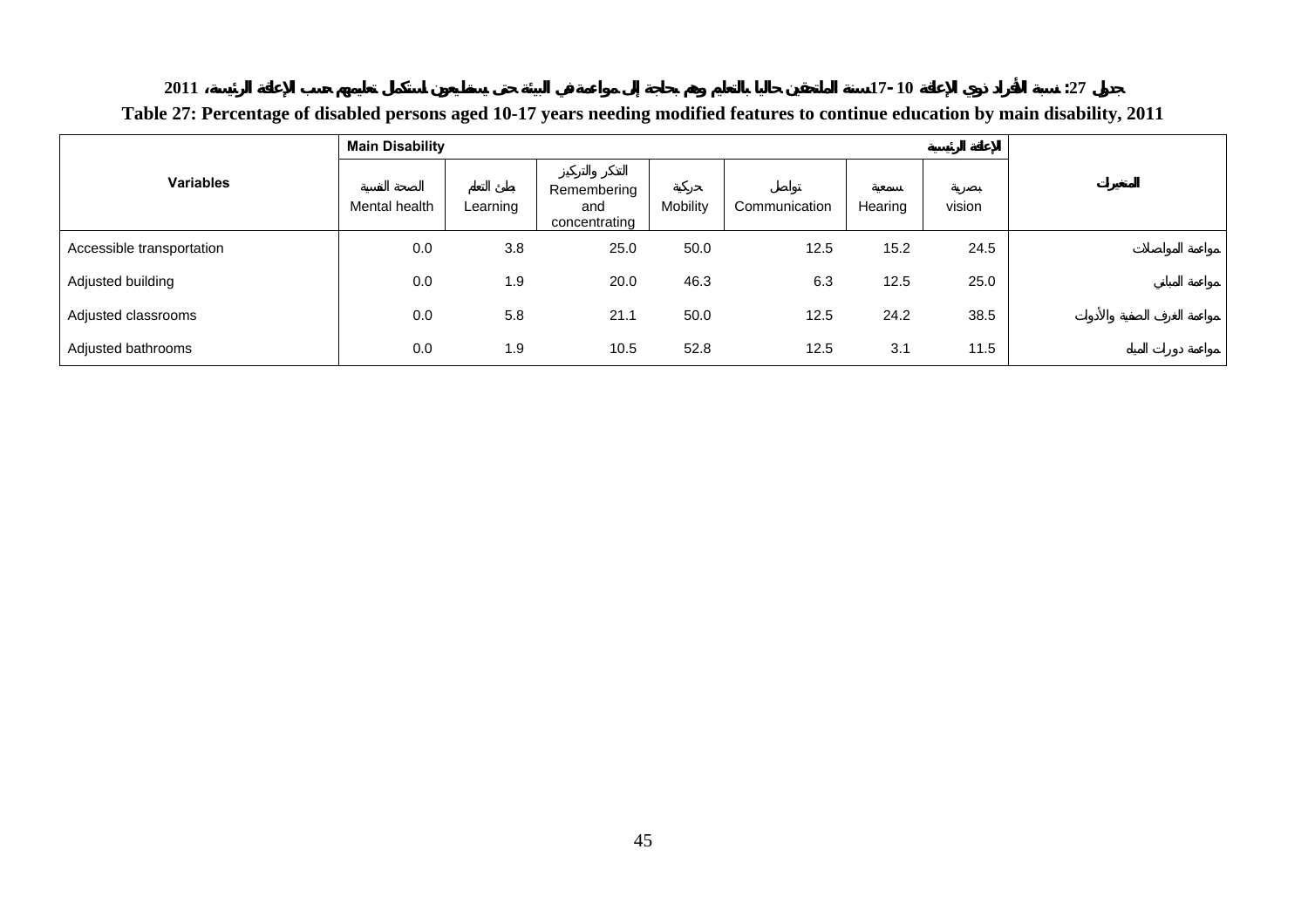**جدول 27: نسبة الأفراد ذوي الإعاقة 10 -17سنة الملتحقين حاليا بالتعليم وهم بحاجة إلى مواءمة في البيئة حتى يستطيعون استكمال تعليمهم حسب الإعاقة الرئيسية، 2011**

**Table 27: Percentage of disabled persons aged 10-17 years needing modified features to continue education by main disability, 2011**

| Variables | Main Disability | | | | | | الإعاقة الرئيسية | المتغيرات |
|---|---|---|---|---|---|---|---|---|
| | الصحة النفسية Mental health | بطئ التعلم Learning | التذكر والتركيز Remembering and concentrating | حركية Mobility | تواصل Communication | سمعية Hearing | بصرية vision | |
| Accessible transportation | 0.0 | 3.8 | 25.0 | 50.0 | 12.5 | 15.2 | 24.5 | مواءمة المواصلات |
| Adjusted building | 0.0 | 1.9 | 20.0 | 46.3 | 6.3 | 12.5 | 25.0 | مواءمة المباني |
| Adjusted classrooms | 0.0 | 5.8 | 21.1 | 50.0 | 12.5 | 24.2 | 38.5 | مواءمة الغرف الصفية والأدوات |
| Adjusted bathrooms | 0.0 | 1.9 | 10.5 | 52.8 | 12.5 | 3.1 | 11.5 | مواءمة دورات المياه |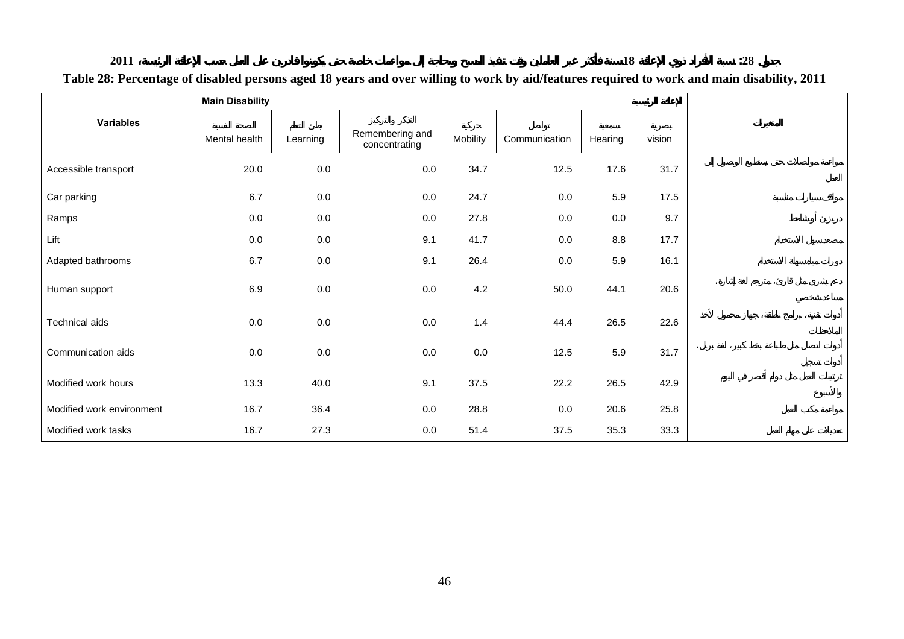**جدول 28: نسبة الأفراد ذوي الإعاقة 18 سنة فأكثر غير العاملين وقت تنفيذ المسح وبحاجة إلى مواءمات خاصة حتى يكونوا قادرين على العمل حسب الإعاقة الرئيسية، 2011**

**Table 28: Percentage of disabled persons aged 18 years and over willing to work by aid/features required to work and main disability, 2011**

| Variables | Main Disability | | | | | | الإعاقة الرئيسية | المتغيرات |
|---|---|---|---|---|---|---|---|---|
| | الصحة النفسية Mental health | بطئ التعلم Learning | التذكر والتركيز Remembering and concentrating | حركية Mobility | تواصل Communication | سمعية Hearing | بصرية vision | |
| Accessible transport | 20.0 | 0.0 | 0.0 | 34.7 | 12.5 | 17.6 | 31.7 | مواءمة مواصلات حتى يستطيع الوصول إلى العمل |
| Car parking | 6.7 | 0.0 | 0.0 | 24.7 | 0.0 | 5.9 | 17.5 | مواقف سيارات مناسبة |
| Ramps | 0.0 | 0.0 | 0.0 | 27.8 | 0.0 | 0.0 | 9.7 | درابزين أوسلالم |
| Lift | 0.0 | 0.0 | 9.1 | 41.7 | 0.0 | 8.8 | 17.7 | مصعد سهل الاستخدام |
| Adapted bathrooms | 6.7 | 0.0 | 9.1 | 26.4 | 0.0 | 5.9 | 16.1 | دورات مياه سهلة الاستخدام |
| Human support | 6.9 | 0.0 | 0.0 | 4.2 | 50.0 | 44.1 | 20.6 | دعم بشري مثل قارئ، مترجم لغة إشارة، مساعد شخصي |
| Technical aids | 0.0 | 0.0 | 0.0 | 1.4 | 44.4 | 26.5 | 22.6 | أدوات تقنية، برامج ناطقة، جهاز محمول لأخذ الملاحظات |
| Communication aids | 0.0 | 0.0 | 0.0 | 0.0 | 12.5 | 5.9 | 31.7 | أدوات اتصال مثل طباعة بخط كبير، لغة بريل، أدوات تسجيل |
| Modified work hours | 13.3 | 40.0 | 9.1 | 37.5 | 22.2 | 26.5 | 42.9 | ترتيبات العمل مثل دوام أقصر في اليوم والأسبوع |
| Modified work environment | 16.7 | 36.4 | 0.0 | 28.8 | 0.0 | 20.6 | 25.8 | مواءمة مكتب العمل |
| Modified work tasks | 16.7 | 27.3 | 0.0 | 51.4 | 37.5 | 35.3 | 33.3 | تعديلات على مهام العمل |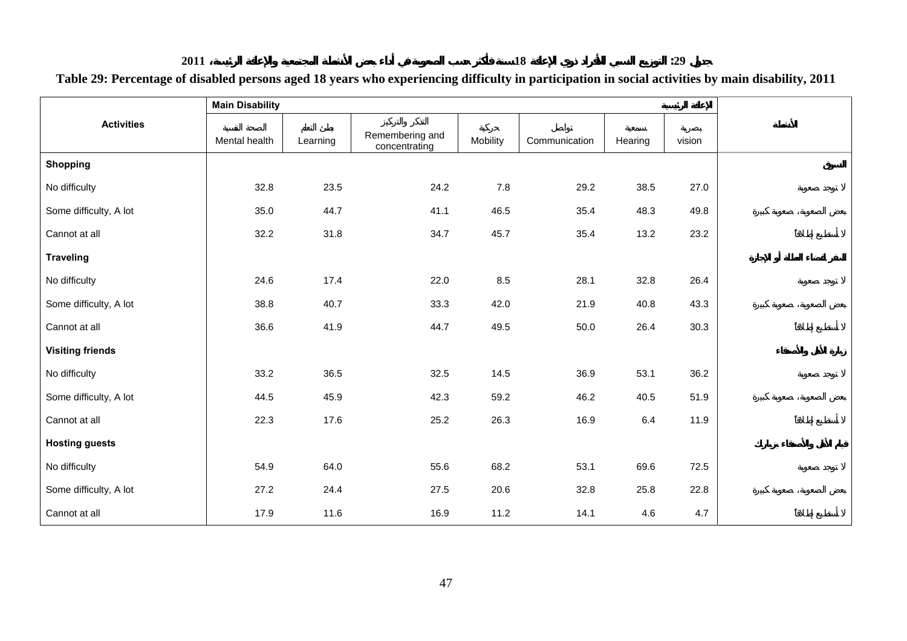جدول 29: التوزيع النسبي للأفراد ذوي الإعاقة 18 سنة فأكثر حسب الصعوبة في أداء بعض الأنشطة المجتمعية والإعاقة الرئيسية، 2011

**Table 29: Percentage of disabled persons aged 18 years who experiencing difficulty in participation in social activities by main disability, 2011**

| Activities | Main Disability | | | | | | الإعاقة الرئيسية | الأنشطة |
|---|---|---|---|---|---|---|---|---|
| | الصحة النفسية Mental health | بطئ التعلم Learning | التذكر والتركيز Remembering and concentrating | حركية Mobility | تواصل Communication | سمعية Hearing | بصرية vision | |
| **Shopping** | | | | | | | | **التسوق** |
| No difficulty | 32.8 | 23.5 | 24.2 | 7.8 | 29.2 | 38.5 | 27.0 | لا توجد صعوبة |
| Some difficulty, A lot | 35.0 | 44.7 | 41.1 | 46.5 | 35.4 | 48.3 | 49.8 | بعض الصعوبة، صعوبة كبيرة |
| Cannot at all | 32.2 | 31.8 | 34.7 | 45.7 | 35.4 | 13.2 | 23.2 | لا أستطيع إطلاقاً |
| **Traveling** | | | | | | | | **السفر لقضاء العطلة أو الإجازة** |
| No difficulty | 24.6 | 17.4 | 22.0 | 8.5 | 28.1 | 32.8 | 26.4 | لا توجد صعوبة |
| Some difficulty, A lot | 38.8 | 40.7 | 33.3 | 42.0 | 21.9 | 40.8 | 43.3 | بعض الصعوبة، صعوبة كبيرة |
| Cannot at all | 36.6 | 41.9 | 44.7 | 49.5 | 50.0 | 26.4 | 30.3 | لا أستطيع إطلاقاً |
| **Visiting friends** | | | | | | | | **زيارة الأهل والأصدقاء** |
| No difficulty | 33.2 | 36.5 | 32.5 | 14.5 | 36.9 | 53.1 | 36.2 | لا توجد صعوبة |
| Some difficulty, A lot | 44.5 | 45.9 | 42.3 | 59.2 | 46.2 | 40.5 | 51.9 | بعض الصعوبة، صعوبة كبيرة |
| Cannot at all | 22.3 | 17.6 | 25.2 | 26.3 | 16.9 | 6.4 | 11.9 | لا أستطيع إطلاقاً |
| **Hosting guests** | | | | | | | | **قيام الأهل والأصدقاء بزيارتك** |
| No difficulty | 54.9 | 64.0 | 55.6 | 68.2 | 53.1 | 69.6 | 72.5 | لا توجد صعوبة |
| Some difficulty, A lot | 27.2 | 24.4 | 27.5 | 20.6 | 32.8 | 25.8 | 22.8 | بعض الصعوبة، صعوبة كبيرة |
| Cannot at all | 17.9 | 11.6 | 16.9 | 11.2 | 14.1 | 4.6 | 4.7 | لا أستطيع إطلاقاً |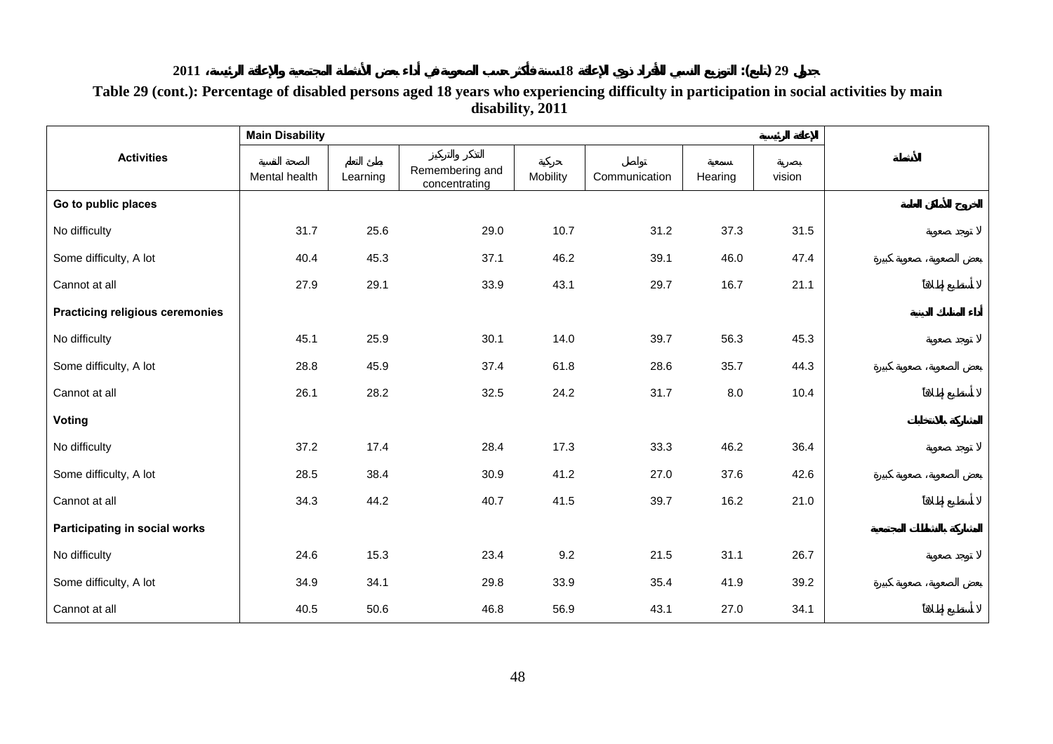جدول 29 (تابع): التوزيع النسبي للأفراد ذوي الإعاقة 18 سنة فأكثر حسب الصعوبة في أداء بعض الأنشطة المجتمعية والإعاقة الرئيسية، 2011

**Table 29 (cont.): Percentage of disabled persons aged 18 years who experiencing difficulty in participation in social activities by main disability, 2011**

| Activities | Main Disability | | | | | | الإعاقة الرئيسية | الأنشطة |
|---|---|---|---|---|---|---|---|---|
| | الصحة النفسية Mental health | بطئ التعلم Learning | التذكر والتركيز Remembering and concentrating | حركية Mobility | تواصل Communication | سمعية Hearing | بصرية vision | |
| **Go to public places** | | | | | | | | **الخروج للأماكن العامة** |
| No difficulty | 31.7 | 25.6 | 29.0 | 10.7 | 31.2 | 37.3 | 31.5 | لا توجد صعوبة |
| Some difficulty, A lot | 40.4 | 45.3 | 37.1 | 46.2 | 39.1 | 46.0 | 47.4 | بعض الصعوبة، صعوبة كبيرة |
| Cannot at all | 27.9 | 29.1 | 33.9 | 43.1 | 29.7 | 16.7 | 21.1 | لا أستطيع إطلاقاً |
| **Practicing religious ceremonies** | | | | | | | | **أداء المناسك الدينية** |
| No difficulty | 45.1 | 25.9 | 30.1 | 14.0 | 39.7 | 56.3 | 45.3 | لا توجد صعوبة |
| Some difficulty, A lot | 28.8 | 45.9 | 37.4 | 61.8 | 28.6 | 35.7 | 44.3 | بعض الصعوبة، صعوبة كبيرة |
| Cannot at all | 26.1 | 28.2 | 32.5 | 24.2 | 31.7 | 8.0 | 10.4 | لا أستطيع إطلاقاً |
| **Voting** | | | | | | | | **المشاركة بالانتخابات** |
| No difficulty | 37.2 | 17.4 | 28.4 | 17.3 | 33.3 | 46.2 | 36.4 | لا توجد صعوبة |
| Some difficulty, A lot | 28.5 | 38.4 | 30.9 | 41.2 | 27.0 | 37.6 | 42.6 | بعض الصعوبة، صعوبة كبيرة |
| Cannot at all | 34.3 | 44.2 | 40.7 | 41.5 | 39.7 | 16.2 | 21.0 | لا أستطيع إطلاقاً |
| **Participating in social works** | | | | | | | | **المشاركة بالنشاطات المجتمعية** |
| No difficulty | 24.6 | 15.3 | 23.4 | 9.2 | 21.5 | 31.1 | 26.7 | لا توجد صعوبة |
| Some difficulty, A lot | 34.9 | 34.1 | 29.8 | 33.9 | 35.4 | 41.9 | 39.2 | بعض الصعوبة، صعوبة كبيرة |
| Cannot at all | 40.5 | 50.6 | 46.8 | 56.9 | 43.1 | 27.0 | 34.1 | لا أستطيع إطلاقاً |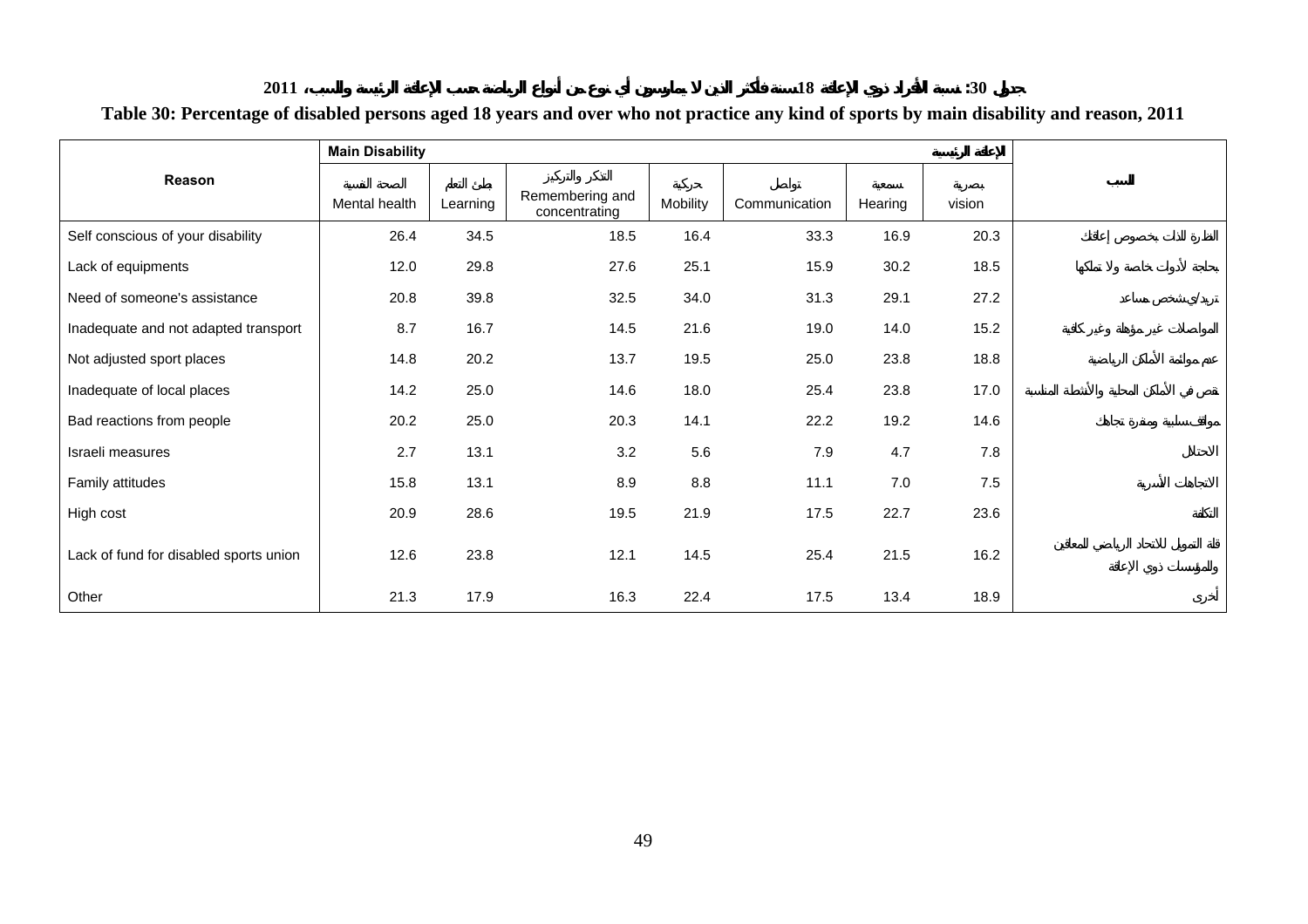# جدول 30: نسبة الأفراد ذوي الإعاقة 18 سنة فأكثر الذين لا يمارسون أي نوع من أنواع الرياضة حسب الإعاقة الرئيسية والسبب، 2011

## Table 30: Percentage of disabled persons aged 18 years and over who not practice any kind of sports by main disability and reason, 2011

| Reason | Main Disability الإعاقة الرئيسية | | | | | | | السبب |
|---|---|---|---|---|---|---|---|---|
| | الصحة النفسية Mental health | بطئ التعلم Learning | التذكر والتركيز Remembering and concentrating | حركية Mobility | تواصل Communication | سمعية Hearing | بصرية vision | |
| Self conscious of your disability | 26.4 | 34.5 | 18.5 | 16.4 | 33.3 | 16.9 | 20.3 | النظرة للذات بخصوص إعاقتك |
| Lack of equipments | 12.0 | 29.8 | 27.6 | 25.1 | 15.9 | 30.2 | 18.5 | بحاجة لأدوات خاصة ولا تملكها |
| Need of someone's assistance | 20.8 | 39.8 | 32.5 | 34.0 | 31.3 | 29.1 | 27.2 | تريد/ي شخص مساعد |
| Inadequate and not adapted transport | 8.7 | 16.7 | 14.5 | 21.6 | 19.0 | 14.0 | 15.2 | المواصلات غير مؤهلة وغير كافية |
| Not adjusted sport places | 14.8 | 20.2 | 13.7 | 19.5 | 25.0 | 23.8 | 18.8 | عدم موائمة الأماكن الرياضية |
| Inadequate of local places | 14.2 | 25.0 | 14.6 | 18.0 | 25.4 | 23.8 | 17.0 | نقص في الأماكن المحلية والأنشطة المناسبة |
| Bad reactions from people | 20.2 | 25.0 | 20.3 | 14.1 | 22.2 | 19.2 | 14.6 | مواقف سلبية ومنفرة تجاهك |
| Israeli measures | 2.7 | 13.1 | 3.2 | 5.6 | 7.9 | 4.7 | 7.8 | الاحتلال |
| Family attitudes | 15.8 | 13.1 | 8.9 | 8.8 | 11.1 | 7.0 | 7.5 | الاتجاهات الأسرية |
| High cost | 20.9 | 28.6 | 19.5 | 21.9 | 17.5 | 22.7 | 23.6 | التكلفة |
| Lack of fund for disabled sports union | 12.6 | 23.8 | 12.1 | 14.5 | 25.4 | 21.5 | 16.2 | قلة التمويل للاتحاد الرياضي للمعاقين والمؤسسات ذوي الإعاقة |
| Other | 21.3 | 17.9 | 16.3 | 22.4 | 17.5 | 13.4 | 18.9 | أخرى |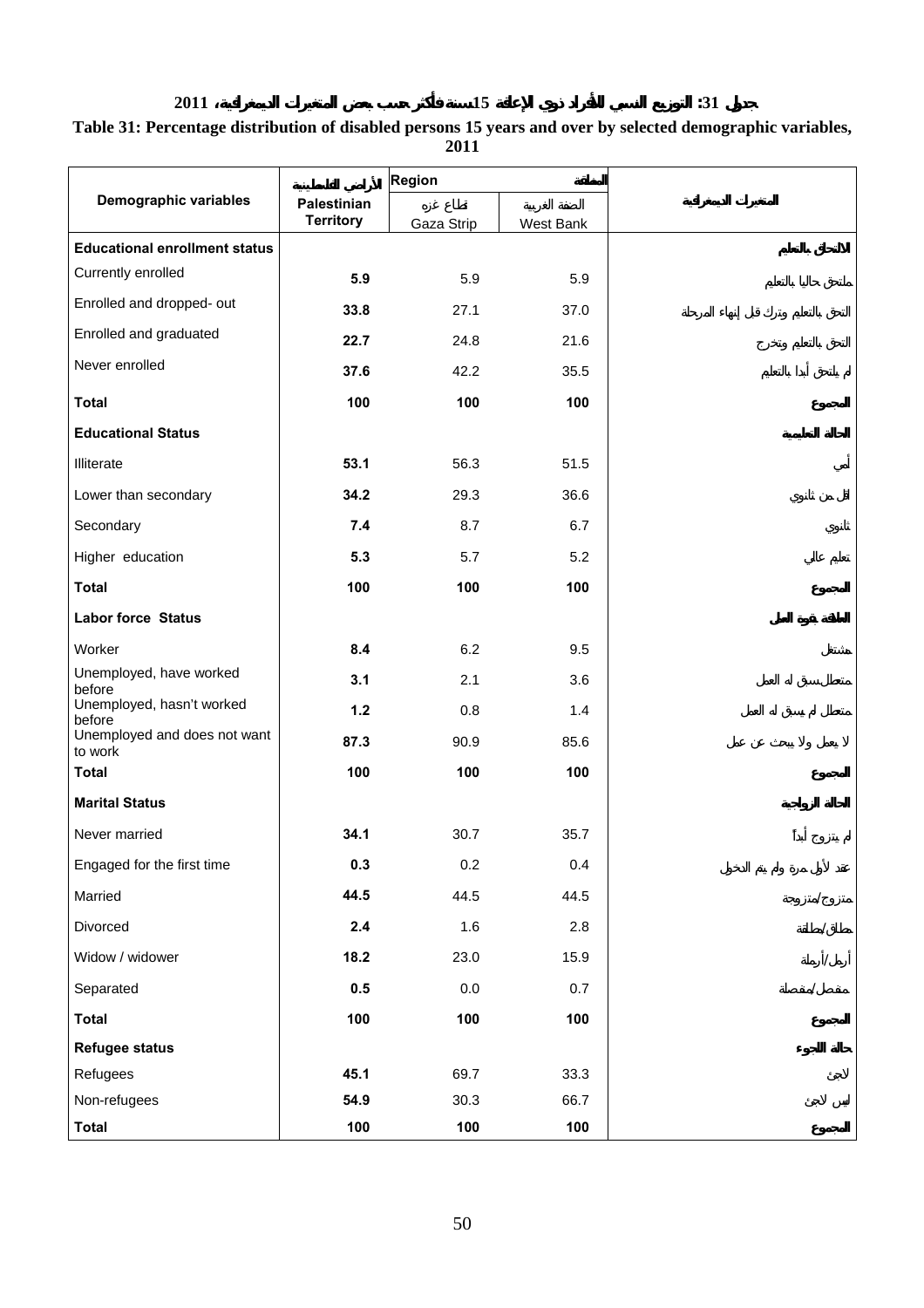**جدول 31: التوزيع النسبي للأفراد ذوي الإعاقة 15 سنة فأكثر حسب بعض المتغيرات الديمغرافية، 2011**

**Table 31: Percentage distribution of disabled persons 15 years and over by selected demographic variables, 2011**

| Demographic variables | الأراضي الفلسطينية Palestinian Territory | Region المنطقة قطاع غزه Gaza Strip | الضفة الغربية West Bank | المتغيرات الديمغرافية |
|---|---|---|---|---|
| **Educational enrollment status** | | | | **الالتحاق بالتعليم** |
| Currently enrolled | **5.9** | 5.9 | 5.9 | ملتحق حاليا بالتعليم |
| Enrolled and dropped- out | **33.8** | 27.1 | 37.0 | التحق بالتعليم وترك قبل إنهاء المرحلة |
| Enrolled and graduated | **22.7** | 24.8 | 21.6 | التحق بالتعليم وتخرج |
| Never enrolled | **37.6** | 42.2 | 35.5 | لم يلتحق أبدا بالتعليم |
| **Total** | **100** | **100** | **100** | **المجموع** |
| **Educational Status** | | | | **الحالة التعليمية** |
| Illiterate | **53.1** | 56.3 | 51.5 | أمي |
| Lower than secondary | **34.2** | 29.3 | 36.6 | اقل من ثانوي |
| Secondary | **7.4** | 8.7 | 6.7 | ثانوي |
| Higher education | **5.3** | 5.7 | 5.2 | تعليم عالي |
| **Total** | **100** | **100** | **100** | **المجموع** |
| **Labor force Status** | | | | **العلاقة بقوة العمل** |
| Worker | **8.4** | 6.2 | 9.5 | مشتغل |
| Unemployed, have worked before | **3.1** | 2.1 | 3.6 | متعطل سبق له العمل |
| Unemployed, hasn't worked before | **1.2** | 0.8 | 1.4 | متعطل لم يسبق له العمل |
| Unemployed and does not want to work | **87.3** | 90.9 | 85.6 | لا يعمل ولا يبحث عن عمل |
| **Total** | **100** | **100** | **100** | **المجموع** |
| **Marital Status** | | | | **الحالة الزواجية** |
| Never married | **34.1** | 30.7 | 35.7 | لم يتزوج أبداً |
| Engaged for the first time | **0.3** | 0.2 | 0.4 | عقد لأول مرة ولم يتم الدخول |
| Married | **44.5** | 44.5 | 44.5 | متزوج/متزوجة |
| Divorced | **2.4** | 1.6 | 2.8 | مطلق/مطلقة |
| Widow / widower | **18.2** | 23.0 | 15.9 | أرمل/أرملة |
| Separated | **0.5** | 0.0 | 0.7 | منفصل/منفصلة |
| **Total** | **100** | **100** | **100** | **المجموع** |
| **Refugee status** | | | | **حالة اللجوء** |
| Refugees | **45.1** | 69.7 | 33.3 | لاجئ |
| Non-refugees | **54.9** | 30.3 | 66.7 | ليس لاجئ |
| **Total** | **100** | **100** | **100** | **المجموع** |